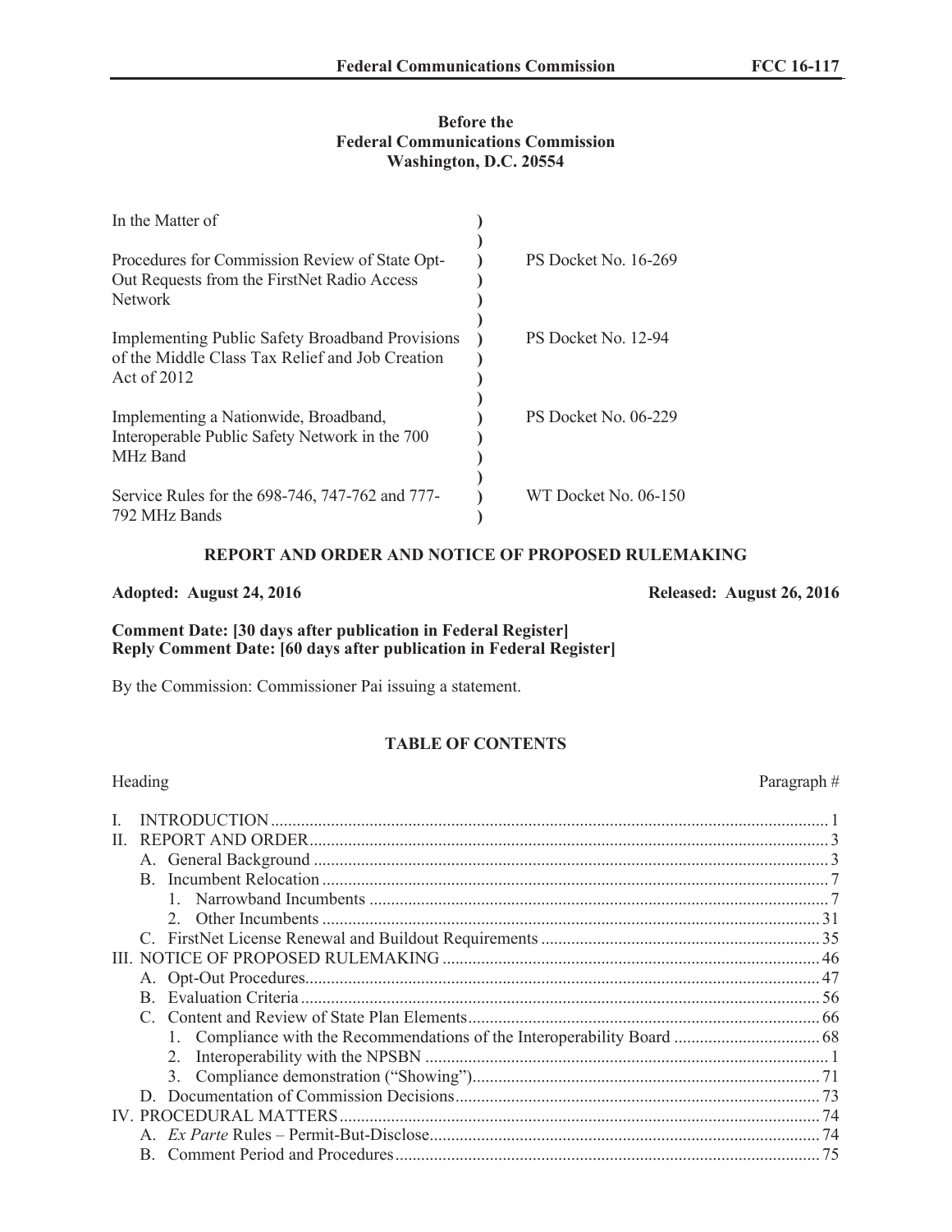**Before the**
**Federal Communications Commission**
**Washington, D.C. 20554**

| In the Matter of | | |
|---|---|---|
| Procedures for Commission Review of State Opt-Out Requests from the FirstNet Radio Access Network | ) | PS Docket No. 16-269 |
| Implementing Public Safety Broadband Provisions of the Middle Class Tax Relief and Job Creation Act of 2012 | ) | PS Docket No. 12-94 |
| Implementing a Nationwide, Broadband, Interoperable Public Safety Network in the 700 MHz Band | ) | PS Docket No. 06-229 |
| Service Rules for the 698-746, 747-762 and 777-792 MHz Bands | ) | WT Docket No. 06-150 |

**REPORT AND ORDER AND NOTICE OF PROPOSED RULEMAKING**

**Adopted: August 24, 2016** | **Released: August 26, 2016**

**Comment Date: [30 days after publication in Federal Register]**
**Reply Comment Date: [60 days after publication in Federal Register]**

By the Commission: Commissioner Pai issuing a statement.

**TABLE OF CONTENTS**

| Heading | Paragraph # |
|---|---|
| I. INTRODUCTION | 1 |
| II. REPORT AND ORDER | 3 |
| A. General Background | 3 |
| B. Incumbent Relocation | 7 |
| 1. Narrowband Incumbents | 7 |
| 2. Other Incumbents | 31 |
| C. FirstNet License Renewal and Buildout Requirements | 35 |
| III. NOTICE OF PROPOSED RULEMAKING | 46 |
| A. Opt-Out Procedures | 47 |
| B. Evaluation Criteria | 56 |
| C. Content and Review of State Plan Elements | 66 |
| 1. Compliance with the Recommendations of the Interoperability Board | 68 |
| 2. Interoperability with the NPSBN | 1 |
| 3. Compliance demonstration ("Showing") | 71 |
| D. Documentation of Commission Decisions | 73 |
| IV. PROCEDURAL MATTERS | 74 |
| A. *Ex Parte* Rules – Permit-But-Disclose | 74 |
| B. Comment Period and Procedures | 75 |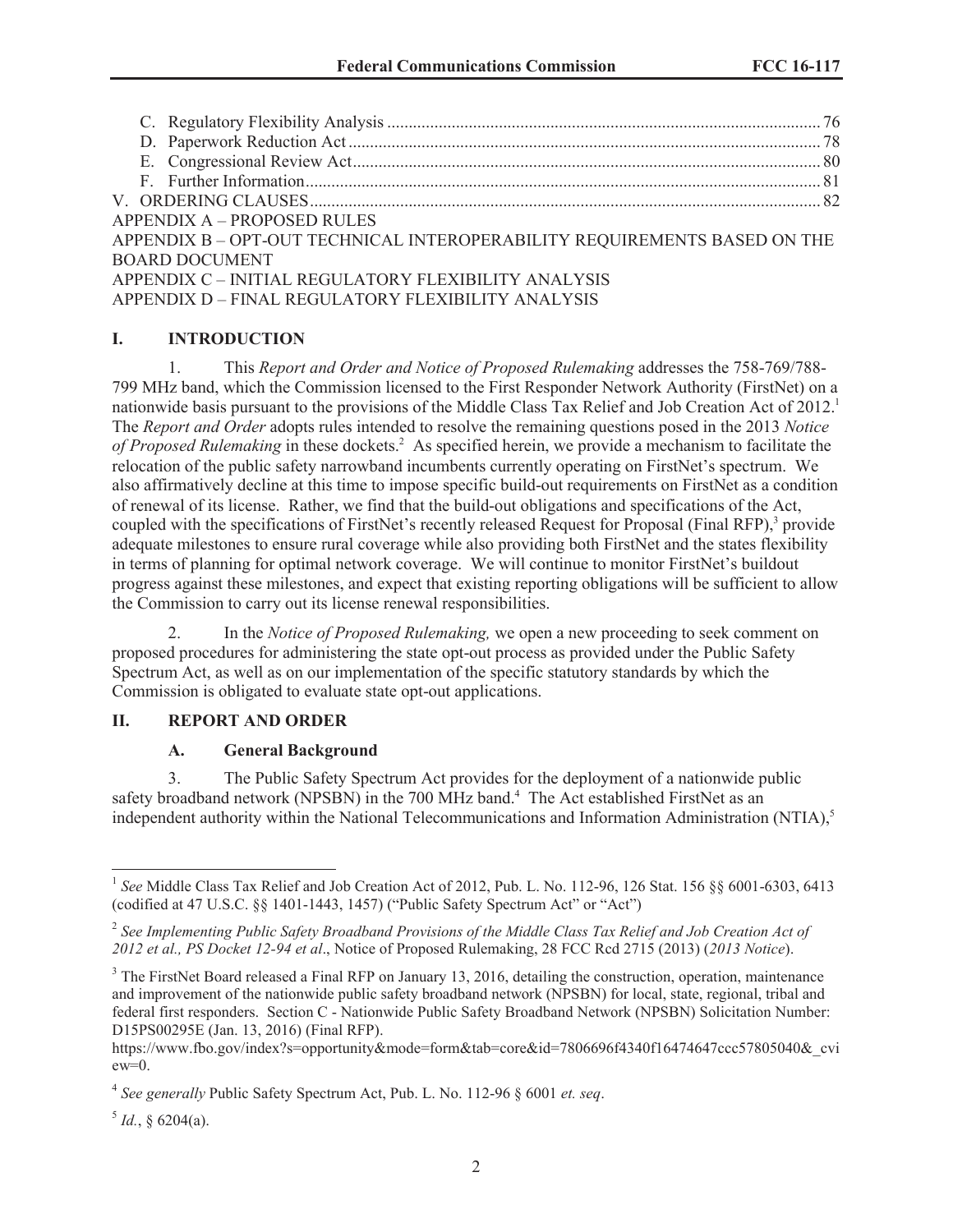C. Regulatory Flexibility Analysis ..................................................................................................... 76
D. Paperwork Reduction Act ............................................................................................................. 78
E. Congressional Review Act ............................................................................................................ 80
F. Further Information ....................................................................................................................... 81
V. ORDERING CLAUSES ...................................................................................................................... 82
APPENDIX A – PROPOSED RULES
APPENDIX B – OPT-OUT TECHNICAL INTEROPERABILITY REQUIREMENTS BASED ON THE BOARD DOCUMENT
APPENDIX C – INITIAL REGULATORY FLEXIBILITY ANALYSIS
APPENDIX D – FINAL REGULATORY FLEXIBILITY ANALYSIS

## I. INTRODUCTION

1. This *Report and Order and Notice of Proposed Rulemaking* addresses the 758-769/788-799 MHz band, which the Commission licensed to the First Responder Network Authority (FirstNet) on a nationwide basis pursuant to the provisions of the Middle Class Tax Relief and Job Creation Act of 2012.[1] The *Report and Order* adopts rules intended to resolve the remaining questions posed in the 2013 *Notice of Proposed Rulemaking* in these dockets.[2] As specified herein, we provide a mechanism to facilitate the relocation of the public safety narrowband incumbents currently operating on FirstNet's spectrum. We also affirmatively decline at this time to impose specific build-out requirements on FirstNet as a condition of renewal of its license. Rather, we find that the build-out obligations and specifications of the Act, coupled with the specifications of FirstNet's recently released Request for Proposal (Final RFP),[3] provide adequate milestones to ensure rural coverage while also providing both FirstNet and the states flexibility in terms of planning for optimal network coverage. We will continue to monitor FirstNet's buildout progress against these milestones, and expect that existing reporting obligations will be sufficient to allow the Commission to carry out its license renewal responsibilities.

2. In the *Notice of Proposed Rulemaking,* we open a new proceeding to seek comment on proposed procedures for administering the state opt-out process as provided under the Public Safety Spectrum Act, as well as on our implementation of the specific statutory standards by which the Commission is obligated to evaluate state opt-out applications.

## II. REPORT AND ORDER

### A. General Background

3. The Public Safety Spectrum Act provides for the deployment of a nationwide public safety broadband network (NPSBN) in the 700 MHz band.[4] The Act established FirstNet as an independent authority within the National Telecommunications and Information Administration (NTIA),[5]

---

[1] *See* Middle Class Tax Relief and Job Creation Act of 2012, Pub. L. No. 112-96, 126 Stat. 156 §§ 6001-6303, 6413 (codified at 47 U.S.C. §§ 1401-1443, 1457) ("Public Safety Spectrum Act" or "Act")

[2] *See Implementing Public Safety Broadband Provisions of the Middle Class Tax Relief and Job Creation Act of 2012 et al., PS Docket 12-94 et al*., Notice of Proposed Rulemaking, 28 FCC Rcd 2715 (2013) (*2013 Notice*).

[3] The FirstNet Board released a Final RFP on January 13, 2016, detailing the construction, operation, maintenance and improvement of the nationwide public safety broadband network (NPSBN) for local, state, regional, tribal and federal first responders. Section C - Nationwide Public Safety Broadband Network (NPSBN) Solicitation Number: D15PS00295E (Jan. 13, 2016) (Final RFP). https://www.fbo.gov/index?s=opportunity&mode=form&tab=core&id=7806696f4340f16474647ccc57805040&_cview=0.

[4] *See generally* Public Safety Spectrum Act, Pub. L. No. 112-96 § 6001 *et. seq*.

[5] *Id.*, § 6204(a).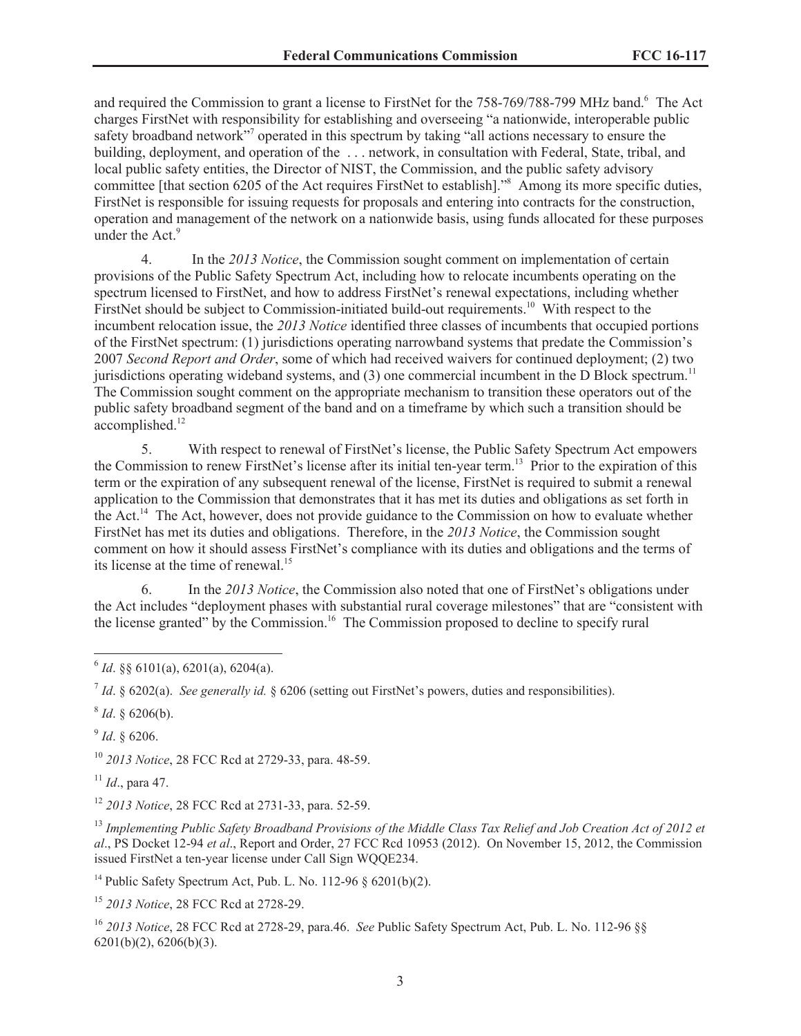and required the Commission to grant a license to FirstNet for the 758-769/788-799 MHz band.[6] The Act charges FirstNet with responsibility for establishing and overseeing "a nationwide, interoperable public safety broadband network"[7] operated in this spectrum by taking "all actions necessary to ensure the building, deployment, and operation of the . . . network, in consultation with Federal, State, tribal, and local public safety entities, the Director of NIST, the Commission, and the public safety advisory committee [that section 6205 of the Act requires FirstNet to establish]."[8] Among its more specific duties, FirstNet is responsible for issuing requests for proposals and entering into contracts for the construction, operation and management of the network on a nationwide basis, using funds allocated for these purposes under the Act.[9]

4. In the *2013 Notice*, the Commission sought comment on implementation of certain provisions of the Public Safety Spectrum Act, including how to relocate incumbents operating on the spectrum licensed to FirstNet, and how to address FirstNet's renewal expectations, including whether FirstNet should be subject to Commission-initiated build-out requirements.[10] With respect to the incumbent relocation issue, the *2013 Notice* identified three classes of incumbents that occupied portions of the FirstNet spectrum: (1) jurisdictions operating narrowband systems that predate the Commission's 2007 *Second Report and Order*, some of which had received waivers for continued deployment; (2) two jurisdictions operating wideband systems, and (3) one commercial incumbent in the D Block spectrum.[11] The Commission sought comment on the appropriate mechanism to transition these operators out of the public safety broadband segment of the band and on a timeframe by which such a transition should be accomplished.[12]

5. With respect to renewal of FirstNet's license, the Public Safety Spectrum Act empowers the Commission to renew FirstNet's license after its initial ten-year term.[13] Prior to the expiration of this term or the expiration of any subsequent renewal of the license, FirstNet is required to submit a renewal application to the Commission that demonstrates that it has met its duties and obligations as set forth in the Act.[14] The Act, however, does not provide guidance to the Commission on how to evaluate whether FirstNet has met its duties and obligations. Therefore, in the *2013 Notice*, the Commission sought comment on how it should assess FirstNet's compliance with its duties and obligations and the terms of its license at the time of renewal.[15]

6. In the *2013 Notice*, the Commission also noted that one of FirstNet's obligations under the Act includes "deployment phases with substantial rural coverage milestones" that are "consistent with the license granted" by the Commission.[16] The Commission proposed to decline to specify rural

---

[6] *Id*. §§ 6101(a), 6201(a), 6204(a).

[7] *Id*. § 6202(a). *See generally id.* § 6206 (setting out FirstNet's powers, duties and responsibilities).

[8] *Id*. § 6206(b).

[9] *Id*. § 6206.

[10] *2013 Notice*, 28 FCC Rcd at 2729-33, para. 48-59.

[11] *Id*., para 47.

[12] *2013 Notice*, 28 FCC Rcd at 2731-33, para. 52-59.

[13] *Implementing Public Safety Broadband Provisions of the Middle Class Tax Relief and Job Creation Act of 2012 et al*., PS Docket 12-94 *et al*., Report and Order, 27 FCC Rcd 10953 (2012). On November 15, 2012, the Commission issued FirstNet a ten-year license under Call Sign WQQE234.

[14] Public Safety Spectrum Act, Pub. L. No. 112-96 § 6201(b)(2).

[15] *2013 Notice*, 28 FCC Rcd at 2728-29.

[16] *2013 Notice*, 28 FCC Rcd at 2728-29, para.46. *See* Public Safety Spectrum Act, Pub. L. No. 112-96 §§ 6201(b)(2), 6206(b)(3).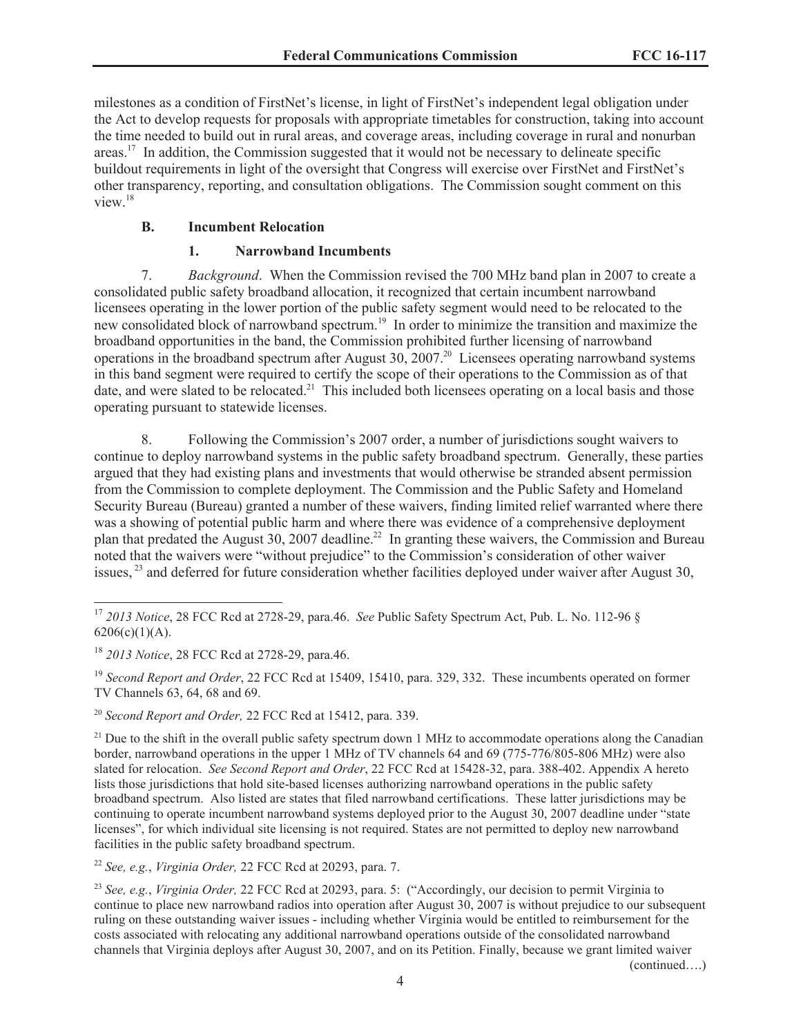milestones as a condition of FirstNet's license, in light of FirstNet's independent legal obligation under the Act to develop requests for proposals with appropriate timetables for construction, taking into account the time needed to build out in rural areas, and coverage areas, including coverage in rural and nonurban areas.[17] In addition, the Commission suggested that it would not be necessary to delineate specific buildout requirements in light of the oversight that Congress will exercise over FirstNet and FirstNet's other transparency, reporting, and consultation obligations. The Commission sought comment on this view.[18]

### B. Incumbent Relocation

#### 1. Narrowband Incumbents

7. *Background*. When the Commission revised the 700 MHz band plan in 2007 to create a consolidated public safety broadband allocation, it recognized that certain incumbent narrowband licensees operating in the lower portion of the public safety segment would need to be relocated to the new consolidated block of narrowband spectrum.[19] In order to minimize the transition and maximize the broadband opportunities in the band, the Commission prohibited further licensing of narrowband operations in the broadband spectrum after August 30, 2007.[20] Licensees operating narrowband systems in this band segment were required to certify the scope of their operations to the Commission as of that date, and were slated to be relocated.[21] This included both licensees operating on a local basis and those operating pursuant to statewide licenses.

8. Following the Commission's 2007 order, a number of jurisdictions sought waivers to continue to deploy narrowband systems in the public safety broadband spectrum. Generally, these parties argued that they had existing plans and investments that would otherwise be stranded absent permission from the Commission to complete deployment. The Commission and the Public Safety and Homeland Security Bureau (Bureau) granted a number of these waivers, finding limited relief warranted where there was a showing of potential public harm and where there was evidence of a comprehensive deployment plan that predated the August 30, 2007 deadline.[22] In granting these waivers, the Commission and Bureau noted that the waivers were "without prejudice" to the Commission's consideration of other waiver issues,[23] and deferred for future consideration whether facilities deployed under waiver after August 30,

---

[17] *2013 Notice*, 28 FCC Rcd at 2728-29, para.46. *See* Public Safety Spectrum Act, Pub. L. No. 112-96 § 6206(c)(1)(A).

[18] *2013 Notice*, 28 FCC Rcd at 2728-29, para.46.

[19] *Second Report and Order*, 22 FCC Rcd at 15409, 15410, para. 329, 332. These incumbents operated on former TV Channels 63, 64, 68 and 69.

[20] *Second Report and Order,* 22 FCC Rcd at 15412, para. 339.

[21] Due to the shift in the overall public safety spectrum down 1 MHz to accommodate operations along the Canadian border, narrowband operations in the upper 1 MHz of TV channels 64 and 69 (775-776/805-806 MHz) were also slated for relocation. *See Second Report and Order*, 22 FCC Rcd at 15428-32, para. 388-402. Appendix A hereto lists those jurisdictions that hold site-based licenses authorizing narrowband operations in the public safety broadband spectrum. Also listed are states that filed narrowband certifications. These latter jurisdictions may be continuing to operate incumbent narrowband systems deployed prior to the August 30, 2007 deadline under "state licenses", for which individual site licensing is not required. States are not permitted to deploy new narrowband facilities in the public safety broadband spectrum.

[22] *See, e.g.*, *Virginia Order,* 22 FCC Rcd at 20293, para. 7.

[23] *See, e.g.*, *Virginia Order,* 22 FCC Rcd at 20293, para. 5: ("Accordingly, our decision to permit Virginia to continue to place new narrowband radios into operation after August 30, 2007 is without prejudice to our subsequent ruling on these outstanding waiver issues - including whether Virginia would be entitled to reimbursement for the costs associated with relocating any additional narrowband operations outside of the consolidated narrowband channels that Virginia deploys after August 30, 2007, and on its Petition. Finally, because we grant limited waiver

(continued….)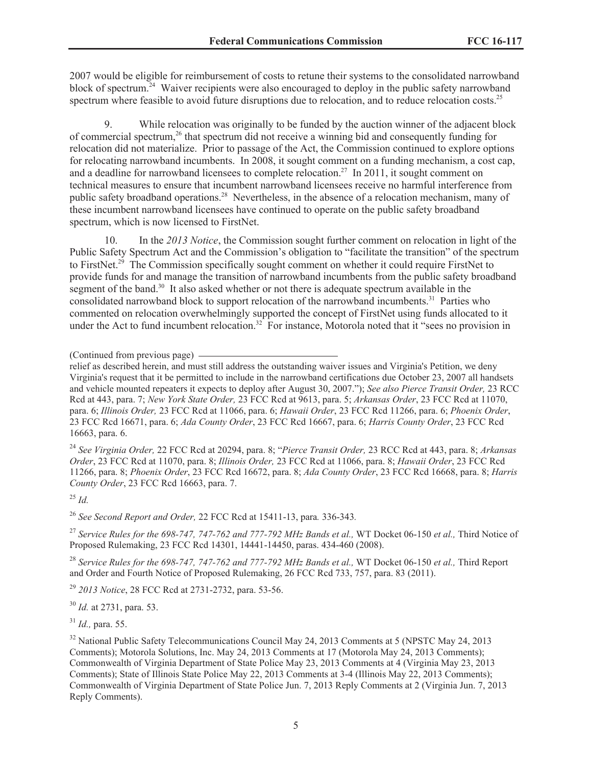2007 would be eligible for reimbursement of costs to retune their systems to the consolidated narrowband block of spectrum.[24] Waiver recipients were also encouraged to deploy in the public safety narrowband spectrum where feasible to avoid future disruptions due to relocation, and to reduce relocation costs.[25]

9. While relocation was originally to be funded by the auction winner of the adjacent block of commercial spectrum,[26] that spectrum did not receive a winning bid and consequently funding for relocation did not materialize. Prior to passage of the Act, the Commission continued to explore options for relocating narrowband incumbents. In 2008, it sought comment on a funding mechanism, a cost cap, and a deadline for narrowband licensees to complete relocation.[27] In 2011, it sought comment on technical measures to ensure that incumbent narrowband licensees receive no harmful interference from public safety broadband operations.[28] Nevertheless, in the absence of a relocation mechanism, many of these incumbent narrowband licensees have continued to operate on the public safety broadband spectrum, which is now licensed to FirstNet.

10. In the *2013 Notice*, the Commission sought further comment on relocation in light of the Public Safety Spectrum Act and the Commission's obligation to "facilitate the transition" of the spectrum to FirstNet.[29] The Commission specifically sought comment on whether it could require FirstNet to provide funds for and manage the transition of narrowband incumbents from the public safety broadband segment of the band.[30] It also asked whether or not there is adequate spectrum available in the consolidated narrowband block to support relocation of the narrowband incumbents.[31] Parties who commented on relocation overwhelmingly supported the concept of FirstNet using funds allocated to it under the Act to fund incumbent relocation.[32] For instance, Motorola noted that it "sees no provision in

(Continued from previous page)
relief as described herein, and must still address the outstanding waiver issues and Virginia's Petition, we deny Virginia's request that it be permitted to include in the narrowband certifications due October 23, 2007 all handsets and vehicle mounted repeaters it expects to deploy after August 30, 2007."); *See also Pierce Transit Order,* 23 RCC Rcd at 443, para. 7; *New York State Order,* 23 FCC Rcd at 9613, para. 5; *Arkansas Order*, 23 FCC Rcd at 11070, para. 6; *Illinois Order,* 23 FCC Rcd at 11066, para. 6; *Hawaii Order*, 23 FCC Rcd 11266, para. 6; *Phoenix Order*, 23 FCC Rcd 16671, para. 6; *Ada County Order*, 23 FCC Rcd 16667, para. 6; *Harris County Order*, 23 FCC Rcd 16663, para. 6.

[24] *See Virginia Order,* 22 FCC Rcd at 20294, para. 8; "*Pierce Transit Order,* 23 RCC Rcd at 443, para. 8; *Arkansas Order*, 23 FCC Rcd at 11070, para. 8; *Illinois Order,* 23 FCC Rcd at 11066, para. 8; *Hawaii Order*, 23 FCC Rcd 11266, para. 8; *Phoenix Order*, 23 FCC Rcd 16672, para. 8; *Ada County Order*, 23 FCC Rcd 16668, para. 8; *Harris County Order*, 23 FCC Rcd 16663, para. 7.

[25] *Id.*

[26] *See Second Report and Order,* 22 FCC Rcd at 15411-13, para*.* 336-343*.*

[27] *Service Rules for the 698-747, 747-762 and 777-792 MHz Bands et al.,* WT Docket 06-150 *et al.,* Third Notice of Proposed Rulemaking, 23 FCC Rcd 14301, 14441-14450, paras. 434-460 (2008).

[28] *Service Rules for the 698-747, 747-762 and 777-792 MHz Bands et al.,* WT Docket 06-150 *et al.,* Third Report and Order and Fourth Notice of Proposed Rulemaking, 26 FCC Rcd 733, 757, para. 83 (2011).

[29] *2013 Notice*, 28 FCC Rcd at 2731-2732, para. 53-56.

[30] *Id.* at 2731, para. 53.

[31] *Id.,* para. 55.

[32] National Public Safety Telecommunications Council May 24, 2013 Comments at 5 (NPSTC May 24, 2013 Comments); Motorola Solutions, Inc. May 24, 2013 Comments at 17 (Motorola May 24, 2013 Comments); Commonwealth of Virginia Department of State Police May 23, 2013 Comments at 4 (Virginia May 23, 2013 Comments); State of Illinois State Police May 22, 2013 Comments at 3-4 (Illinois May 22, 2013 Comments); Commonwealth of Virginia Department of State Police Jun. 7, 2013 Reply Comments at 2 (Virginia Jun. 7, 2013 Reply Comments).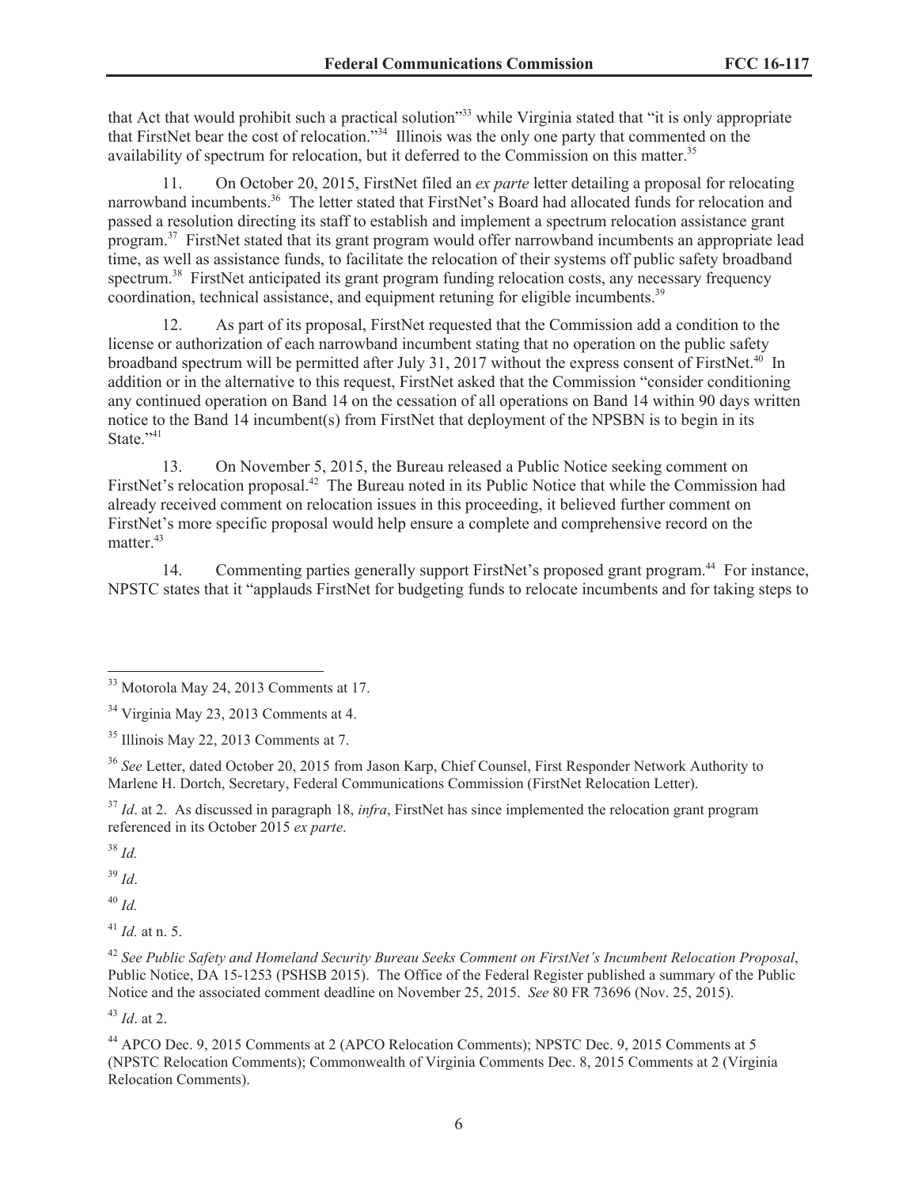that Act that would prohibit such a practical solution"[33] while Virginia stated that "it is only appropriate that FirstNet bear the cost of relocation."[34] Illinois was the only one party that commented on the availability of spectrum for relocation, but it deferred to the Commission on this matter.[35]

11. On October 20, 2015, FirstNet filed an *ex parte* letter detailing a proposal for relocating narrowband incumbents.[36] The letter stated that FirstNet's Board had allocated funds for relocation and passed a resolution directing its staff to establish and implement a spectrum relocation assistance grant program.[37] FirstNet stated that its grant program would offer narrowband incumbents an appropriate lead time, as well as assistance funds, to facilitate the relocation of their systems off public safety broadband spectrum.[38] FirstNet anticipated its grant program funding relocation costs, any necessary frequency coordination, technical assistance, and equipment retuning for eligible incumbents.[39]

12. As part of its proposal, FirstNet requested that the Commission add a condition to the license or authorization of each narrowband incumbent stating that no operation on the public safety broadband spectrum will be permitted after July 31, 2017 without the express consent of FirstNet.[40] In addition or in the alternative to this request, FirstNet asked that the Commission "consider conditioning any continued operation on Band 14 on the cessation of all operations on Band 14 within 90 days written notice to the Band 14 incumbent(s) from FirstNet that deployment of the NPSBN is to begin in its State."[41]

13. On November 5, 2015, the Bureau released a Public Notice seeking comment on FirstNet's relocation proposal.[42] The Bureau noted in its Public Notice that while the Commission had already received comment on relocation issues in this proceeding, it believed further comment on FirstNet's more specific proposal would help ensure a complete and comprehensive record on the matter.[43]

14. Commenting parties generally support FirstNet's proposed grant program.[44] For instance, NPSTC states that it "applauds FirstNet for budgeting funds to relocate incumbents and for taking steps to

---

[33] Motorola May 24, 2013 Comments at 17.

[34] Virginia May 23, 2013 Comments at 4.

[35] Illinois May 22, 2013 Comments at 7.

[36] *See* Letter, dated October 20, 2015 from Jason Karp, Chief Counsel, First Responder Network Authority to Marlene H. Dortch, Secretary, Federal Communications Commission (FirstNet Relocation Letter).

[37] *Id*. at 2. As discussed in paragraph 18, *infra*, FirstNet has since implemented the relocation grant program referenced in its October 2015 *ex parte*.

[38] *Id.*

[39] *Id*.

[40] *Id.*

[41] *Id.* at n. 5.

[42] *See Public Safety and Homeland Security Bureau Seeks Comment on FirstNet's Incumbent Relocation Proposal*, Public Notice, DA 15-1253 (PSHSB 2015). The Office of the Federal Register published a summary of the Public Notice and the associated comment deadline on November 25, 2015. *See* 80 FR 73696 (Nov. 25, 2015).

[43] *Id*. at 2.

[44] APCO Dec. 9, 2015 Comments at 2 (APCO Relocation Comments); NPSTC Dec. 9, 2015 Comments at 5 (NPSTC Relocation Comments); Commonwealth of Virginia Comments Dec. 8, 2015 Comments at 2 (Virginia Relocation Comments).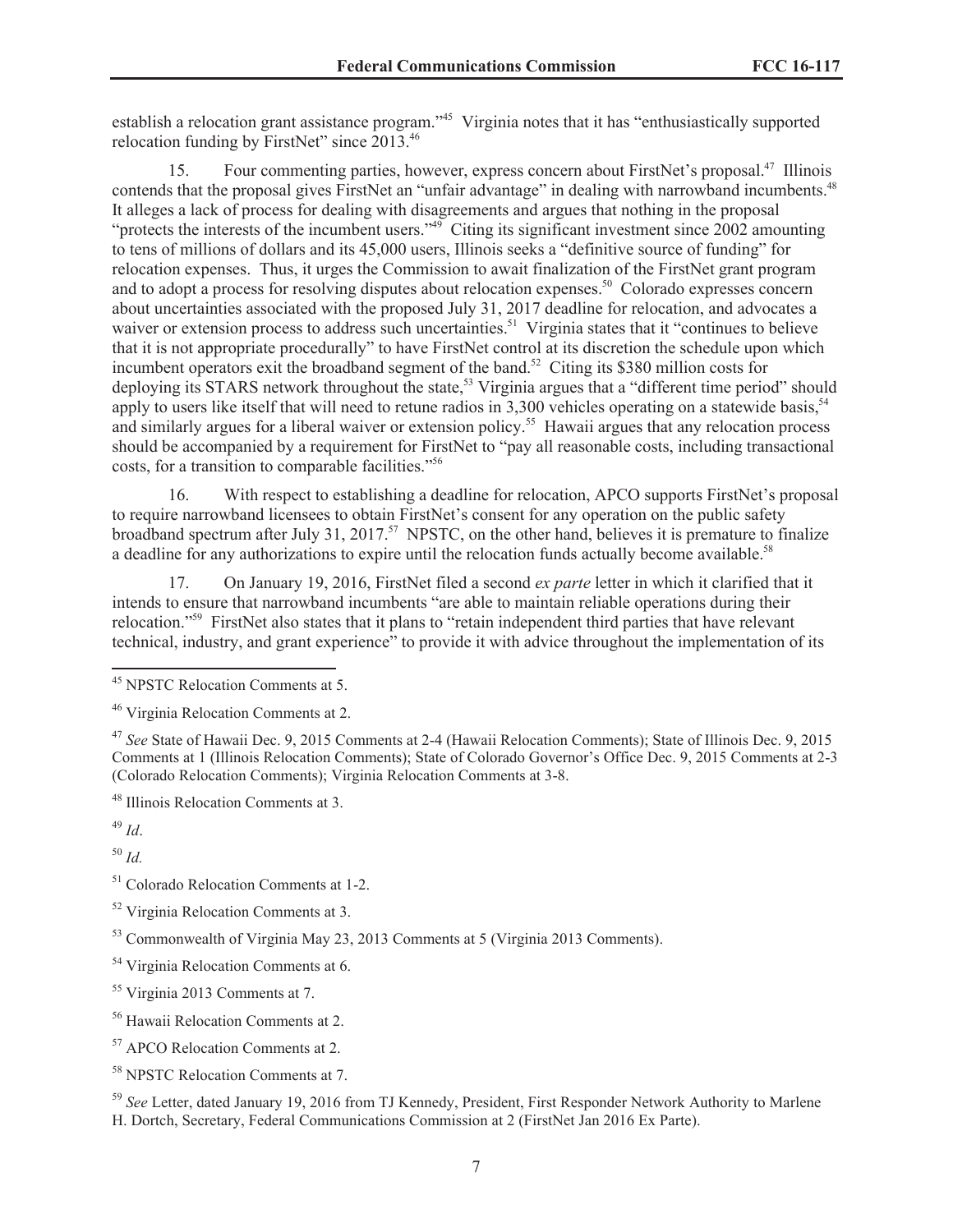establish a relocation grant assistance program."[45] Virginia notes that it has "enthusiastically supported relocation funding by FirstNet" since 2013.[46]

15. Four commenting parties, however, express concern about FirstNet's proposal.[47] Illinois contends that the proposal gives FirstNet an "unfair advantage" in dealing with narrowband incumbents.[48] It alleges a lack of process for dealing with disagreements and argues that nothing in the proposal "protects the interests of the incumbent users."[49] Citing its significant investment since 2002 amounting to tens of millions of dollars and its 45,000 users, Illinois seeks a "definitive source of funding" for relocation expenses. Thus, it urges the Commission to await finalization of the FirstNet grant program and to adopt a process for resolving disputes about relocation expenses.[50] Colorado expresses concern about uncertainties associated with the proposed July 31, 2017 deadline for relocation, and advocates a waiver or extension process to address such uncertainties.[51] Virginia states that it "continues to believe that it is not appropriate procedurally" to have FirstNet control at its discretion the schedule upon which incumbent operators exit the broadband segment of the band.[52] Citing its $380 million costs for deploying its STARS network throughout the state,[53] Virginia argues that a "different time period" should apply to users like itself that will need to retune radios in 3,300 vehicles operating on a statewide basis,[54] and similarly argues for a liberal waiver or extension policy.[55] Hawaii argues that any relocation process should be accompanied by a requirement for FirstNet to "pay all reasonable costs, including transactional costs, for a transition to comparable facilities."[56]

16. With respect to establishing a deadline for relocation, APCO supports FirstNet's proposal to require narrowband licensees to obtain FirstNet's consent for any operation on the public safety broadband spectrum after July 31, 2017.[57] NPSTC, on the other hand, believes it is premature to finalize a deadline for any authorizations to expire until the relocation funds actually become available.[58]

17. On January 19, 2016, FirstNet filed a second *ex parte* letter in which it clarified that it intends to ensure that narrowband incumbents "are able to maintain reliable operations during their relocation."[59] FirstNet also states that it plans to "retain independent third parties that have relevant technical, industry, and grant experience" to provide it with advice throughout the implementation of its

---

[45] NPSTC Relocation Comments at 5.

[46] Virginia Relocation Comments at 2.

[47] *See* State of Hawaii Dec. 9, 2015 Comments at 2-4 (Hawaii Relocation Comments); State of Illinois Dec. 9, 2015 Comments at 1 (Illinois Relocation Comments); State of Colorado Governor's Office Dec. 9, 2015 Comments at 2-3 (Colorado Relocation Comments); Virginia Relocation Comments at 3-8.

[48] Illinois Relocation Comments at 3.

[49] *Id*.

[50] *Id.*

[51] Colorado Relocation Comments at 1-2.

[52] Virginia Relocation Comments at 3.

[53] Commonwealth of Virginia May 23, 2013 Comments at 5 (Virginia 2013 Comments).

[54] Virginia Relocation Comments at 6.

[55] Virginia 2013 Comments at 7.

[56] Hawaii Relocation Comments at 2.

[57] APCO Relocation Comments at 2.

[58] NPSTC Relocation Comments at 7.

[59] *See* Letter, dated January 19, 2016 from TJ Kennedy, President, First Responder Network Authority to Marlene H. Dortch, Secretary, Federal Communications Commission at 2 (FirstNet Jan 2016 Ex Parte).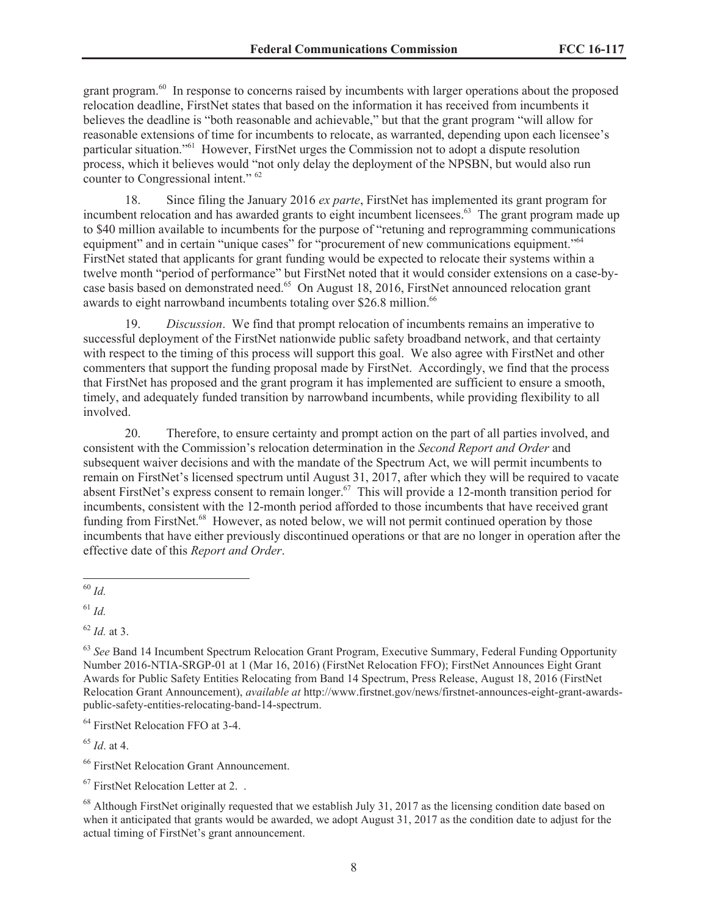grant program.[60] In response to concerns raised by incumbents with larger operations about the proposed relocation deadline, FirstNet states that based on the information it has received from incumbents it believes the deadline is "both reasonable and achievable," but that the grant program "will allow for reasonable extensions of time for incumbents to relocate, as warranted, depending upon each licensee's particular situation."[61] However, FirstNet urges the Commission not to adopt a dispute resolution process, which it believes would "not only delay the deployment of the NPSBN, but would also run counter to Congressional intent." [62]

18. Since filing the January 2016 *ex parte*, FirstNet has implemented its grant program for incumbent relocation and has awarded grants to eight incumbent licensees.[63] The grant program made up to $40 million available to incumbents for the purpose of "retuning and reprogramming communications equipment" and in certain "unique cases" for "procurement of new communications equipment."[64] FirstNet stated that applicants for grant funding would be expected to relocate their systems within a twelve month "period of performance" but FirstNet noted that it would consider extensions on a case-by-case basis based on demonstrated need.[65] On August 18, 2016, FirstNet announced relocation grant awards to eight narrowband incumbents totaling over $26.8 million.[66]

19. *Discussion*. We find that prompt relocation of incumbents remains an imperative to successful deployment of the FirstNet nationwide public safety broadband network, and that certainty with respect to the timing of this process will support this goal. We also agree with FirstNet and other commenters that support the funding proposal made by FirstNet. Accordingly, we find that the process that FirstNet has proposed and the grant program it has implemented are sufficient to ensure a smooth, timely, and adequately funded transition by narrowband incumbents, while providing flexibility to all involved.

20. Therefore, to ensure certainty and prompt action on the part of all parties involved, and consistent with the Commission's relocation determination in the *Second Report and Order* and subsequent waiver decisions and with the mandate of the Spectrum Act, we will permit incumbents to remain on FirstNet's licensed spectrum until August 31, 2017, after which they will be required to vacate absent FirstNet's express consent to remain longer.[67] This will provide a 12-month transition period for incumbents, consistent with the 12-month period afforded to those incumbents that have received grant funding from FirstNet.[68] However, as noted below, we will not permit continued operation by those incumbents that have either previously discontinued operations or that are no longer in operation after the effective date of this *Report and Order*.

---

[60] *Id.*

[61] *Id.*

[62] *Id.* at 3.

[63] *See* Band 14 Incumbent Spectrum Relocation Grant Program, Executive Summary, Federal Funding Opportunity Number 2016-NTIA-SRGP-01 at 1 (Mar 16, 2016) (FirstNet Relocation FFO); FirstNet Announces Eight Grant Awards for Public Safety Entities Relocating from Band 14 Spectrum, Press Release, August 18, 2016 (FirstNet Relocation Grant Announcement), *available at* http://www.firstnet.gov/news/firstnet-announces-eight-grant-awards-public-safety-entities-relocating-band-14-spectrum.

[64] FirstNet Relocation FFO at 3-4.

[65] *Id*. at 4.

[66] FirstNet Relocation Grant Announcement.

[67] FirstNet Relocation Letter at 2. .

[68] Although FirstNet originally requested that we establish July 31, 2017 as the licensing condition date based on when it anticipated that grants would be awarded, we adopt August 31, 2017 as the condition date to adjust for the actual timing of FirstNet's grant announcement.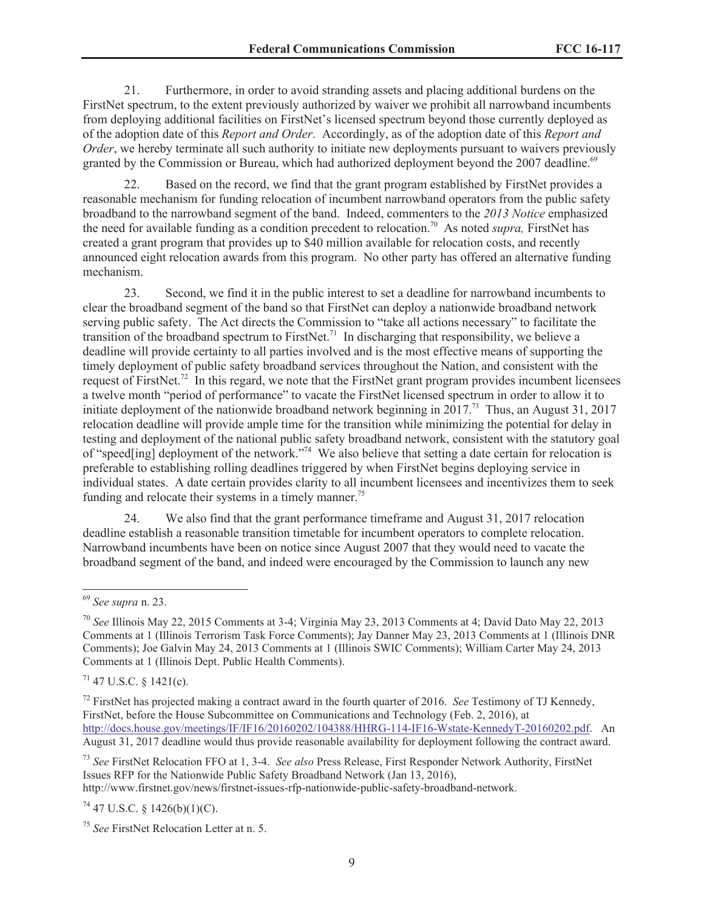21. Furthermore, in order to avoid stranding assets and placing additional burdens on the FirstNet spectrum, to the extent previously authorized by waiver we prohibit all narrowband incumbents from deploying additional facilities on FirstNet's licensed spectrum beyond those currently deployed as of the adoption date of this *Report and Order*. Accordingly, as of the adoption date of this *Report and Order*, we hereby terminate all such authority to initiate new deployments pursuant to waivers previously granted by the Commission or Bureau, which had authorized deployment beyond the 2007 deadline.[69]

22. Based on the record, we find that the grant program established by FirstNet provides a reasonable mechanism for funding relocation of incumbent narrowband operators from the public safety broadband to the narrowband segment of the band. Indeed, commenters to the *2013 Notice* emphasized the need for available funding as a condition precedent to relocation.[70] As noted *supra,* FirstNet has created a grant program that provides up to $40 million available for relocation costs, and recently announced eight relocation awards from this program. No other party has offered an alternative funding mechanism.

23. Second, we find it in the public interest to set a deadline for narrowband incumbents to clear the broadband segment of the band so that FirstNet can deploy a nationwide broadband network serving public safety. The Act directs the Commission to "take all actions necessary" to facilitate the transition of the broadband spectrum to FirstNet.[71] In discharging that responsibility, we believe a deadline will provide certainty to all parties involved and is the most effective means of supporting the timely deployment of public safety broadband services throughout the Nation, and consistent with the request of FirstNet.[72] In this regard, we note that the FirstNet grant program provides incumbent licensees a twelve month "period of performance" to vacate the FirstNet licensed spectrum in order to allow it to initiate deployment of the nationwide broadband network beginning in 2017.[73] Thus, an August 31, 2017 relocation deadline will provide ample time for the transition while minimizing the potential for delay in testing and deployment of the national public safety broadband network, consistent with the statutory goal of "speed[ing] deployment of the network."[74] We also believe that setting a date certain for relocation is preferable to establishing rolling deadlines triggered by when FirstNet begins deploying service in individual states. A date certain provides clarity to all incumbent licensees and incentivizes them to seek funding and relocate their systems in a timely manner.[75]

24. We also find that the grant performance timeframe and August 31, 2017 relocation deadline establish a reasonable transition timetable for incumbent operators to complete relocation. Narrowband incumbents have been on notice since August 2007 that they would need to vacate the broadband segment of the band, and indeed were encouraged by the Commission to launch any new

---

[69] *See supra* n. 23.

[70] *See* Illinois May 22, 2015 Comments at 3-4; Virginia May 23, 2013 Comments at 4; David Dato May 22, 2013 Comments at 1 (Illinois Terrorism Task Force Comments); Jay Danner May 23, 2013 Comments at 1 (Illinois DNR Comments); Joe Galvin May 24, 2013 Comments at 1 (Illinois SWIC Comments); William Carter May 24, 2013 Comments at 1 (Illinois Dept. Public Health Comments).

[71] 47 U.S.C. § 1421(c).

[72] FirstNet has projected making a contract award in the fourth quarter of 2016. *See* Testimony of TJ Kennedy, FirstNet, before the House Subcommittee on Communications and Technology (Feb. 2, 2016), at http://docs.house.gov/meetings/IF/IF16/20160202/104388/HHRG-114-IF16-Wstate-KennedyT-20160202.pdf. An August 31, 2017 deadline would thus provide reasonable availability for deployment following the contract award.

[73] *See* FirstNet Relocation FFO at 1, 3-4. *See also* Press Release, First Responder Network Authority, FirstNet Issues RFP for the Nationwide Public Safety Broadband Network (Jan 13, 2016), http://www.firstnet.gov/news/firstnet-issues-rfp-nationwide-public-safety-broadband-network.

[74] 47 U.S.C. § 1426(b)(1)(C).

[75] *See* FirstNet Relocation Letter at n. 5.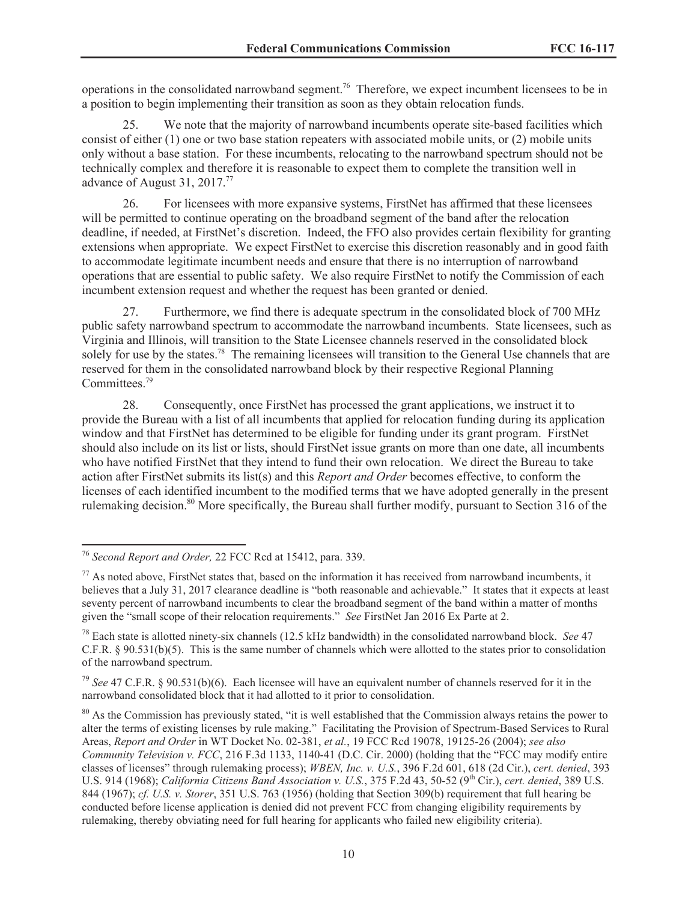operations in the consolidated narrowband segment.[76] Therefore, we expect incumbent licensees to be in a position to begin implementing their transition as soon as they obtain relocation funds.

25. We note that the majority of narrowband incumbents operate site-based facilities which consist of either (1) one or two base station repeaters with associated mobile units, or (2) mobile units only without a base station. For these incumbents, relocating to the narrowband spectrum should not be technically complex and therefore it is reasonable to expect them to complete the transition well in advance of August 31, 2017.[77]

26. For licensees with more expansive systems, FirstNet has affirmed that these licensees will be permitted to continue operating on the broadband segment of the band after the relocation deadline, if needed, at FirstNet's discretion. Indeed, the FFO also provides certain flexibility for granting extensions when appropriate. We expect FirstNet to exercise this discretion reasonably and in good faith to accommodate legitimate incumbent needs and ensure that there is no interruption of narrowband operations that are essential to public safety. We also require FirstNet to notify the Commission of each incumbent extension request and whether the request has been granted or denied.

27. Furthermore, we find there is adequate spectrum in the consolidated block of 700 MHz public safety narrowband spectrum to accommodate the narrowband incumbents. State licensees, such as Virginia and Illinois, will transition to the State Licensee channels reserved in the consolidated block solely for use by the states.[78] The remaining licensees will transition to the General Use channels that are reserved for them in the consolidated narrowband block by their respective Regional Planning Committees.[79]

28. Consequently, once FirstNet has processed the grant applications, we instruct it to provide the Bureau with a list of all incumbents that applied for relocation funding during its application window and that FirstNet has determined to be eligible for funding under its grant program. FirstNet should also include on its list or lists, should FirstNet issue grants on more than one date, all incumbents who have notified FirstNet that they intend to fund their own relocation. We direct the Bureau to take action after FirstNet submits its list(s) and this *Report and Order* becomes effective, to conform the licenses of each identified incumbent to the modified terms that we have adopted generally in the present rulemaking decision.[80] More specifically, the Bureau shall further modify, pursuant to Section 316 of the

---

[76] *Second Report and Order,* 22 FCC Rcd at 15412, para. 339.

[77] As noted above, FirstNet states that, based on the information it has received from narrowband incumbents, it believes that a July 31, 2017 clearance deadline is "both reasonable and achievable." It states that it expects at least seventy percent of narrowband incumbents to clear the broadband segment of the band within a matter of months given the "small scope of their relocation requirements." *See* FirstNet Jan 2016 Ex Parte at 2.

[78] Each state is allotted ninety-six channels (12.5 kHz bandwidth) in the consolidated narrowband block. *See* 47 C.F.R. § 90.531(b)(5). This is the same number of channels which were allotted to the states prior to consolidation of the narrowband spectrum.

[79] *See* 47 C.F.R. § 90.531(b)(6). Each licensee will have an equivalent number of channels reserved for it in the narrowband consolidated block that it had allotted to it prior to consolidation.

[80] As the Commission has previously stated, "it is well established that the Commission always retains the power to alter the terms of existing licenses by rule making." Facilitating the Provision of Spectrum-Based Services to Rural Areas, *Report and Order* in WT Docket No. 02-381, *et al.*, 19 FCC Rcd 19078, 19125-26 (2004); *see also Community Television v. FCC*, 216 F.3d 1133, 1140-41 (D.C. Cir. 2000) (holding that the "FCC may modify entire classes of licenses" through rulemaking process); *WBEN, Inc. v. U.S.*, 396 F.2d 601, 618 (2d Cir.), *cert. denied*, 393 U.S. 914 (1968); *California Citizens Band Association v. U.S.*, 375 F.2d 43, 50-52 (9th Cir.), *cert. denied*, 389 U.S. 844 (1967); *cf. U.S. v. Storer*, 351 U.S. 763 (1956) (holding that Section 309(b) requirement that full hearing be conducted before license application is denied did not prevent FCC from changing eligibility requirements by rulemaking, thereby obviating need for full hearing for applicants who failed new eligibility criteria).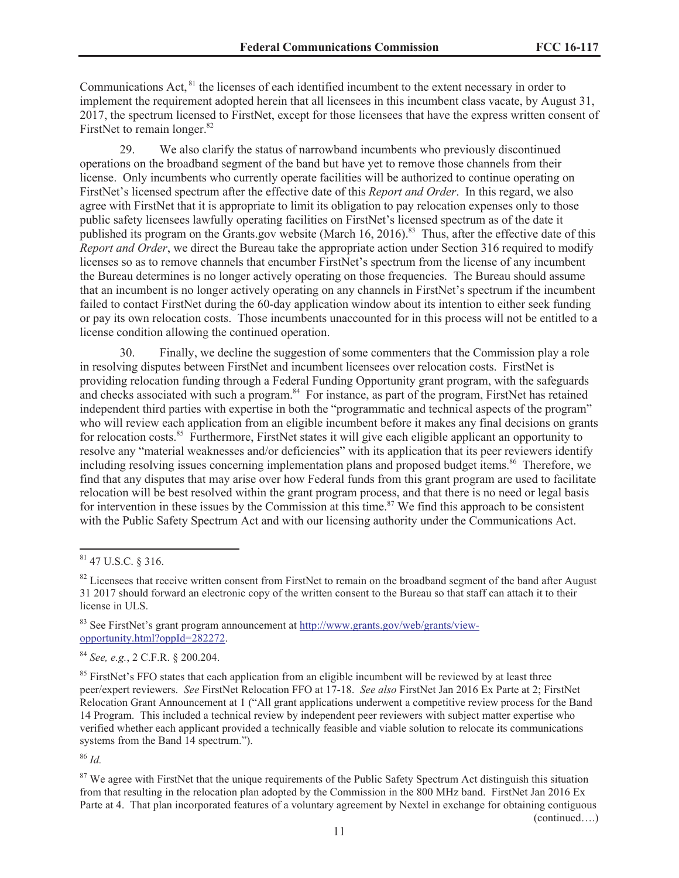Communications Act,[81] the licenses of each identified incumbent to the extent necessary in order to implement the requirement adopted herein that all licensees in this incumbent class vacate, by August 31, 2017, the spectrum licensed to FirstNet, except for those licensees that have the express written consent of FirstNet to remain longer.[82]

29. We also clarify the status of narrowband incumbents who previously discontinued operations on the broadband segment of the band but have yet to remove those channels from their license. Only incumbents who currently operate facilities will be authorized to continue operating on FirstNet's licensed spectrum after the effective date of this *Report and Order*. In this regard, we also agree with FirstNet that it is appropriate to limit its obligation to pay relocation expenses only to those public safety licensees lawfully operating facilities on FirstNet's licensed spectrum as of the date it published its program on the Grants.gov website (March 16, 2016).[83] Thus, after the effective date of this *Report and Order*, we direct the Bureau take the appropriate action under Section 316 required to modify licenses so as to remove channels that encumber FirstNet's spectrum from the license of any incumbent the Bureau determines is no longer actively operating on those frequencies. The Bureau should assume that an incumbent is no longer actively operating on any channels in FirstNet's spectrum if the incumbent failed to contact FirstNet during the 60-day application window about its intention to either seek funding or pay its own relocation costs. Those incumbents unaccounted for in this process will not be entitled to a license condition allowing the continued operation.

30. Finally, we decline the suggestion of some commenters that the Commission play a role in resolving disputes between FirstNet and incumbent licensees over relocation costs. FirstNet is providing relocation funding through a Federal Funding Opportunity grant program, with the safeguards and checks associated with such a program.[84] For instance, as part of the program, FirstNet has retained independent third parties with expertise in both the "programmatic and technical aspects of the program" who will review each application from an eligible incumbent before it makes any final decisions on grants for relocation costs.[85] Furthermore, FirstNet states it will give each eligible applicant an opportunity to resolve any "material weaknesses and/or deficiencies" with its application that its peer reviewers identify including resolving issues concerning implementation plans and proposed budget items.[86] Therefore, we find that any disputes that may arise over how Federal funds from this grant program are used to facilitate relocation will be best resolved within the grant program process, and that there is no need or legal basis for intervention in these issues by the Commission at this time.[87] We find this approach to be consistent with the Public Safety Spectrum Act and with our licensing authority under the Communications Act.

---

[81] 47 U.S.C. § 316.

[82] Licensees that receive written consent from FirstNet to remain on the broadband segment of the band after August 31 2017 should forward an electronic copy of the written consent to the Bureau so that staff can attach it to their license in ULS.

[83] See FirstNet's grant program announcement at http://www.grants.gov/web/grants/view-opportunity.html?oppId=282272.

[84] *See, e.g.*, 2 C.F.R. § 200.204.

[85] FirstNet's FFO states that each application from an eligible incumbent will be reviewed by at least three peer/expert reviewers. *See* FirstNet Relocation FFO at 17-18. *See also* FirstNet Jan 2016 Ex Parte at 2; FirstNet Relocation Grant Announcement at 1 ("All grant applications underwent a competitive review process for the Band 14 Program. This included a technical review by independent peer reviewers with subject matter expertise who verified whether each applicant provided a technically feasible and viable solution to relocate its communications systems from the Band 14 spectrum.").

[86] *Id.*

[87] We agree with FirstNet that the unique requirements of the Public Safety Spectrum Act distinguish this situation from that resulting in the relocation plan adopted by the Commission in the 800 MHz band. FirstNet Jan 2016 Ex Parte at 4. That plan incorporated features of a voluntary agreement by Nextel in exchange for obtaining contiguous

(continued….)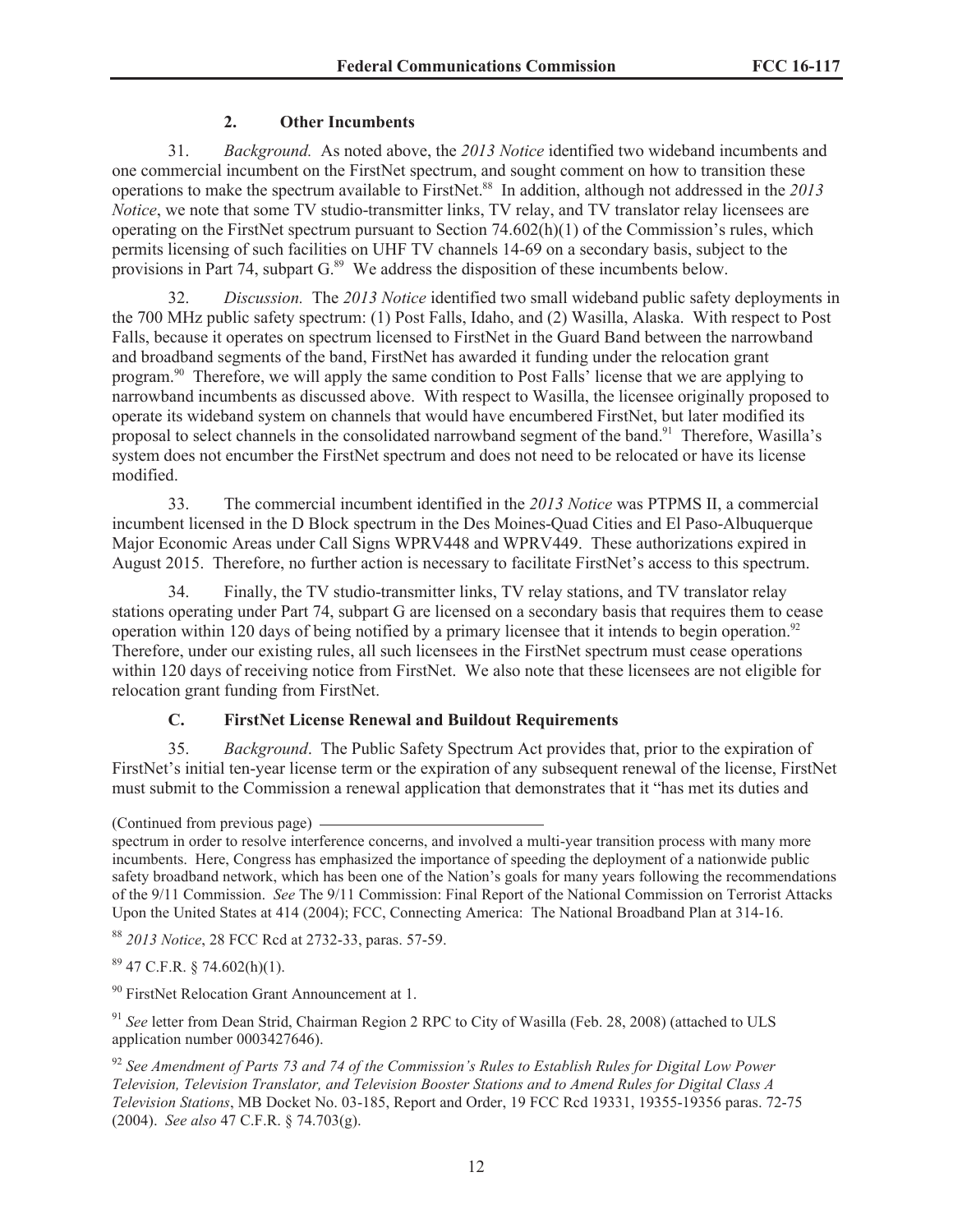### 2. Other Incumbents

31. *Background.* As noted above, the *2013 Notice* identified two wideband incumbents and one commercial incumbent on the FirstNet spectrum, and sought comment on how to transition these operations to make the spectrum available to FirstNet.[88] In addition, although not addressed in the *2013 Notice*, we note that some TV studio-transmitter links, TV relay, and TV translator relay licensees are operating on the FirstNet spectrum pursuant to Section 74.602(h)(1) of the Commission's rules, which permits licensing of such facilities on UHF TV channels 14-69 on a secondary basis, subject to the provisions in Part 74, subpart G.[89] We address the disposition of these incumbents below.

32. *Discussion.* The *2013 Notice* identified two small wideband public safety deployments in the 700 MHz public safety spectrum: (1) Post Falls, Idaho, and (2) Wasilla, Alaska. With respect to Post Falls, because it operates on spectrum licensed to FirstNet in the Guard Band between the narrowband and broadband segments of the band, FirstNet has awarded it funding under the relocation grant program.[90] Therefore, we will apply the same condition to Post Falls' license that we are applying to narrowband incumbents as discussed above. With respect to Wasilla, the licensee originally proposed to operate its wideband system on channels that would have encumbered FirstNet, but later modified its proposal to select channels in the consolidated narrowband segment of the band.[91] Therefore, Wasilla's system does not encumber the FirstNet spectrum and does not need to be relocated or have its license modified.

33. The commercial incumbent identified in the *2013 Notice* was PTPMS II, a commercial incumbent licensed in the D Block spectrum in the Des Moines-Quad Cities and El Paso-Albuquerque Major Economic Areas under Call Signs WPRV448 and WPRV449. These authorizations expired in August 2015. Therefore, no further action is necessary to facilitate FirstNet's access to this spectrum.

34. Finally, the TV studio-transmitter links, TV relay stations, and TV translator relay stations operating under Part 74, subpart G are licensed on a secondary basis that requires them to cease operation within 120 days of being notified by a primary licensee that it intends to begin operation.[92] Therefore, under our existing rules, all such licensees in the FirstNet spectrum must cease operations within 120 days of receiving notice from FirstNet. We also note that these licensees are not eligible for relocation grant funding from FirstNet.

## C. FirstNet License Renewal and Buildout Requirements

35. *Background*. The Public Safety Spectrum Act provides that, prior to the expiration of FirstNet's initial ten-year license term or the expiration of any subsequent renewal of the license, FirstNet must submit to the Commission a renewal application that demonstrates that it "has met its duties and

---

(Continued from previous page)

spectrum in order to resolve interference concerns, and involved a multi-year transition process with many more incumbents. Here, Congress has emphasized the importance of speeding the deployment of a nationwide public safety broadband network, which has been one of the Nation's goals for many years following the recommendations of the 9/11 Commission. *See* The 9/11 Commission: Final Report of the National Commission on Terrorist Attacks Upon the United States at 414 (2004); FCC, Connecting America: The National Broadband Plan at 314-16.

[88] *2013 Notice*, 28 FCC Rcd at 2732-33, paras. 57-59.

[89] 47 C.F.R. § 74.602(h)(1).

[90] FirstNet Relocation Grant Announcement at 1.

[91] *See* letter from Dean Strid, Chairman Region 2 RPC to City of Wasilla (Feb. 28, 2008) (attached to ULS application number 0003427646).

[92] *See Amendment of Parts 73 and 74 of the Commission's Rules to Establish Rules for Digital Low Power Television, Television Translator, and Television Booster Stations and to Amend Rules for Digital Class A Television Stations*, MB Docket No. 03-185, Report and Order, 19 FCC Rcd 19331, 19355-19356 paras. 72-75 (2004). *See also* 47 C.F.R. § 74.703(g).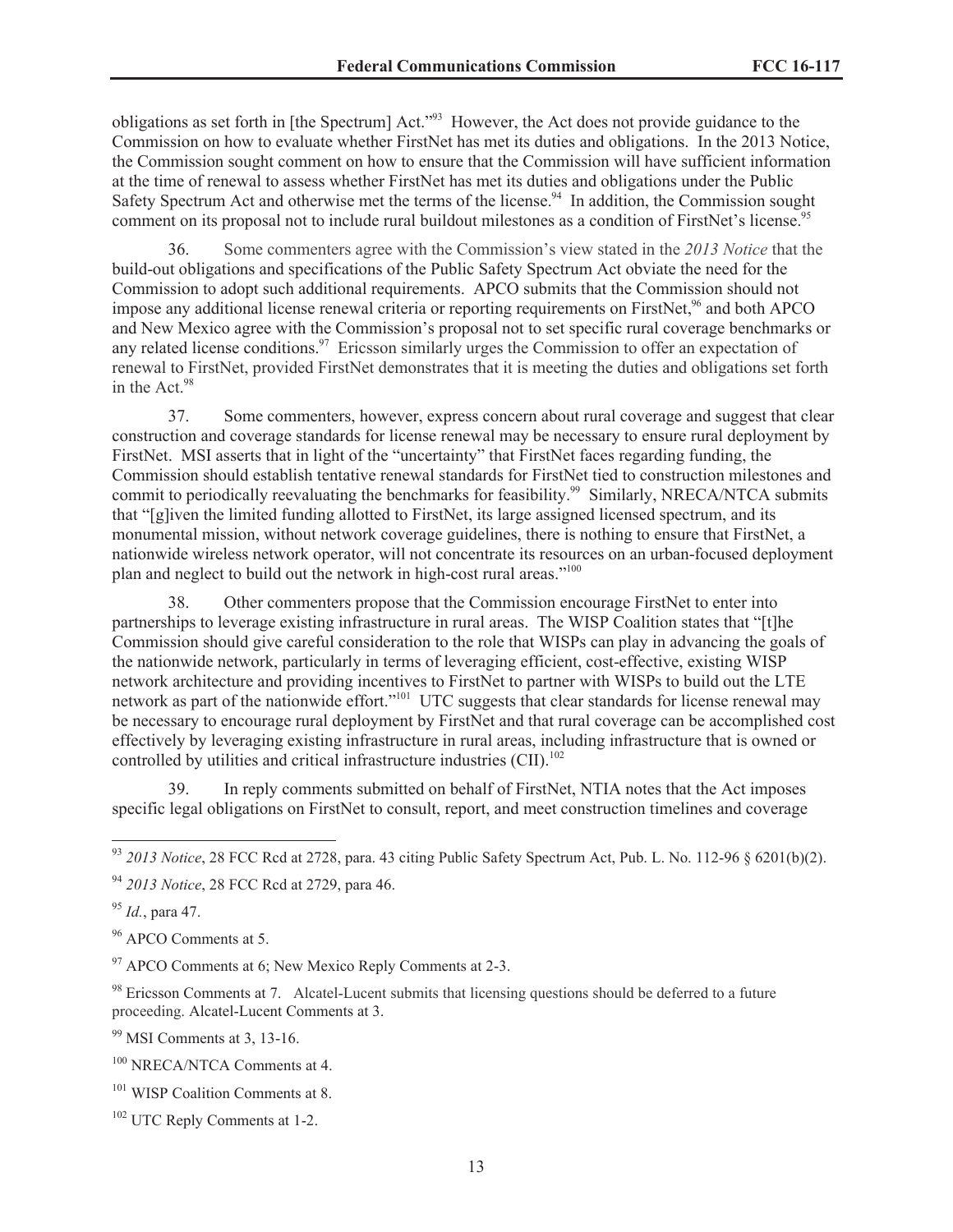obligations as set forth in [the Spectrum] Act."[93] However, the Act does not provide guidance to the Commission on how to evaluate whether FirstNet has met its duties and obligations. In the 2013 Notice, the Commission sought comment on how to ensure that the Commission will have sufficient information at the time of renewal to assess whether FirstNet has met its duties and obligations under the Public Safety Spectrum Act and otherwise met the terms of the license.[94] In addition, the Commission sought comment on its proposal not to include rural buildout milestones as a condition of FirstNet's license.[95]

36. Some commenters agree with the Commission's view stated in the *2013 Notice* that the build-out obligations and specifications of the Public Safety Spectrum Act obviate the need for the Commission to adopt such additional requirements. APCO submits that the Commission should not impose any additional license renewal criteria or reporting requirements on FirstNet,[96] and both APCO and New Mexico agree with the Commission's proposal not to set specific rural coverage benchmarks or any related license conditions.[97] Ericsson similarly urges the Commission to offer an expectation of renewal to FirstNet, provided FirstNet demonstrates that it is meeting the duties and obligations set forth in the Act.[98]

37. Some commenters, however, express concern about rural coverage and suggest that clear construction and coverage standards for license renewal may be necessary to ensure rural deployment by FirstNet. MSI asserts that in light of the "uncertainty" that FirstNet faces regarding funding, the Commission should establish tentative renewal standards for FirstNet tied to construction milestones and commit to periodically reevaluating the benchmarks for feasibility.[99] Similarly, NRECA/NTCA submits that "[g]iven the limited funding allotted to FirstNet, its large assigned licensed spectrum, and its monumental mission, without network coverage guidelines, there is nothing to ensure that FirstNet, a nationwide wireless network operator, will not concentrate its resources on an urban-focused deployment plan and neglect to build out the network in high-cost rural areas."[100]

38. Other commenters propose that the Commission encourage FirstNet to enter into partnerships to leverage existing infrastructure in rural areas. The WISP Coalition states that "[t]he Commission should give careful consideration to the role that WISPs can play in advancing the goals of the nationwide network, particularly in terms of leveraging efficient, cost-effective, existing WISP network architecture and providing incentives to FirstNet to partner with WISPs to build out the LTE network as part of the nationwide effort."[101] UTC suggests that clear standards for license renewal may be necessary to encourage rural deployment by FirstNet and that rural coverage can be accomplished cost effectively by leveraging existing infrastructure in rural areas, including infrastructure that is owned or controlled by utilities and critical infrastructure industries (CII).[102]

39. In reply comments submitted on behalf of FirstNet, NTIA notes that the Act imposes specific legal obligations on FirstNet to consult, report, and meet construction timelines and coverage

---

[93] *2013 Notice*, 28 FCC Rcd at 2728, para. 43 citing Public Safety Spectrum Act, Pub. L. No. 112-96 § 6201(b)(2).

[94] *2013 Notice*, 28 FCC Rcd at 2729, para 46.

[95] *Id.*, para 47.

[96] APCO Comments at 5.

[97] APCO Comments at 6; New Mexico Reply Comments at 2-3.

[98] Ericsson Comments at 7. Alcatel-Lucent submits that licensing questions should be deferred to a future proceeding. Alcatel-Lucent Comments at 3.

[99] MSI Comments at 3, 13-16.

[100] NRECA/NTCA Comments at 4.

[101] WISP Coalition Comments at 8.

[102] UTC Reply Comments at 1-2.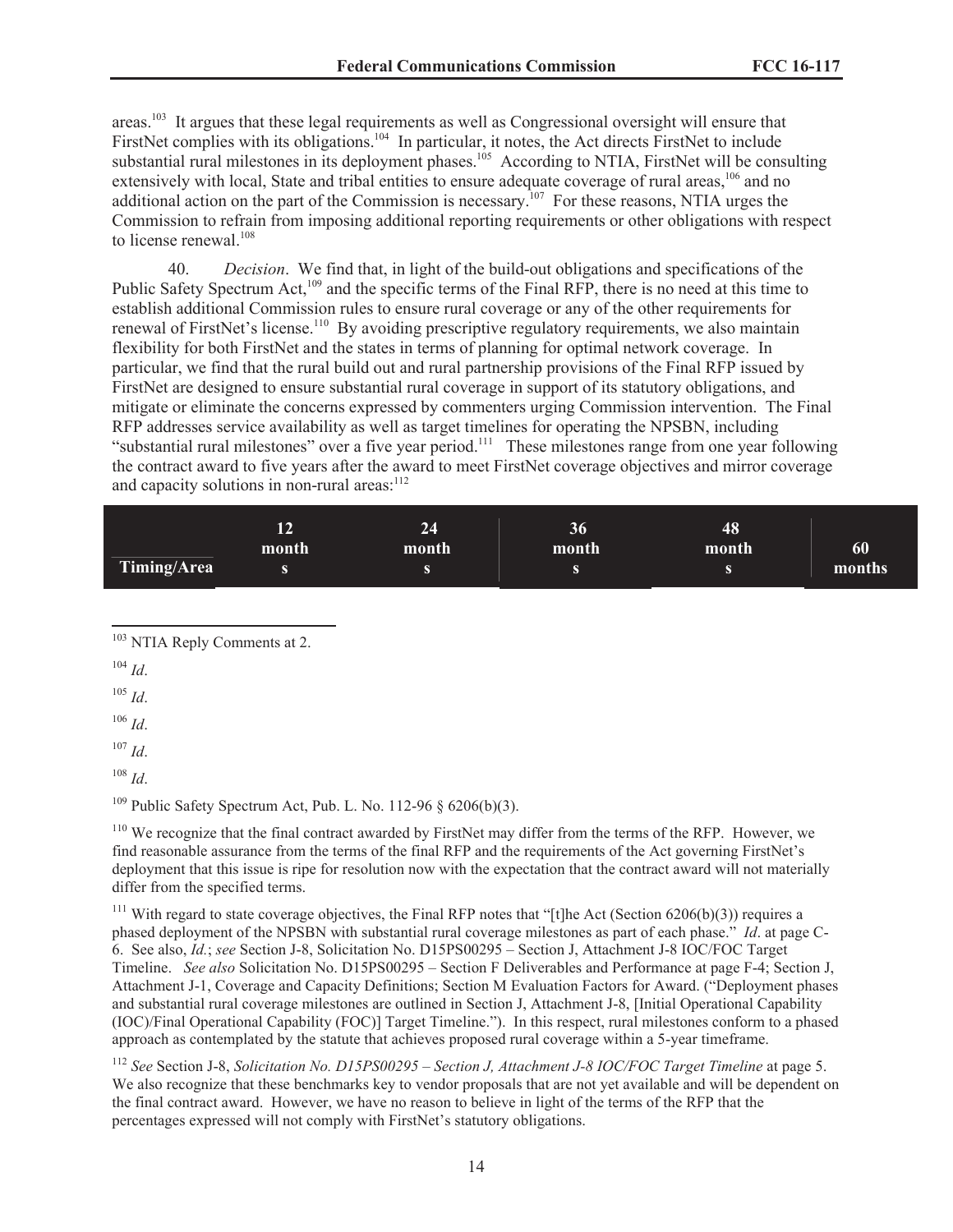areas.[103] It argues that these legal requirements as well as Congressional oversight will ensure that FirstNet complies with its obligations.[104] In particular, it notes, the Act directs FirstNet to include substantial rural milestones in its deployment phases.[105] According to NTIA, FirstNet will be consulting extensively with local, State and tribal entities to ensure adequate coverage of rural areas,[106] and no additional action on the part of the Commission is necessary.[107] For these reasons, NTIA urges the Commission to refrain from imposing additional reporting requirements or other obligations with respect to license renewal.[108]

40. *Decision*. We find that, in light of the build-out obligations and specifications of the Public Safety Spectrum Act,[109] and the specific terms of the Final RFP, there is no need at this time to establish additional Commission rules to ensure rural coverage or any of the other requirements for renewal of FirstNet's license.[110] By avoiding prescriptive regulatory requirements, we also maintain flexibility for both FirstNet and the states in terms of planning for optimal network coverage. In particular, we find that the rural build out and rural partnership provisions of the Final RFP issued by FirstNet are designed to ensure substantial rural coverage in support of its statutory obligations, and mitigate or eliminate the concerns expressed by commenters urging Commission intervention. The Final RFP addresses service availability as well as target timelines for operating the NPSBN, including "substantial rural milestones" over a five year period.[111] These milestones range from one year following the contract award to five years after the award to meet FirstNet coverage objectives and mirror coverage and capacity solutions in non-rural areas:[112]

| Timing/Area | 12 months | 24 months | 36 months | 48 months | 60 months |
|---|---|---|---|---|---|

[103] NTIA Reply Comments at 2.

[104] *Id*.

[105] *Id*.

[106] *Id*.

[107] *Id*.

[108] *Id*.

[109] Public Safety Spectrum Act, Pub. L. No. 112-96 § 6206(b)(3).

[110] We recognize that the final contract awarded by FirstNet may differ from the terms of the RFP. However, we find reasonable assurance from the terms of the final RFP and the requirements of the Act governing FirstNet's deployment that this issue is ripe for resolution now with the expectation that the contract award will not materially differ from the specified terms.

[111] With regard to state coverage objectives, the Final RFP notes that "[t]he Act (Section 6206(b)(3)) requires a phased deployment of the NPSBN with substantial rural coverage milestones as part of each phase." *Id*. at page C-6. See also, *Id.*; *see* Section J-8, Solicitation No. D15PS00295 – Section J, Attachment J-8 IOC/FOC Target Timeline. *See also* Solicitation No. D15PS00295 – Section F Deliverables and Performance at page F-4; Section J, Attachment J-1, Coverage and Capacity Definitions; Section M Evaluation Factors for Award. ("Deployment phases and substantial rural coverage milestones are outlined in Section J, Attachment J-8, [Initial Operational Capability (IOC)/Final Operational Capability (FOC)] Target Timeline."). In this respect, rural milestones conform to a phased approach as contemplated by the statute that achieves proposed rural coverage within a 5-year timeframe.

[112] *See* Section J-8, *Solicitation No. D15PS00295 – Section J, Attachment J-8 IOC/FOC Target Timeline* at page 5. We also recognize that these benchmarks key to vendor proposals that are not yet available and will be dependent on the final contract award. However, we have no reason to believe in light of the terms of the RFP that the percentages expressed will not comply with FirstNet's statutory obligations.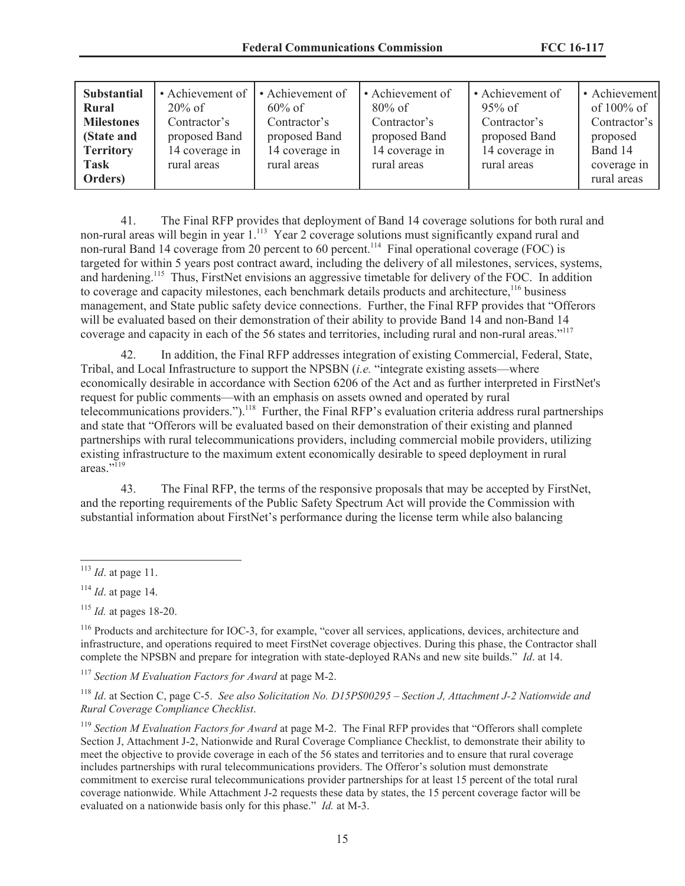| **Substantial Rural Milestones (State and Territory Task Orders)** | • Achievement of 20% of Contractor's proposed Band 14 coverage in rural areas | • Achievement of 60% of Contractor's proposed Band 14 coverage in rural areas | • Achievement of 80% of Contractor's proposed Band 14 coverage in rural areas | • Achievement of 95% of Contractor's proposed Band 14 coverage in rural areas | • Achievement of 100% of Contractor's proposed Band 14 coverage in rural areas |
|---|---|---|---|---|---|

41. The Final RFP provides that deployment of Band 14 coverage solutions for both rural and non-rural areas will begin in year 1.[113] Year 2 coverage solutions must significantly expand rural and non-rural Band 14 coverage from 20 percent to 60 percent.[114] Final operational coverage (FOC) is targeted for within 5 years post contract award, including the delivery of all milestones, services, systems, and hardening.[115] Thus, FirstNet envisions an aggressive timetable for delivery of the FOC. In addition to coverage and capacity milestones, each benchmark details products and architecture,[116] business management, and State public safety device connections. Further, the Final RFP provides that "Offerors will be evaluated based on their demonstration of their ability to provide Band 14 and non-Band 14 coverage and capacity in each of the 56 states and territories, including rural and non-rural areas."[117]

42. In addition, the Final RFP addresses integration of existing Commercial, Federal, State, Tribal, and Local Infrastructure to support the NPSBN (*i.e.* "integrate existing assets—where economically desirable in accordance with Section 6206 of the Act and as further interpreted in FirstNet's request for public comments—with an emphasis on assets owned and operated by rural telecommunications providers.").[118] Further, the Final RFP's evaluation criteria address rural partnerships and state that "Offerors will be evaluated based on their demonstration of their existing and planned partnerships with rural telecommunications providers, including commercial mobile providers, utilizing existing infrastructure to the maximum extent economically desirable to speed deployment in rural areas."[119]

43. The Final RFP, the terms of the responsive proposals that may be accepted by FirstNet, and the reporting requirements of the Public Safety Spectrum Act will provide the Commission with substantial information about FirstNet's performance during the license term while also balancing

---

[113] *Id*. at page 11.

[114] *Id*. at page 14.

[115] *Id.* at pages 18-20.

[116] Products and architecture for IOC-3, for example, "cover all services, applications, devices, architecture and infrastructure, and operations required to meet FirstNet coverage objectives. During this phase, the Contractor shall complete the NPSBN and prepare for integration with state-deployed RANs and new site builds." *Id*. at 14.

[117] *Section M Evaluation Factors for Award* at page M-2.

[118] *Id*. at Section C, page C-5. *See also Solicitation No. D15PS00295 – Section J, Attachment J-2 Nationwide and Rural Coverage Compliance Checklist*.

[119] *Section M Evaluation Factors for Award* at page M-2. The Final RFP provides that "Offerors shall complete Section J, Attachment J-2, Nationwide and Rural Coverage Compliance Checklist, to demonstrate their ability to meet the objective to provide coverage in each of the 56 states and territories and to ensure that rural coverage includes partnerships with rural telecommunications providers. The Offeror's solution must demonstrate commitment to exercise rural telecommunications provider partnerships for at least 15 percent of the total rural coverage nationwide. While Attachment J-2 requests these data by states, the 15 percent coverage factor will be evaluated on a nationwide basis only for this phase." *Id.* at M-3.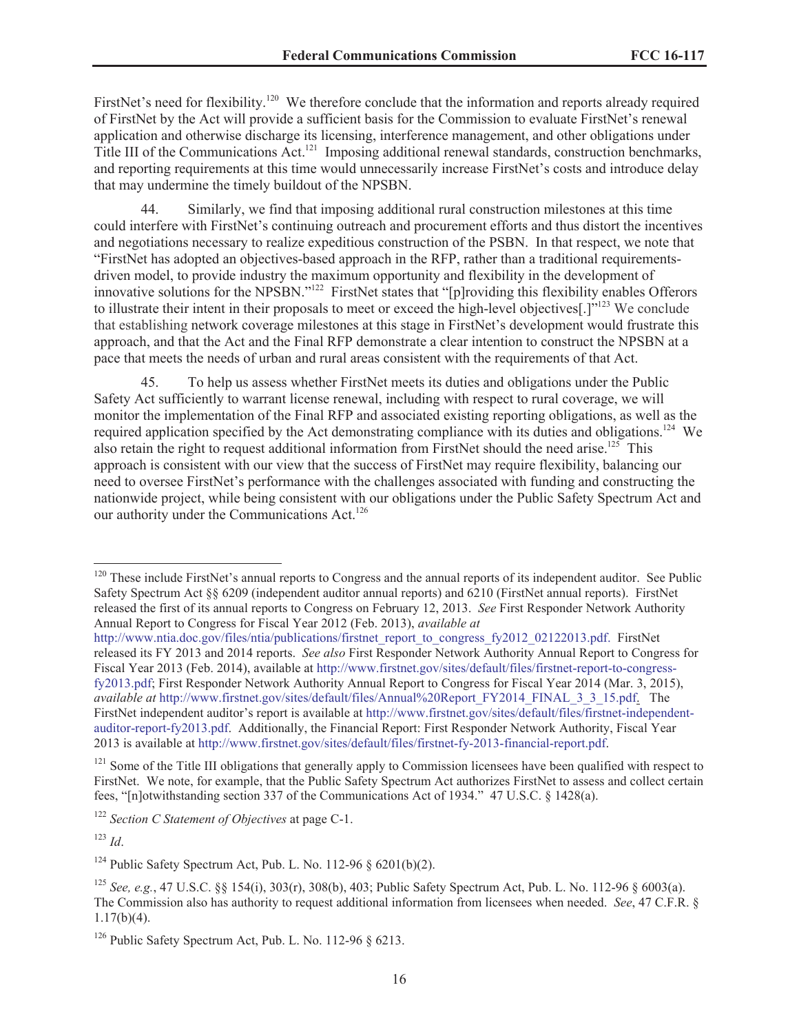FirstNet's need for flexibility.[120] We therefore conclude that the information and reports already required of FirstNet by the Act will provide a sufficient basis for the Commission to evaluate FirstNet's renewal application and otherwise discharge its licensing, interference management, and other obligations under Title III of the Communications Act.[121] Imposing additional renewal standards, construction benchmarks, and reporting requirements at this time would unnecessarily increase FirstNet's costs and introduce delay that may undermine the timely buildout of the NPSBN.

44. Similarly, we find that imposing additional rural construction milestones at this time could interfere with FirstNet's continuing outreach and procurement efforts and thus distort the incentives and negotiations necessary to realize expeditious construction of the PSBN. In that respect, we note that "FirstNet has adopted an objectives-based approach in the RFP, rather than a traditional requirements-driven model, to provide industry the maximum opportunity and flexibility in the development of innovative solutions for the NPSBN."[122] FirstNet states that "[p]roviding this flexibility enables Offerors to illustrate their intent in their proposals to meet or exceed the high-level objectives[.]"[123] We conclude that establishing network coverage milestones at this stage in FirstNet's development would frustrate this approach, and that the Act and the Final RFP demonstrate a clear intention to construct the NPSBN at a pace that meets the needs of urban and rural areas consistent with the requirements of that Act.

45. To help us assess whether FirstNet meets its duties and obligations under the Public Safety Act sufficiently to warrant license renewal, including with respect to rural coverage, we will monitor the implementation of the Final RFP and associated existing reporting obligations, as well as the required application specified by the Act demonstrating compliance with its duties and obligations.[124] We also retain the right to request additional information from FirstNet should the need arise.[125] This approach is consistent with our view that the success of FirstNet may require flexibility, balancing our need to oversee FirstNet's performance with the challenges associated with funding and constructing the nationwide project, while being consistent with our obligations under the Public Safety Spectrum Act and our authority under the Communications Act.[126]

---

[120] These include FirstNet's annual reports to Congress and the annual reports of its independent auditor. See Public Safety Spectrum Act §§ 6209 (independent auditor annual reports) and 6210 (FirstNet annual reports). FirstNet released the first of its annual reports to Congress on February 12, 2013. *See* First Responder Network Authority Annual Report to Congress for Fiscal Year 2012 (Feb. 2013), *available at* http://www.ntia.doc.gov/files/ntia/publications/firstnet_report_to_congress_fy2012_02122013.pdf. FirstNet released its FY 2013 and 2014 reports. *See also* First Responder Network Authority Annual Report to Congress for Fiscal Year 2013 (Feb. 2014), available at http://www.firstnet.gov/sites/default/files/firstnet-report-to-congress-fy2013.pdf; First Responder Network Authority Annual Report to Congress for Fiscal Year 2014 (Mar. 3, 2015), *available at* http://www.firstnet.gov/sites/default/files/Annual%20Report_FY2014_FINAL_3_3_15.pdf. The FirstNet independent auditor's report is available at http://www.firstnet.gov/sites/default/files/firstnet-independent-auditor-report-fy2013.pdf. Additionally, the Financial Report: First Responder Network Authority, Fiscal Year 2013 is available at http://www.firstnet.gov/sites/default/files/firstnet-fy-2013-financial-report.pdf.

[121] Some of the Title III obligations that generally apply to Commission licensees have been qualified with respect to FirstNet. We note, for example, that the Public Safety Spectrum Act authorizes FirstNet to assess and collect certain fees, "[n]otwithstanding section 337 of the Communications Act of 1934." 47 U.S.C. § 1428(a).

[122] *Section C Statement of Objectives* at page C-1.

[123] *Id*.

[124] Public Safety Spectrum Act, Pub. L. No. 112-96 § 6201(b)(2).

[125] *See, e.g.*, 47 U.S.C. §§ 154(i), 303(r), 308(b), 403; Public Safety Spectrum Act, Pub. L. No. 112-96 § 6003(a). The Commission also has authority to request additional information from licensees when needed. *See*, 47 C.F.R. § 1.17(b)(4).

[126] Public Safety Spectrum Act, Pub. L. No. 112-96 § 6213.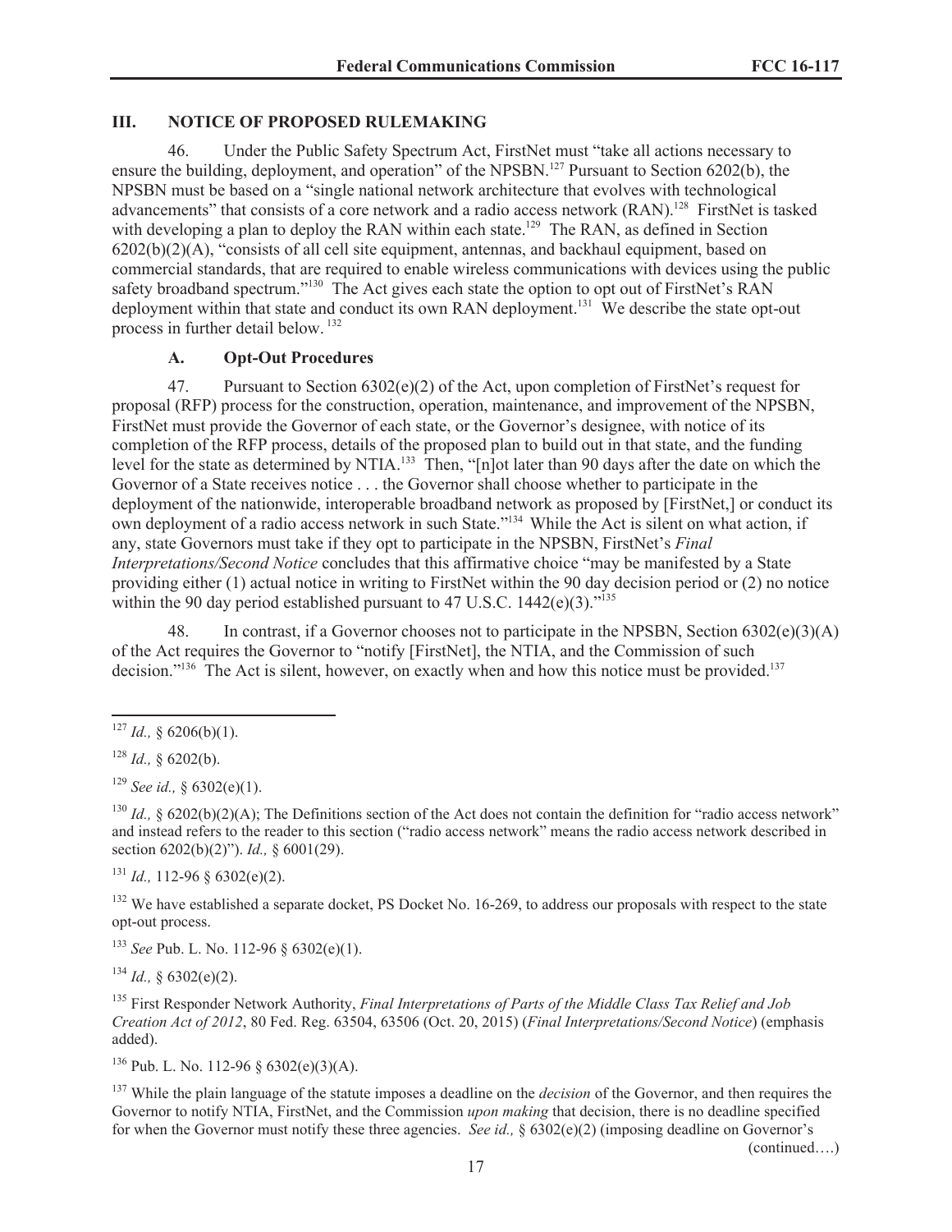## III. NOTICE OF PROPOSED RULEMAKING

46. Under the Public Safety Spectrum Act, FirstNet must "take all actions necessary to ensure the building, deployment, and operation" of the NPSBN.[127] Pursuant to Section 6202(b), the NPSBN must be based on a "single national network architecture that evolves with technological advancements" that consists of a core network and a radio access network (RAN).[128] FirstNet is tasked with developing a plan to deploy the RAN within each state.[129] The RAN, as defined in Section 6202(b)(2)(A), "consists of all cell site equipment, antennas, and backhaul equipment, based on commercial standards, that are required to enable wireless communications with devices using the public safety broadband spectrum."[130] The Act gives each state the option to opt out of FirstNet's RAN deployment within that state and conduct its own RAN deployment.[131] We describe the state opt-out process in further detail below.[132]

### A. Opt-Out Procedures

47. Pursuant to Section 6302(e)(2) of the Act, upon completion of FirstNet's request for proposal (RFP) process for the construction, operation, maintenance, and improvement of the NPSBN, FirstNet must provide the Governor of each state, or the Governor's designee, with notice of its completion of the RFP process, details of the proposed plan to build out in that state, and the funding level for the state as determined by NTIA.[133] Then, "[n]ot later than 90 days after the date on which the Governor of a State receives notice . . . the Governor shall choose whether to participate in the deployment of the nationwide, interoperable broadband network as proposed by [FirstNet,] or conduct its own deployment of a radio access network in such State."[134] While the Act is silent on what action, if any, state Governors must take if they opt to participate in the NPSBN, FirstNet's *Final Interpretations/Second Notice* concludes that this affirmative choice "may be manifested by a State providing either (1) actual notice in writing to FirstNet within the 90 day decision period or (2) no notice within the 90 day period established pursuant to 47 U.S.C. 1442(e)(3)."[135]

48. In contrast, if a Governor chooses not to participate in the NPSBN, Section 6302(e)(3)(A) of the Act requires the Governor to "notify [FirstNet], the NTIA, and the Commission of such decision."[136] The Act is silent, however, on exactly when and how this notice must be provided.[137]

---

[127] *Id.,* § 6206(b)(1).

[128] *Id.,* § 6202(b).

[129] *See id.,* § 6302(e)(1).

[130] *Id.,* § 6202(b)(2)(A); The Definitions section of the Act does not contain the definition for "radio access network" and instead refers to the reader to this section ("radio access network" means the radio access network described in section 6202(b)(2)"). *Id.,* § 6001(29).

[131] *Id.,* 112-96 § 6302(e)(2).

[132] We have established a separate docket, PS Docket No. 16-269, to address our proposals with respect to the state opt-out process.

[133] *See* Pub. L. No. 112-96 § 6302(e)(1).

[134] *Id.,* § 6302(e)(2).

[135] First Responder Network Authority, *Final Interpretations of Parts of the Middle Class Tax Relief and Job Creation Act of 2012*, 80 Fed. Reg. 63504, 63506 (Oct. 20, 2015) (*Final Interpretations/Second Notice*) (emphasis added).

[136] Pub. L. No. 112-96 § 6302(e)(3)(A).

[137] While the plain language of the statute imposes a deadline on the *decision* of the Governor, and then requires the Governor to notify NTIA, FirstNet, and the Commission *upon making* that decision, there is no deadline specified for when the Governor must notify these three agencies. *See id.,* § 6302(e)(2) (imposing deadline on Governor's (continued….)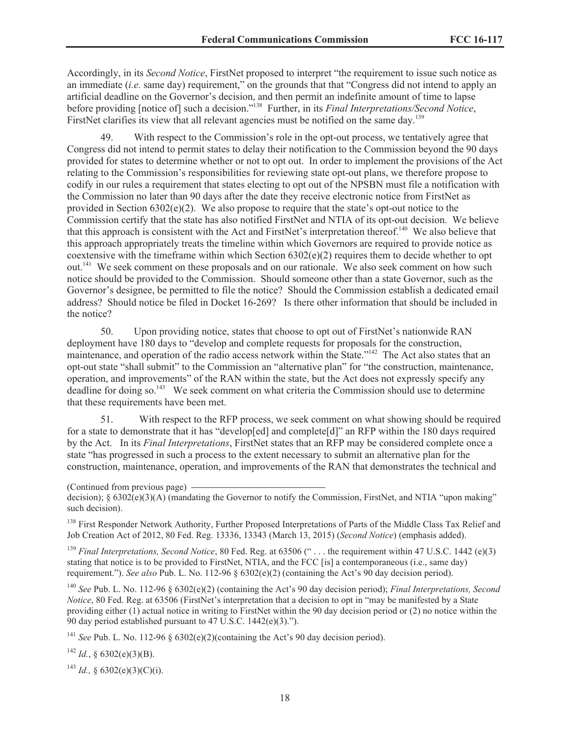Accordingly, in its *Second Notice*, FirstNet proposed to interpret "the requirement to issue such notice as an immediate (*i.e.* same day) requirement," on the grounds that that "Congress did not intend to apply an artificial deadline on the Governor's decision, and then permit an indefinite amount of time to lapse before providing [notice of] such a decision."[138] Further, in its *Final Interpretations/Second Notice*, FirstNet clarifies its view that all relevant agencies must be notified on the same day.[139]

49. With respect to the Commission's role in the opt-out process, we tentatively agree that Congress did not intend to permit states to delay their notification to the Commission beyond the 90 days provided for states to determine whether or not to opt out. In order to implement the provisions of the Act relating to the Commission's responsibilities for reviewing state opt-out plans, we therefore propose to codify in our rules a requirement that states electing to opt out of the NPSBN must file a notification with the Commission no later than 90 days after the date they receive electronic notice from FirstNet as provided in Section 6302(e)(2). We also propose to require that the state's opt-out notice to the Commission certify that the state has also notified FirstNet and NTIA of its opt-out decision. We believe that this approach is consistent with the Act and FirstNet's interpretation thereof.[140] We also believe that this approach appropriately treats the timeline within which Governors are required to provide notice as coextensive with the timeframe within which Section 6302(e)(2) requires them to decide whether to opt out.[141] We seek comment on these proposals and on our rationale. We also seek comment on how such notice should be provided to the Commission. Should someone other than a state Governor, such as the Governor's designee, be permitted to file the notice? Should the Commission establish a dedicated email address? Should notice be filed in Docket 16-269? Is there other information that should be included in the notice?

50. Upon providing notice, states that choose to opt out of FirstNet's nationwide RAN deployment have 180 days to "develop and complete requests for proposals for the construction, maintenance, and operation of the radio access network within the State."[142] The Act also states that an opt-out state "shall submit" to the Commission an "alternative plan" for "the construction, maintenance, operation, and improvements" of the RAN within the state, but the Act does not expressly specify any deadline for doing so.[143] We seek comment on what criteria the Commission should use to determine that these requirements have been met.

51. With respect to the RFP process, we seek comment on what showing should be required for a state to demonstrate that it has "develop[ed] and complete[d]" an RFP within the 180 days required by the Act. In its *Final Interpretations*, FirstNet states that an RFP may be considered complete once a state "has progressed in such a process to the extent necessary to submit an alternative plan for the construction, maintenance, operation, and improvements of the RAN that demonstrates the technical and

(Continued from previous page)

decision); § 6302(e)(3)(A) (mandating the Governor to notify the Commission, FirstNet, and NTIA "upon making" such decision).

[138] First Responder Network Authority, Further Proposed Interpretations of Parts of the Middle Class Tax Relief and Job Creation Act of 2012, 80 Fed. Reg. 13336, 13343 (March 13, 2015) (*Second Notice*) (emphasis added).

[139] *Final Interpretations, Second Notice*, 80 Fed. Reg. at 63506 (" . . . the requirement within 47 U.S.C. 1442 (e)(3) stating that notice is to be provided to FirstNet, NTIA, and the FCC [is] a contemporaneous (i.e., same day) requirement."). *See also* Pub. L. No. 112-96 § 6302(e)(2) (containing the Act's 90 day decision period).

[140] *See* Pub. L. No. 112-96 § 6302(e)(2) (containing the Act's 90 day decision period); *Final Interpretations, Second Notice*, 80 Fed. Reg. at 63506 (FirstNet's interpretation that a decision to opt in "may be manifested by a State providing either (1) actual notice in writing to FirstNet within the 90 day decision period or (2) no notice within the 90 day period established pursuant to 47 U.S.C. 1442(e)(3).").

[141] *See* Pub. L. No. 112-96 § 6302(e)(2)(containing the Act's 90 day decision period).

[142] *Id.*, § 6302(e)(3)(B).

[143] *Id.,* § 6302(e)(3)(C)(i).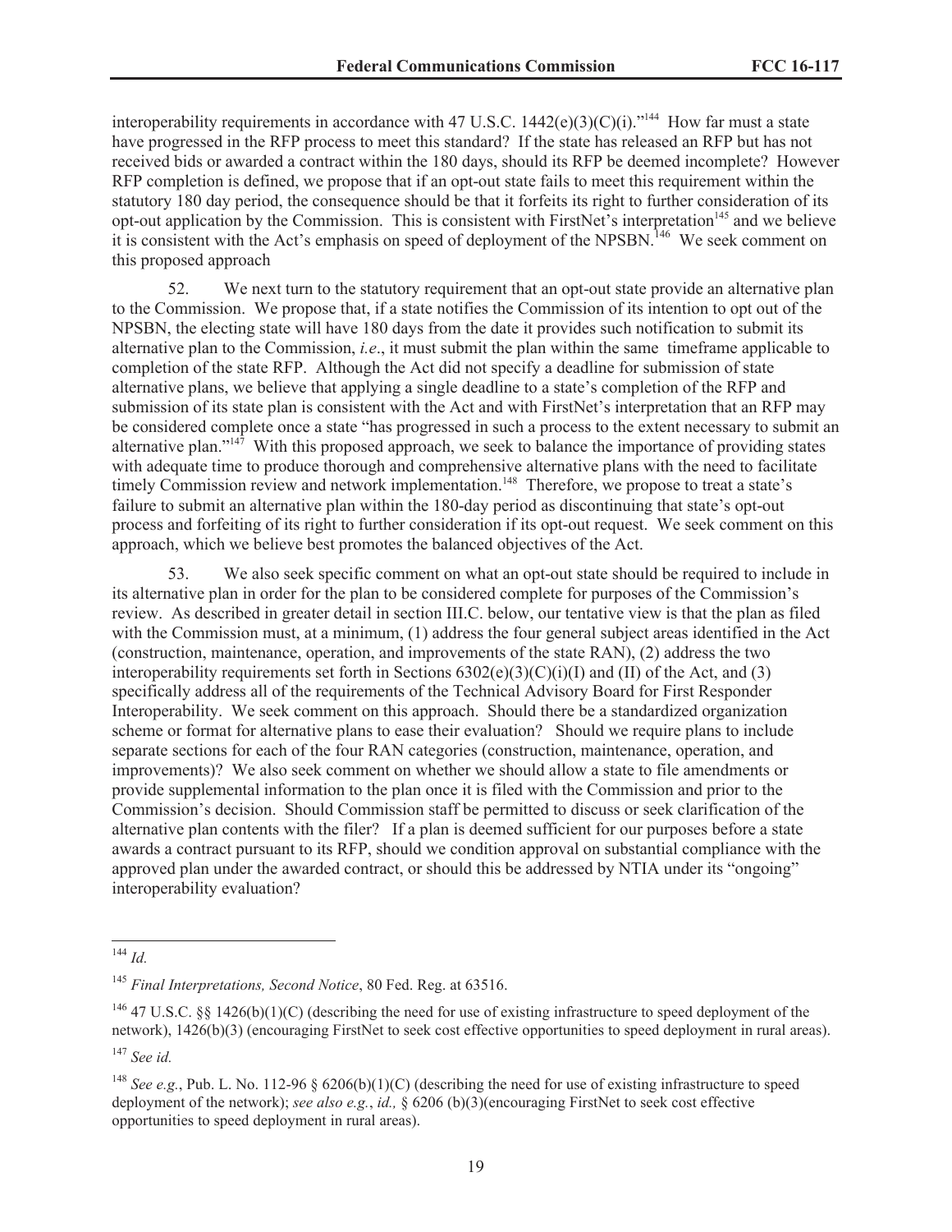interoperability requirements in accordance with 47 U.S.C. 1442(e)(3)(C)(i)."[144] How far must a state have progressed in the RFP process to meet this standard? If the state has released an RFP but has not received bids or awarded a contract within the 180 days, should its RFP be deemed incomplete? However RFP completion is defined, we propose that if an opt-out state fails to meet this requirement within the statutory 180 day period, the consequence should be that it forfeits its right to further consideration of its opt-out application by the Commission. This is consistent with FirstNet's interpretation[145] and we believe it is consistent with the Act's emphasis on speed of deployment of the NPSBN.[146] We seek comment on this proposed approach

52. We next turn to the statutory requirement that an opt-out state provide an alternative plan to the Commission. We propose that, if a state notifies the Commission of its intention to opt out of the NPSBN, the electing state will have 180 days from the date it provides such notification to submit its alternative plan to the Commission, *i.e*., it must submit the plan within the same timeframe applicable to completion of the state RFP. Although the Act did not specify a deadline for submission of state alternative plans, we believe that applying a single deadline to a state's completion of the RFP and submission of its state plan is consistent with the Act and with FirstNet's interpretation that an RFP may be considered complete once a state "has progressed in such a process to the extent necessary to submit an alternative plan."[147] With this proposed approach, we seek to balance the importance of providing states with adequate time to produce thorough and comprehensive alternative plans with the need to facilitate timely Commission review and network implementation.[148] Therefore, we propose to treat a state's failure to submit an alternative plan within the 180-day period as discontinuing that state's opt-out process and forfeiting of its right to further consideration if its opt-out request. We seek comment on this approach, which we believe best promotes the balanced objectives of the Act.

53. We also seek specific comment on what an opt-out state should be required to include in its alternative plan in order for the plan to be considered complete for purposes of the Commission's review. As described in greater detail in section III.C. below, our tentative view is that the plan as filed with the Commission must, at a minimum, (1) address the four general subject areas identified in the Act (construction, maintenance, operation, and improvements of the state RAN), (2) address the two interoperability requirements set forth in Sections 6302(e)(3)(C)(i)(I) and (II) of the Act, and (3) specifically address all of the requirements of the Technical Advisory Board for First Responder Interoperability. We seek comment on this approach. Should there be a standardized organization scheme or format for alternative plans to ease their evaluation? Should we require plans to include separate sections for each of the four RAN categories (construction, maintenance, operation, and improvements)? We also seek comment on whether we should allow a state to file amendments or provide supplemental information to the plan once it is filed with the Commission and prior to the Commission's decision. Should Commission staff be permitted to discuss or seek clarification of the alternative plan contents with the filer? If a plan is deemed sufficient for our purposes before a state awards a contract pursuant to its RFP, should we condition approval on substantial compliance with the approved plan under the awarded contract, or should this be addressed by NTIA under its "ongoing" interoperability evaluation?

---

[144] *Id.*

[145] *Final Interpretations, Second Notice*, 80 Fed. Reg. at 63516.

[146] 47 U.S.C. §§ 1426(b)(1)(C) (describing the need for use of existing infrastructure to speed deployment of the network), 1426(b)(3) (encouraging FirstNet to seek cost effective opportunities to speed deployment in rural areas).

[147] *See id.*

[148] *See e.g.*, Pub. L. No. 112-96 § 6206(b)(1)(C) (describing the need for use of existing infrastructure to speed deployment of the network); *see also e.g.*, *id.,* § 6206 (b)(3)(encouraging FirstNet to seek cost effective opportunities to speed deployment in rural areas).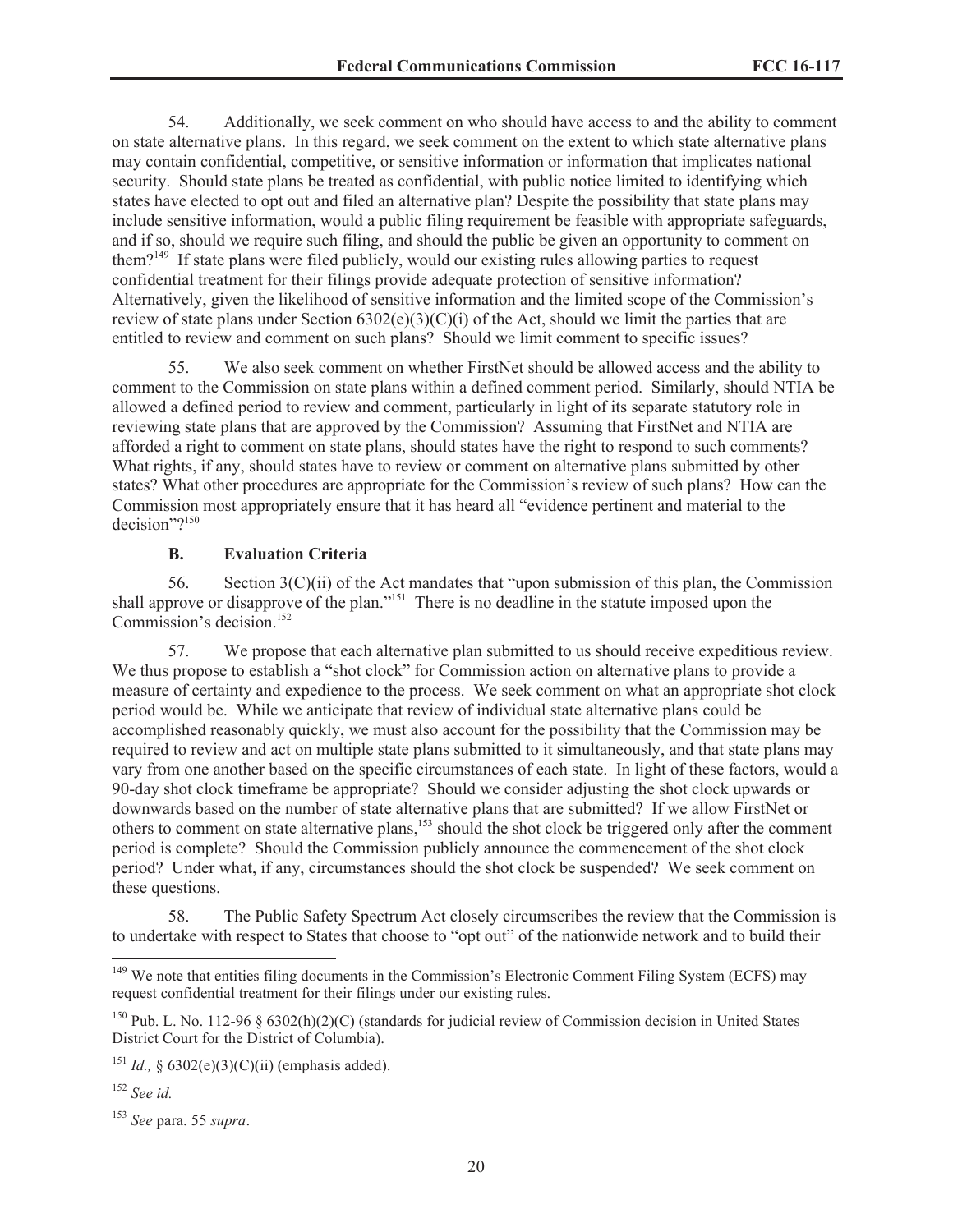54. Additionally, we seek comment on who should have access to and the ability to comment on state alternative plans. In this regard, we seek comment on the extent to which state alternative plans may contain confidential, competitive, or sensitive information or information that implicates national security. Should state plans be treated as confidential, with public notice limited to identifying which states have elected to opt out and filed an alternative plan? Despite the possibility that state plans may include sensitive information, would a public filing requirement be feasible with appropriate safeguards, and if so, should we require such filing, and should the public be given an opportunity to comment on them?[149] If state plans were filed publicly, would our existing rules allowing parties to request confidential treatment for their filings provide adequate protection of sensitive information? Alternatively, given the likelihood of sensitive information and the limited scope of the Commission's review of state plans under Section 6302(e)(3)(C)(i) of the Act, should we limit the parties that are entitled to review and comment on such plans? Should we limit comment to specific issues?

55. We also seek comment on whether FirstNet should be allowed access and the ability to comment to the Commission on state plans within a defined comment period. Similarly, should NTIA be allowed a defined period to review and comment, particularly in light of its separate statutory role in reviewing state plans that are approved by the Commission? Assuming that FirstNet and NTIA are afforded a right to comment on state plans, should states have the right to respond to such comments? What rights, if any, should states have to review or comment on alternative plans submitted by other states? What other procedures are appropriate for the Commission's review of such plans? How can the Commission most appropriately ensure that it has heard all "evidence pertinent and material to the decision"?[150]

### B. Evaluation Criteria

56. Section 3(C)(ii) of the Act mandates that "upon submission of this plan, the Commission shall approve or disapprove of the plan."[151] There is no deadline in the statute imposed upon the Commission's decision.[152]

57. We propose that each alternative plan submitted to us should receive expeditious review. We thus propose to establish a "shot clock" for Commission action on alternative plans to provide a measure of certainty and expedience to the process. We seek comment on what an appropriate shot clock period would be. While we anticipate that review of individual state alternative plans could be accomplished reasonably quickly, we must also account for the possibility that the Commission may be required to review and act on multiple state plans submitted to it simultaneously, and that state plans may vary from one another based on the specific circumstances of each state. In light of these factors, would a 90-day shot clock timeframe be appropriate? Should we consider adjusting the shot clock upwards or downwards based on the number of state alternative plans that are submitted? If we allow FirstNet or others to comment on state alternative plans,[153] should the shot clock be triggered only after the comment period is complete? Should the Commission publicly announce the commencement of the shot clock period? Under what, if any, circumstances should the shot clock be suspended? We seek comment on these questions.

58. The Public Safety Spectrum Act closely circumscribes the review that the Commission is to undertake with respect to States that choose to "opt out" of the nationwide network and to build their

---

[149] We note that entities filing documents in the Commission's Electronic Comment Filing System (ECFS) may request confidential treatment for their filings under our existing rules.

[150] Pub. L. No. 112-96 § 6302(h)(2)(C) (standards for judicial review of Commission decision in United States District Court for the District of Columbia).

[151] *Id.,* § 6302(e)(3)(C)(ii) (emphasis added).

[152] *See id.*

[153] *See* para. 55 *supra*.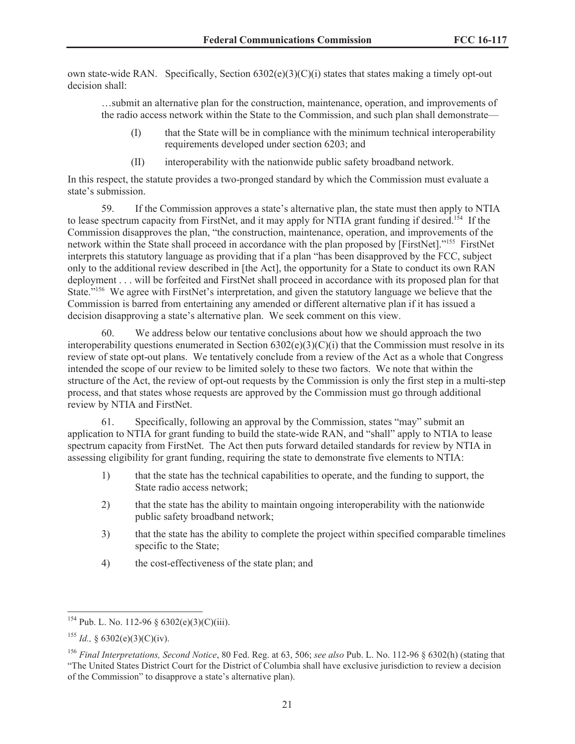own state-wide RAN. Specifically, Section 6302(e)(3)(C)(i) states that states making a timely opt-out decision shall:

> …submit an alternative plan for the construction, maintenance, operation, and improvements of the radio access network within the State to the Commission, and such plan shall demonstrate—
>
> (I) that the State will be in compliance with the minimum technical interoperability requirements developed under section 6203; and
>
> (II) interoperability with the nationwide public safety broadband network.

In this respect, the statute provides a two-pronged standard by which the Commission must evaluate a state's submission.

59. If the Commission approves a state's alternative plan, the state must then apply to NTIA to lease spectrum capacity from FirstNet, and it may apply for NTIA grant funding if desired.[154] If the Commission disapproves the plan, "the construction, maintenance, operation, and improvements of the network within the State shall proceed in accordance with the plan proposed by [FirstNet]."[155] FirstNet interprets this statutory language as providing that if a plan "has been disapproved by the FCC, subject only to the additional review described in [the Act], the opportunity for a State to conduct its own RAN deployment . . . will be forfeited and FirstNet shall proceed in accordance with its proposed plan for that State."[156] We agree with FirstNet's interpretation, and given the statutory language we believe that the Commission is barred from entertaining any amended or different alternative plan if it has issued a decision disapproving a state's alternative plan. We seek comment on this view.

60. We address below our tentative conclusions about how we should approach the two interoperability questions enumerated in Section 6302(e)(3)(C)(i) that the Commission must resolve in its review of state opt-out plans. We tentatively conclude from a review of the Act as a whole that Congress intended the scope of our review to be limited solely to these two factors. We note that within the structure of the Act, the review of opt-out requests by the Commission is only the first step in a multi-step process, and that states whose requests are approved by the Commission must go through additional review by NTIA and FirstNet.

61. Specifically, following an approval by the Commission, states "may" submit an application to NTIA for grant funding to build the state-wide RAN, and "shall" apply to NTIA to lease spectrum capacity from FirstNet. The Act then puts forward detailed standards for review by NTIA in assessing eligibility for grant funding, requiring the state to demonstrate five elements to NTIA:

1) that the state has the technical capabilities to operate, and the funding to support, the State radio access network;
2) that the state has the ability to maintain ongoing interoperability with the nationwide public safety broadband network;
3) that the state has the ability to complete the project within specified comparable timelines specific to the State;
4) the cost-effectiveness of the state plan; and

---

[154] Pub. L. No. 112-96 § 6302(e)(3)(C)(iii).

[155] *Id.,* § 6302(e)(3)(C)(iv).

[156] *Final Interpretations, Second Notice*, 80 Fed. Reg. at 63, 506; *see also* Pub. L. No. 112-96 § 6302(h) (stating that "The United States District Court for the District of Columbia shall have exclusive jurisdiction to review a decision of the Commission" to disapprove a state's alternative plan).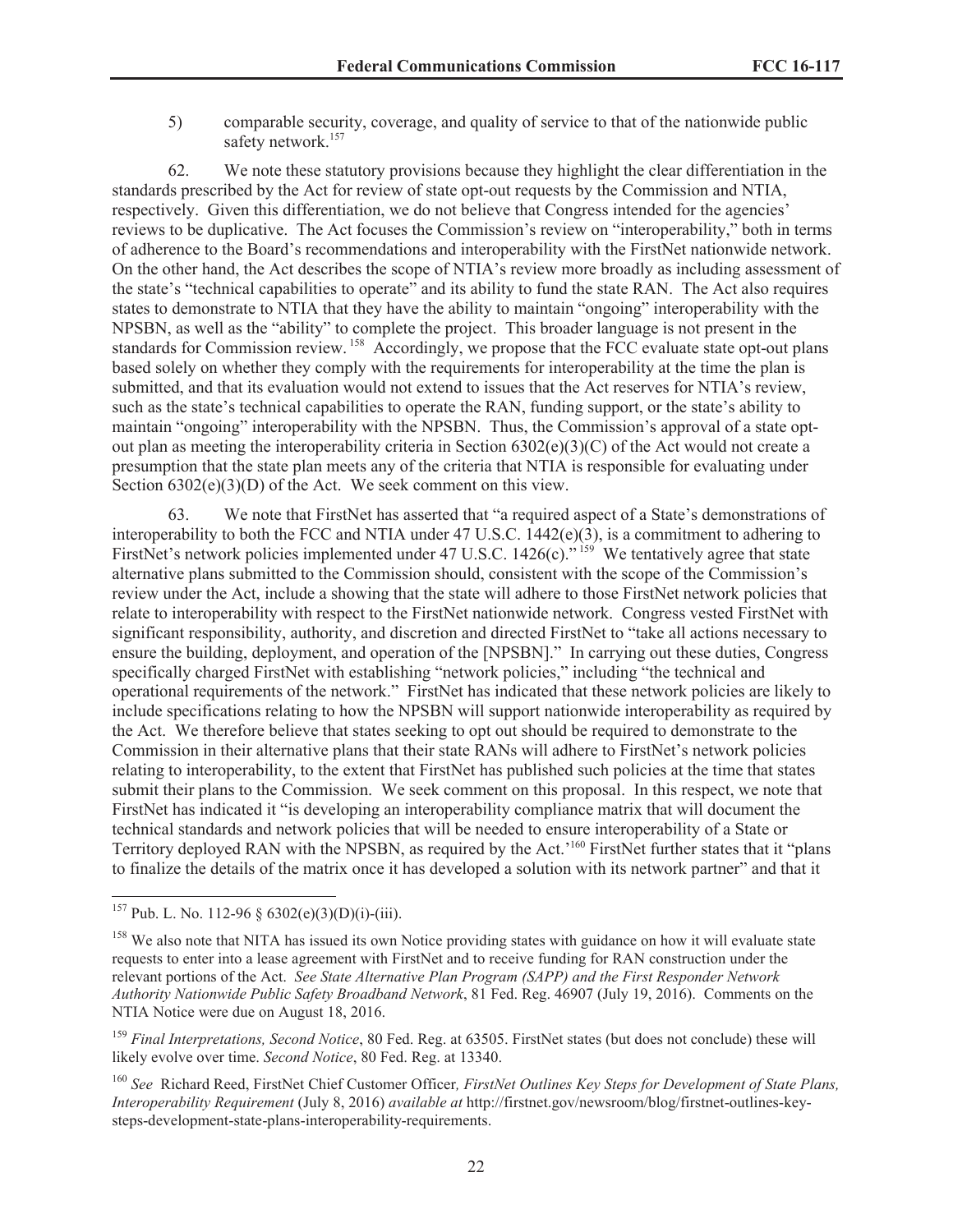5) comparable security, coverage, and quality of service to that of the nationwide public safety network.[157]

62. We note these statutory provisions because they highlight the clear differentiation in the standards prescribed by the Act for review of state opt-out requests by the Commission and NTIA, respectively. Given this differentiation, we do not believe that Congress intended for the agencies' reviews to be duplicative. The Act focuses the Commission's review on "interoperability," both in terms of adherence to the Board's recommendations and interoperability with the FirstNet nationwide network. On the other hand, the Act describes the scope of NTIA's review more broadly as including assessment of the state's "technical capabilities to operate" and its ability to fund the state RAN. The Act also requires states to demonstrate to NTIA that they have the ability to maintain "ongoing" interoperability with the NPSBN, as well as the "ability" to complete the project. This broader language is not present in the standards for Commission review.[158] Accordingly, we propose that the FCC evaluate state opt-out plans based solely on whether they comply with the requirements for interoperability at the time the plan is submitted, and that its evaluation would not extend to issues that the Act reserves for NTIA's review, such as the state's technical capabilities to operate the RAN, funding support, or the state's ability to maintain "ongoing" interoperability with the NPSBN. Thus, the Commission's approval of a state opt-out plan as meeting the interoperability criteria in Section 6302(e)(3)(C) of the Act would not create a presumption that the state plan meets any of the criteria that NTIA is responsible for evaluating under Section 6302(e)(3)(D) of the Act. We seek comment on this view.

63. We note that FirstNet has asserted that "a required aspect of a State's demonstrations of interoperability to both the FCC and NTIA under 47 U.S.C. 1442(e)(3), is a commitment to adhering to FirstNet's network policies implemented under 47 U.S.C. 1426(c)."[159] We tentatively agree that state alternative plans submitted to the Commission should, consistent with the scope of the Commission's review under the Act, include a showing that the state will adhere to those FirstNet network policies that relate to interoperability with respect to the FirstNet nationwide network. Congress vested FirstNet with significant responsibility, authority, and discretion and directed FirstNet to "take all actions necessary to ensure the building, deployment, and operation of the [NPSBN]." In carrying out these duties, Congress specifically charged FirstNet with establishing "network policies," including "the technical and operational requirements of the network." FirstNet has indicated that these network policies are likely to include specifications relating to how the NPSBN will support nationwide interoperability as required by the Act. We therefore believe that states seeking to opt out should be required to demonstrate to the Commission in their alternative plans that their state RANs will adhere to FirstNet's network policies relating to interoperability, to the extent that FirstNet has published such policies at the time that states submit their plans to the Commission. We seek comment on this proposal. In this respect, we note that FirstNet has indicated it "is developing an interoperability compliance matrix that will document the technical standards and network policies that will be needed to ensure interoperability of a State or Territory deployed RAN with the NPSBN, as required by the Act.'[160] FirstNet further states that it "plans to finalize the details of the matrix once it has developed a solution with its network partner" and that it

---

[157] Pub. L. No. 112-96 § 6302(e)(3)(D)(i)-(iii).

[158] We also note that NITA has issued its own Notice providing states with guidance on how it will evaluate state requests to enter into a lease agreement with FirstNet and to receive funding for RAN construction under the relevant portions of the Act. *See State Alternative Plan Program (SAPP) and the First Responder Network Authority Nationwide Public Safety Broadband Network*, 81 Fed. Reg. 46907 (July 19, 2016). Comments on the NTIA Notice were due on August 18, 2016.

[159] *Final Interpretations, Second Notice*, 80 Fed. Reg. at 63505. FirstNet states (but does not conclude) these will likely evolve over time. *Second Notice*, 80 Fed. Reg. at 13340.

[160] *See* Richard Reed, FirstNet Chief Customer Officer*, FirstNet Outlines Key Steps for Development of State Plans, Interoperability Requirement* (July 8, 2016) *available at* http://firstnet.gov/newsroom/blog/firstnet-outlines-key-steps-development-state-plans-interoperability-requirements.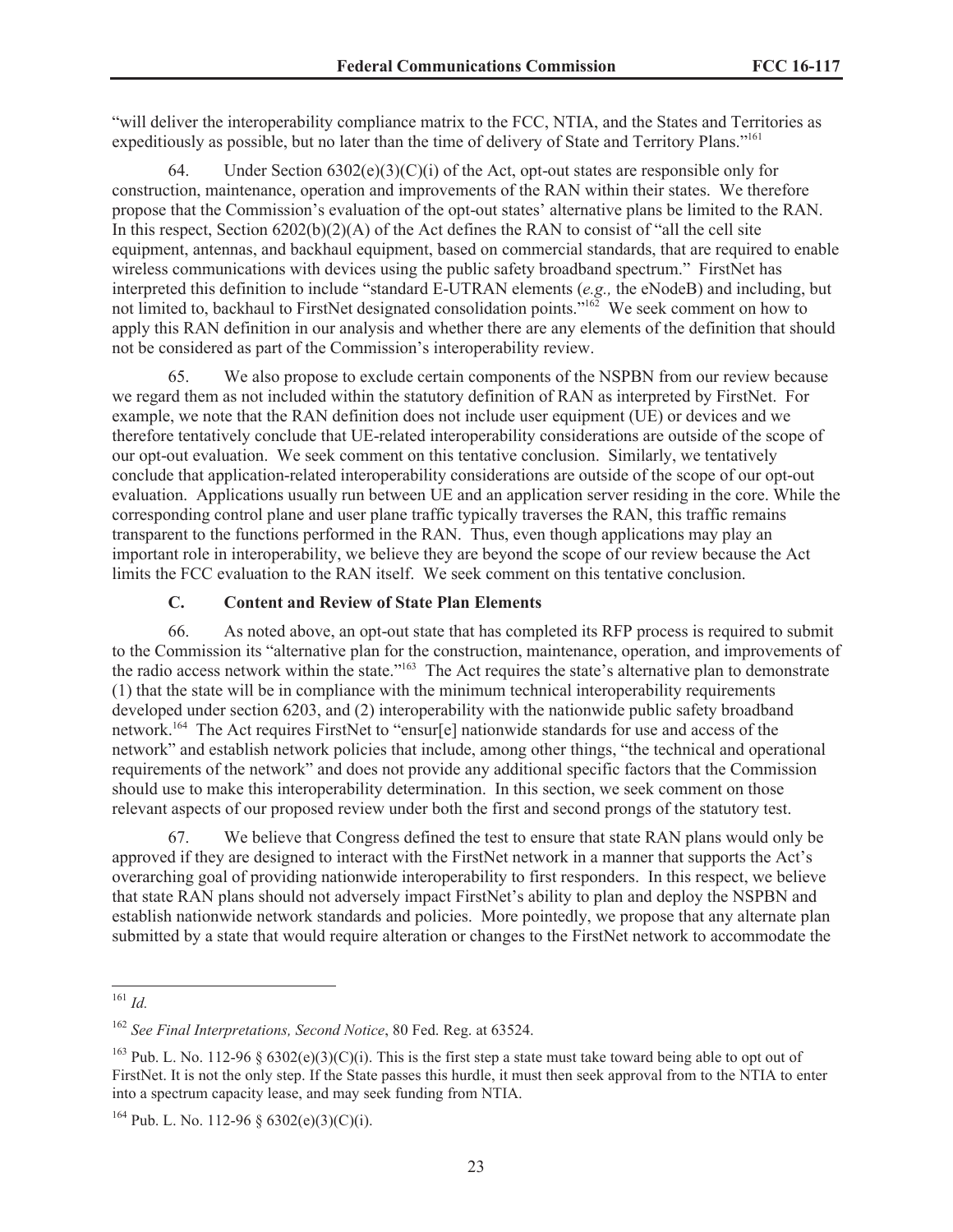"will deliver the interoperability compliance matrix to the FCC, NTIA, and the States and Territories as expeditiously as possible, but no later than the time of delivery of State and Territory Plans."[161]

64. Under Section 6302(e)(3)(C)(i) of the Act, opt-out states are responsible only for construction, maintenance, operation and improvements of the RAN within their states. We therefore propose that the Commission's evaluation of the opt-out states' alternative plans be limited to the RAN. In this respect, Section 6202(b)(2)(A) of the Act defines the RAN to consist of "all the cell site equipment, antennas, and backhaul equipment, based on commercial standards, that are required to enable wireless communications with devices using the public safety broadband spectrum." FirstNet has interpreted this definition to include "standard E-UTRAN elements (*e.g.,* the eNodeB) and including, but not limited to, backhaul to FirstNet designated consolidation points."[162] We seek comment on how to apply this RAN definition in our analysis and whether there are any elements of the definition that should not be considered as part of the Commission's interoperability review.

65. We also propose to exclude certain components of the NSPBN from our review because we regard them as not included within the statutory definition of RAN as interpreted by FirstNet. For example, we note that the RAN definition does not include user equipment (UE) or devices and we therefore tentatively conclude that UE-related interoperability considerations are outside of the scope of our opt-out evaluation. We seek comment on this tentative conclusion. Similarly, we tentatively conclude that application-related interoperability considerations are outside of the scope of our opt-out evaluation. Applications usually run between UE and an application server residing in the core. While the corresponding control plane and user plane traffic typically traverses the RAN, this traffic remains transparent to the functions performed in the RAN. Thus, even though applications may play an important role in interoperability, we believe they are beyond the scope of our review because the Act limits the FCC evaluation to the RAN itself. We seek comment on this tentative conclusion.

### C. Content and Review of State Plan Elements

66. As noted above, an opt-out state that has completed its RFP process is required to submit to the Commission its "alternative plan for the construction, maintenance, operation, and improvements of the radio access network within the state."[163] The Act requires the state's alternative plan to demonstrate (1) that the state will be in compliance with the minimum technical interoperability requirements developed under section 6203, and (2) interoperability with the nationwide public safety broadband network.[164] The Act requires FirstNet to "ensur[e] nationwide standards for use and access of the network" and establish network policies that include, among other things, "the technical and operational requirements of the network" and does not provide any additional specific factors that the Commission should use to make this interoperability determination. In this section, we seek comment on those relevant aspects of our proposed review under both the first and second prongs of the statutory test.

67. We believe that Congress defined the test to ensure that state RAN plans would only be approved if they are designed to interact with the FirstNet network in a manner that supports the Act's overarching goal of providing nationwide interoperability to first responders. In this respect, we believe that state RAN plans should not adversely impact FirstNet's ability to plan and deploy the NSPBN and establish nationwide network standards and policies. More pointedly, we propose that any alternate plan submitted by a state that would require alteration or changes to the FirstNet network to accommodate the

---

[161] *Id.*

[162] *See Final Interpretations, Second Notice*, 80 Fed. Reg. at 63524.

[163] Pub. L. No. 112-96 § 6302(e)(3)(C)(i). This is the first step a state must take toward being able to opt out of FirstNet. It is not the only step. If the State passes this hurdle, it must then seek approval from to the NTIA to enter into a spectrum capacity lease, and may seek funding from NTIA.

[164] Pub. L. No. 112-96 § 6302(e)(3)(C)(i).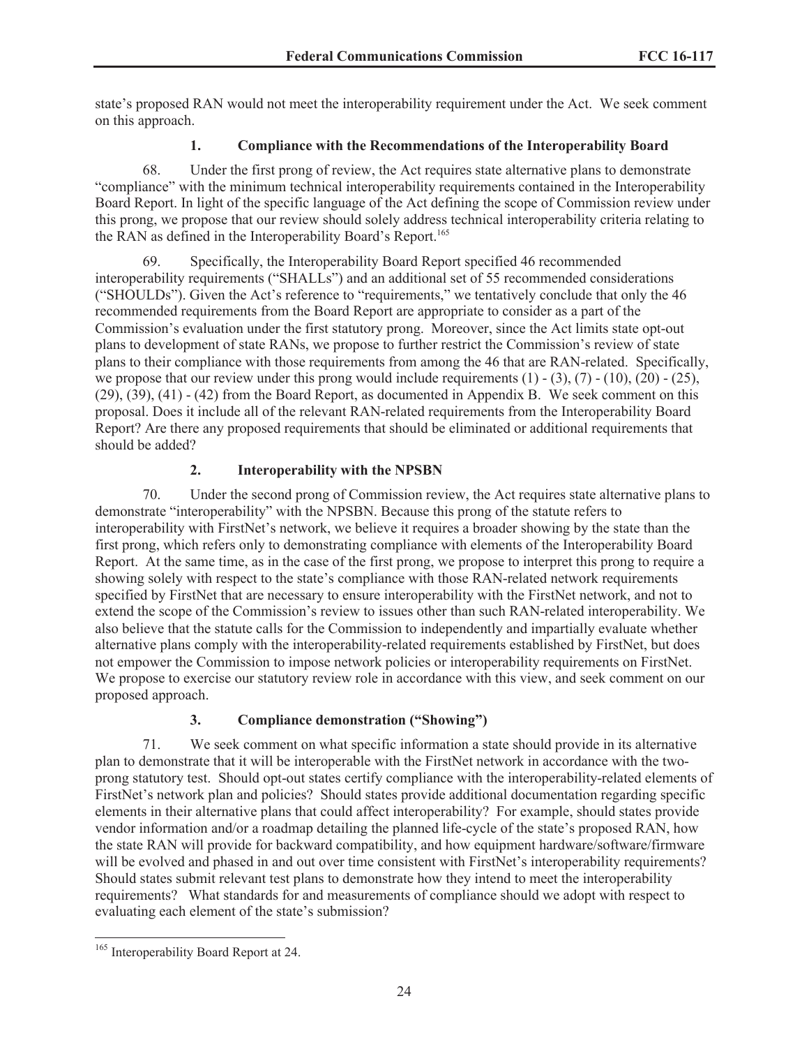state's proposed RAN would not meet the interoperability requirement under the Act. We seek comment on this approach.

### 1. Compliance with the Recommendations of the Interoperability Board

68. Under the first prong of review, the Act requires state alternative plans to demonstrate "compliance" with the minimum technical interoperability requirements contained in the Interoperability Board Report. In light of the specific language of the Act defining the scope of Commission review under this prong, we propose that our review should solely address technical interoperability criteria relating to the RAN as defined in the Interoperability Board's Report.[165]

69. Specifically, the Interoperability Board Report specified 46 recommended interoperability requirements ("SHALLs") and an additional set of 55 recommended considerations ("SHOULDs"). Given the Act's reference to "requirements," we tentatively conclude that only the 46 recommended requirements from the Board Report are appropriate to consider as a part of the Commission's evaluation under the first statutory prong. Moreover, since the Act limits state opt-out plans to development of state RANs, we propose to further restrict the Commission's review of state plans to their compliance with those requirements from among the 46 that are RAN-related. Specifically, we propose that our review under this prong would include requirements (1) - (3), (7) - (10), (20) - (25), (29), (39), (41) - (42) from the Board Report, as documented in Appendix B. We seek comment on this proposal. Does it include all of the relevant RAN-related requirements from the Interoperability Board Report? Are there any proposed requirements that should be eliminated or additional requirements that should be added?

### 2. Interoperability with the NPSBN

70. Under the second prong of Commission review, the Act requires state alternative plans to demonstrate "interoperability" with the NPSBN. Because this prong of the statute refers to interoperability with FirstNet's network, we believe it requires a broader showing by the state than the first prong, which refers only to demonstrating compliance with elements of the Interoperability Board Report. At the same time, as in the case of the first prong, we propose to interpret this prong to require a showing solely with respect to the state's compliance with those RAN-related network requirements specified by FirstNet that are necessary to ensure interoperability with the FirstNet network, and not to extend the scope of the Commission's review to issues other than such RAN-related interoperability. We also believe that the statute calls for the Commission to independently and impartially evaluate whether alternative plans comply with the interoperability-related requirements established by FirstNet, but does not empower the Commission to impose network policies or interoperability requirements on FirstNet. We propose to exercise our statutory review role in accordance with this view, and seek comment on our proposed approach.

### 3. Compliance demonstration ("Showing")

71. We seek comment on what specific information a state should provide in its alternative plan to demonstrate that it will be interoperable with the FirstNet network in accordance with the two-prong statutory test. Should opt-out states certify compliance with the interoperability-related elements of FirstNet's network plan and policies? Should states provide additional documentation regarding specific elements in their alternative plans that could affect interoperability? For example, should states provide vendor information and/or a roadmap detailing the planned life-cycle of the state's proposed RAN, how the state RAN will provide for backward compatibility, and how equipment hardware/software/firmware will be evolved and phased in and out over time consistent with FirstNet's interoperability requirements? Should states submit relevant test plans to demonstrate how they intend to meet the interoperability requirements? What standards for and measurements of compliance should we adopt with respect to evaluating each element of the state's submission?

---

[165] Interoperability Board Report at 24.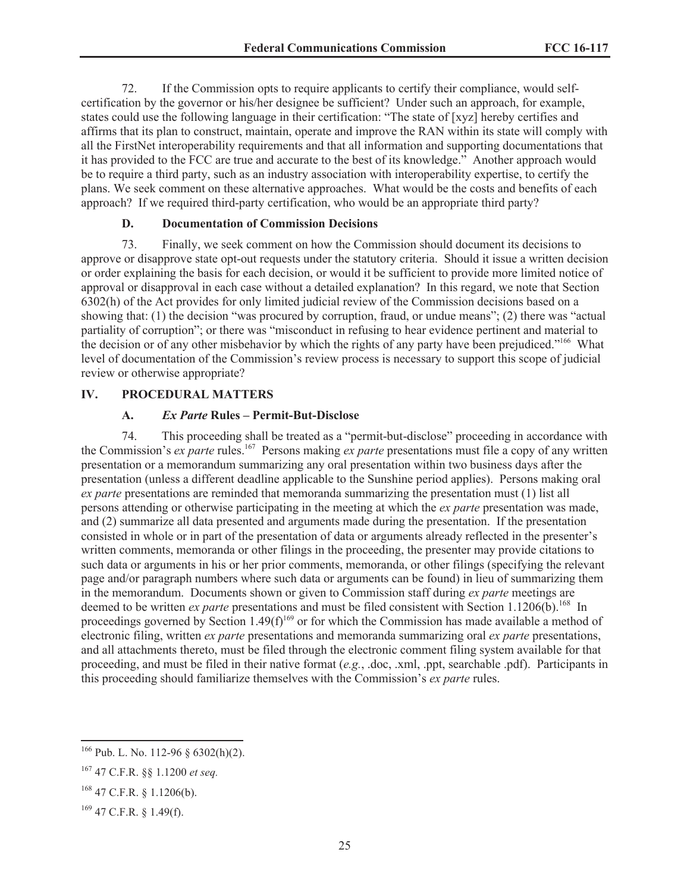72. If the Commission opts to require applicants to certify their compliance, would self-certification by the governor or his/her designee be sufficient? Under such an approach, for example, states could use the following language in their certification: "The state of [xyz] hereby certifies and affirms that its plan to construct, maintain, operate and improve the RAN within its state will comply with all the FirstNet interoperability requirements and that all information and supporting documentations that it has provided to the FCC are true and accurate to the best of its knowledge." Another approach would be to require a third party, such as an industry association with interoperability expertise, to certify the plans. We seek comment on these alternative approaches. What would be the costs and benefits of each approach? If we required third-party certification, who would be an appropriate third party?

### D. Documentation of Commission Decisions

73. Finally, we seek comment on how the Commission should document its decisions to approve or disapprove state opt-out requests under the statutory criteria. Should it issue a written decision or order explaining the basis for each decision, or would it be sufficient to provide more limited notice of approval or disapproval in each case without a detailed explanation? In this regard, we note that Section 6302(h) of the Act provides for only limited judicial review of the Commission decisions based on a showing that: (1) the decision "was procured by corruption, fraud, or undue means"; (2) there was "actual partiality of corruption"; or there was "misconduct in refusing to hear evidence pertinent and material to the decision or of any other misbehavior by which the rights of any party have been prejudiced."[166] What level of documentation of the Commission's review process is necessary to support this scope of judicial review or otherwise appropriate?

## IV. PROCEDURAL MATTERS

### A. *Ex Parte* Rules – Permit-But-Disclose

74. This proceeding shall be treated as a "permit-but-disclose" proceeding in accordance with the Commission's *ex parte* rules.[167] Persons making *ex parte* presentations must file a copy of any written presentation or a memorandum summarizing any oral presentation within two business days after the presentation (unless a different deadline applicable to the Sunshine period applies). Persons making oral *ex parte* presentations are reminded that memoranda summarizing the presentation must (1) list all persons attending or otherwise participating in the meeting at which the *ex parte* presentation was made, and (2) summarize all data presented and arguments made during the presentation. If the presentation consisted in whole or in part of the presentation of data or arguments already reflected in the presenter's written comments, memoranda or other filings in the proceeding, the presenter may provide citations to such data or arguments in his or her prior comments, memoranda, or other filings (specifying the relevant page and/or paragraph numbers where such data or arguments can be found) in lieu of summarizing them in the memorandum. Documents shown or given to Commission staff during *ex parte* meetings are deemed to be written *ex parte* presentations and must be filed consistent with Section 1.1206(b).[168] In proceedings governed by Section 1.49(f)[169] or for which the Commission has made available a method of electronic filing, written *ex parte* presentations and memoranda summarizing oral *ex parte* presentations, and all attachments thereto, must be filed through the electronic comment filing system available for that proceeding, and must be filed in their native format (*e.g.*, .doc, .xml, .ppt, searchable .pdf). Participants in this proceeding should familiarize themselves with the Commission's *ex parte* rules.

---

[166] Pub. L. No. 112-96 § 6302(h)(2).

[167] 47 C.F.R. §§ 1.1200 *et seq.*

[168] 47 C.F.R. § 1.1206(b).

[169] 47 C.F.R. § 1.49(f).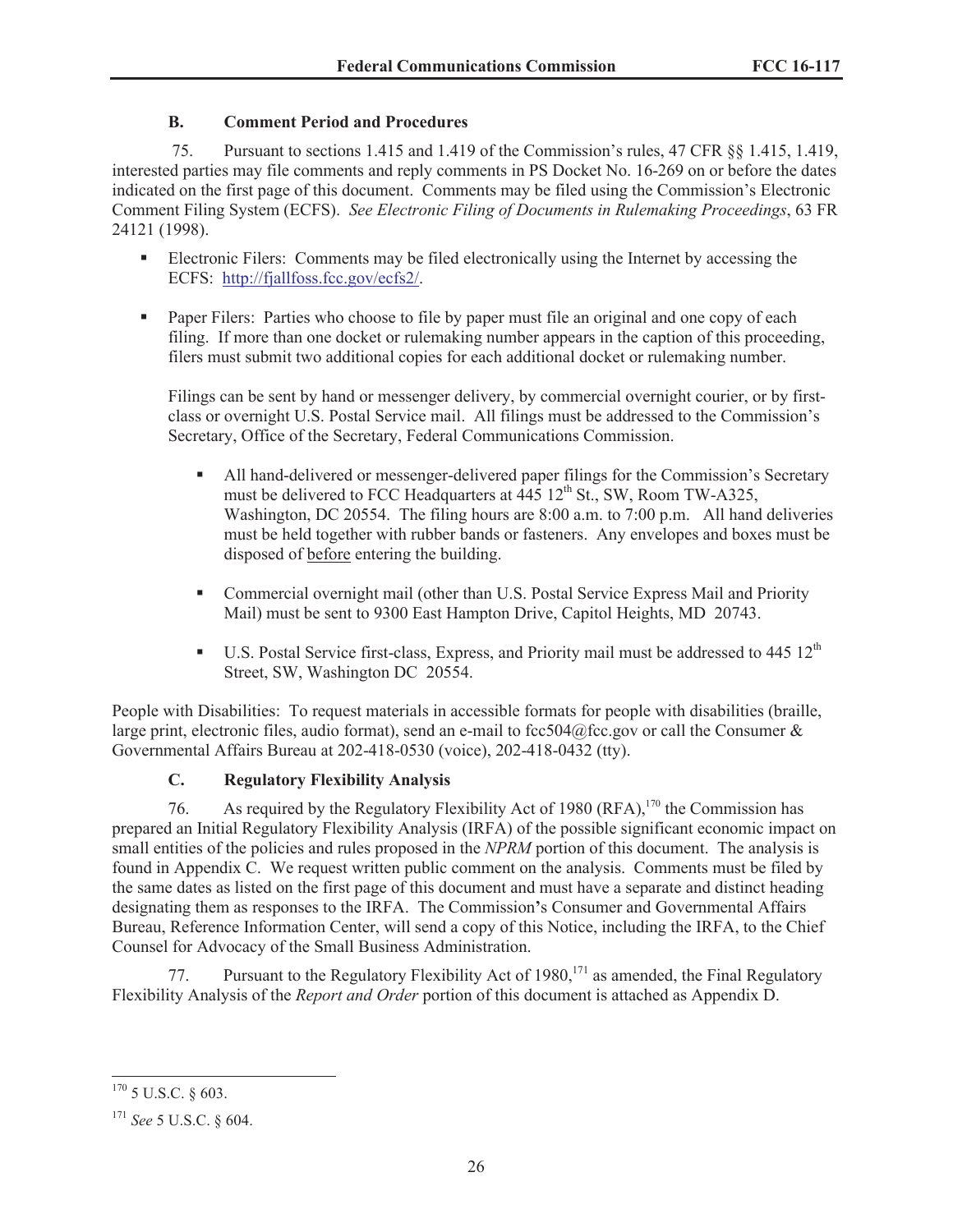### B. Comment Period and Procedures

75. Pursuant to sections 1.415 and 1.419 of the Commission's rules, 47 CFR §§ 1.415, 1.419, interested parties may file comments and reply comments in PS Docket No. 16-269 on or before the dates indicated on the first page of this document. Comments may be filed using the Commission's Electronic Comment Filing System (ECFS). *See Electronic Filing of Documents in Rulemaking Proceedings*, 63 FR 24121 (1998).

- Electronic Filers: Comments may be filed electronically using the Internet by accessing the ECFS: http://fjallfoss.fcc.gov/ecfs2/.

- Paper Filers: Parties who choose to file by paper must file an original and one copy of each filing. If more than one docket or rulemaking number appears in the caption of this proceeding, filers must submit two additional copies for each additional docket or rulemaking number.

  Filings can be sent by hand or messenger delivery, by commercial overnight courier, or by first-class or overnight U.S. Postal Service mail. All filings must be addressed to the Commission's Secretary, Office of the Secretary, Federal Communications Commission.

  - All hand-delivered or messenger-delivered paper filings for the Commission's Secretary must be delivered to FCC Headquarters at 445 12th St., SW, Room TW-A325, Washington, DC 20554. The filing hours are 8:00 a.m. to 7:00 p.m. All hand deliveries must be held together with rubber bands or fasteners. Any envelopes and boxes must be disposed of before entering the building.

  - Commercial overnight mail (other than U.S. Postal Service Express Mail and Priority Mail) must be sent to 9300 East Hampton Drive, Capitol Heights, MD 20743.

  - U.S. Postal Service first-class, Express, and Priority mail must be addressed to 445 12th Street, SW, Washington DC 20554.

People with Disabilities: To request materials in accessible formats for people with disabilities (braille, large print, electronic files, audio format), send an e-mail to fcc504@fcc.gov or call the Consumer & Governmental Affairs Bureau at 202-418-0530 (voice), 202-418-0432 (tty).

### C. Regulatory Flexibility Analysis

76. As required by the Regulatory Flexibility Act of 1980 (RFA),[170] the Commission has prepared an Initial Regulatory Flexibility Analysis (IRFA) of the possible significant economic impact on small entities of the policies and rules proposed in the *NPRM* portion of this document. The analysis is found in Appendix C. We request written public comment on the analysis. Comments must be filed by the same dates as listed on the first page of this document and must have a separate and distinct heading designating them as responses to the IRFA. The Commission's Consumer and Governmental Affairs Bureau, Reference Information Center, will send a copy of this Notice, including the IRFA, to the Chief Counsel for Advocacy of the Small Business Administration.

77. Pursuant to the Regulatory Flexibility Act of 1980,[171] as amended, the Final Regulatory Flexibility Analysis of the *Report and Order* portion of this document is attached as Appendix D.

---

[170] 5 U.S.C. § 603.

[171] *See* 5 U.S.C. § 604.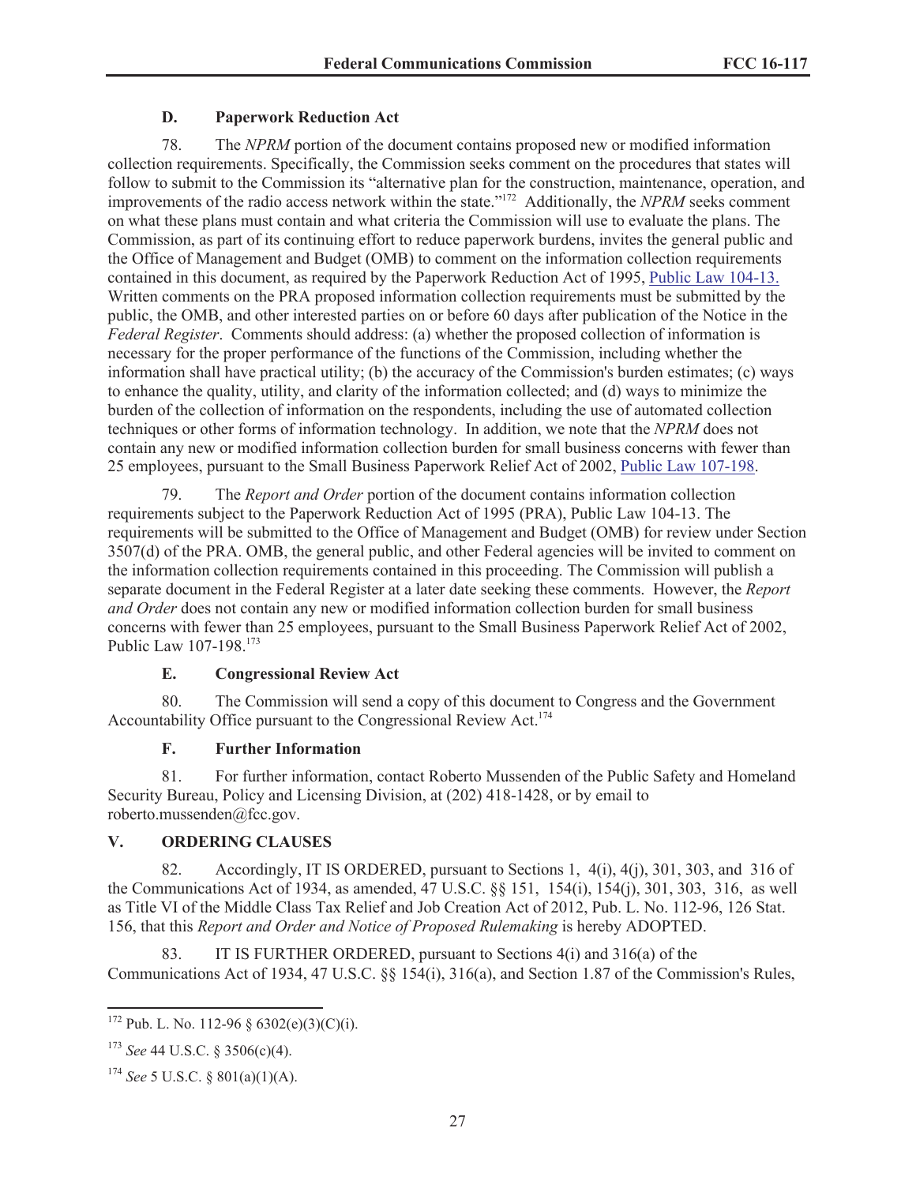### D. Paperwork Reduction Act

78. The *NPRM* portion of the document contains proposed new or modified information collection requirements. Specifically, the Commission seeks comment on the procedures that states will follow to submit to the Commission its "alternative plan for the construction, maintenance, operation, and improvements of the radio access network within the state."[172] Additionally, the *NPRM* seeks comment on what these plans must contain and what criteria the Commission will use to evaluate the plans. The Commission, as part of its continuing effort to reduce paperwork burdens, invites the general public and the Office of Management and Budget (OMB) to comment on the information collection requirements contained in this document, as required by the Paperwork Reduction Act of 1995, Public Law 104-13. Written comments on the PRA proposed information collection requirements must be submitted by the public, the OMB, and other interested parties on or before 60 days after publication of the Notice in the *Federal Register*. Comments should address: (a) whether the proposed collection of information is necessary for the proper performance of the functions of the Commission, including whether the information shall have practical utility; (b) the accuracy of the Commission's burden estimates; (c) ways to enhance the quality, utility, and clarity of the information collected; and (d) ways to minimize the burden of the collection of information on the respondents, including the use of automated collection techniques or other forms of information technology. In addition, we note that the *NPRM* does not contain any new or modified information collection burden for small business concerns with fewer than 25 employees, pursuant to the Small Business Paperwork Relief Act of 2002, Public Law 107-198.

79. The *Report and Order* portion of the document contains information collection requirements subject to the Paperwork Reduction Act of 1995 (PRA), Public Law 104-13. The requirements will be submitted to the Office of Management and Budget (OMB) for review under Section 3507(d) of the PRA. OMB, the general public, and other Federal agencies will be invited to comment on the information collection requirements contained in this proceeding. The Commission will publish a separate document in the Federal Register at a later date seeking these comments. However, the *Report and Order* does not contain any new or modified information collection burden for small business concerns with fewer than 25 employees, pursuant to the Small Business Paperwork Relief Act of 2002, Public Law 107-198.[173]

### E. Congressional Review Act

80. The Commission will send a copy of this document to Congress and the Government Accountability Office pursuant to the Congressional Review Act.[174]

### F. Further Information

81. For further information, contact Roberto Mussenden of the Public Safety and Homeland Security Bureau, Policy and Licensing Division, at (202) 418-1428, or by email to roberto.mussenden@fcc.gov.

## V. ORDERING CLAUSES

82. Accordingly, IT IS ORDERED, pursuant to Sections 1, 4(i), 4(j), 301, 303, and 316 of the Communications Act of 1934, as amended, 47 U.S.C. §§ 151, 154(i), 154(j), 301, 303, 316, as well as Title VI of the Middle Class Tax Relief and Job Creation Act of 2012, Pub. L. No. 112-96, 126 Stat. 156, that this *Report and Order and Notice of Proposed Rulemaking* is hereby ADOPTED.

83. IT IS FURTHER ORDERED, pursuant to Sections 4(i) and 316(a) of the Communications Act of 1934, 47 U.S.C. §§ 154(i), 316(a), and Section 1.87 of the Commission's Rules,

---

[172] Pub. L. No. 112-96 § 6302(e)(3)(C)(i).

[173] *See* 44 U.S.C. § 3506(c)(4).

[174] *See* 5 U.S.C. § 801(a)(1)(A).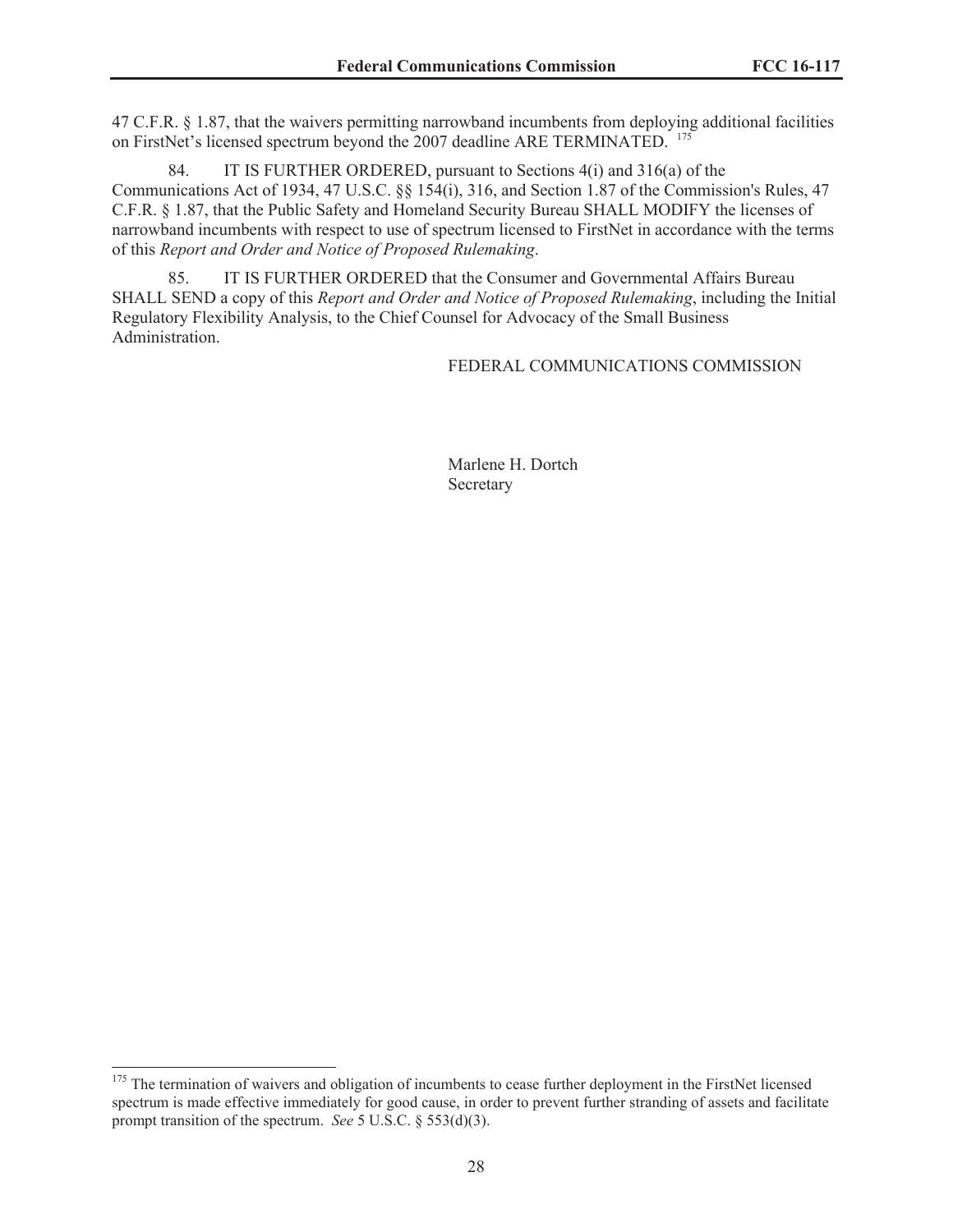47 C.F.R. § 1.87, that the waivers permitting narrowband incumbents from deploying additional facilities on FirstNet's licensed spectrum beyond the 2007 deadline ARE TERMINATED. [175]

84. IT IS FURTHER ORDERED, pursuant to Sections 4(i) and 316(a) of the Communications Act of 1934, 47 U.S.C. §§ 154(i), 316, and Section 1.87 of the Commission's Rules, 47 C.F.R. § 1.87, that the Public Safety and Homeland Security Bureau SHALL MODIFY the licenses of narrowband incumbents with respect to use of spectrum licensed to FirstNet in accordance with the terms of this *Report and Order and Notice of Proposed Rulemaking*.

85. IT IS FURTHER ORDERED that the Consumer and Governmental Affairs Bureau SHALL SEND a copy of this *Report and Order and Notice of Proposed Rulemaking*, including the Initial Regulatory Flexibility Analysis, to the Chief Counsel for Advocacy of the Small Business Administration.

FEDERAL COMMUNICATIONS COMMISSION

Marlene H. Dortch
Secretary

---

[175] The termination of waivers and obligation of incumbents to cease further deployment in the FirstNet licensed spectrum is made effective immediately for good cause, in order to prevent further stranding of assets and facilitate prompt transition of the spectrum. *See* 5 U.S.C. § 553(d)(3).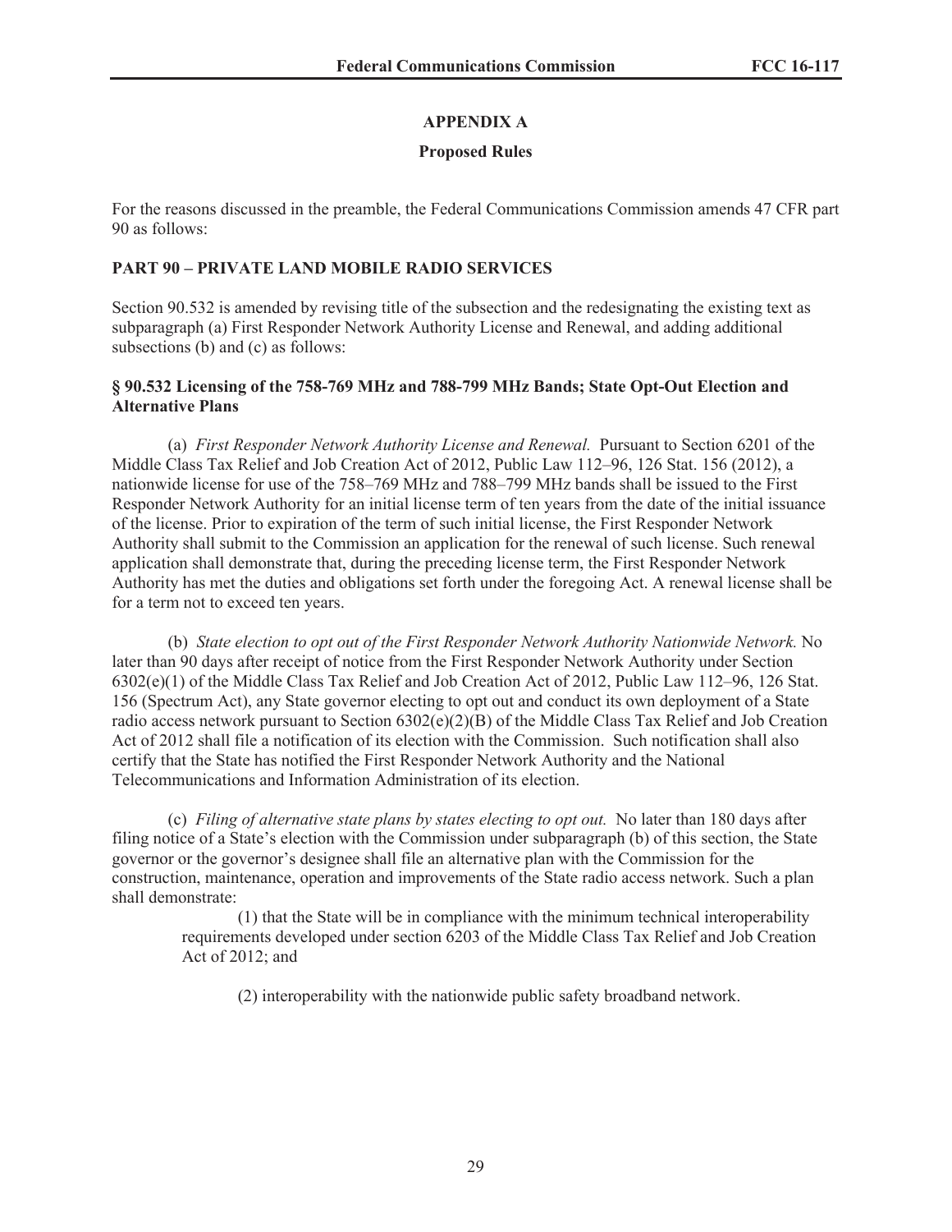## APPENDIX A

### Proposed Rules

For the reasons discussed in the preamble, the Federal Communications Commission amends 47 CFR part 90 as follows:

**PART 90 – PRIVATE LAND MOBILE RADIO SERVICES**

Section 90.532 is amended by revising title of the subsection and the redesignating the existing text as subparagraph (a) First Responder Network Authority License and Renewal, and adding additional subsections (b) and (c) as follows:

**§ 90.532 Licensing of the 758-769 MHz and 788-799 MHz Bands; State Opt-Out Election and Alternative Plans**

(a) *First Responder Network Authority License and Renewal.* Pursuant to Section 6201 of the Middle Class Tax Relief and Job Creation Act of 2012, Public Law 112–96, 126 Stat. 156 (2012), a nationwide license for use of the 758–769 MHz and 788–799 MHz bands shall be issued to the First Responder Network Authority for an initial license term of ten years from the date of the initial issuance of the license. Prior to expiration of the term of such initial license, the First Responder Network Authority shall submit to the Commission an application for the renewal of such license. Such renewal application shall demonstrate that, during the preceding license term, the First Responder Network Authority has met the duties and obligations set forth under the foregoing Act. A renewal license shall be for a term not to exceed ten years.

(b) *State election to opt out of the First Responder Network Authority Nationwide Network.* No later than 90 days after receipt of notice from the First Responder Network Authority under Section 6302(e)(1) of the Middle Class Tax Relief and Job Creation Act of 2012, Public Law 112–96, 126 Stat. 156 (Spectrum Act), any State governor electing to opt out and conduct its own deployment of a State radio access network pursuant to Section 6302(e)(2)(B) of the Middle Class Tax Relief and Job Creation Act of 2012 shall file a notification of its election with the Commission. Such notification shall also certify that the State has notified the First Responder Network Authority and the National Telecommunications and Information Administration of its election.

(c) *Filing of alternative state plans by states electing to opt out.* No later than 180 days after filing notice of a State's election with the Commission under subparagraph (b) of this section, the State governor or the governor's designee shall file an alternative plan with the Commission for the construction, maintenance, operation and improvements of the State radio access network. Such a plan shall demonstrate:

(1) that the State will be in compliance with the minimum technical interoperability requirements developed under section 6203 of the Middle Class Tax Relief and Job Creation Act of 2012; and

(2) interoperability with the nationwide public safety broadband network.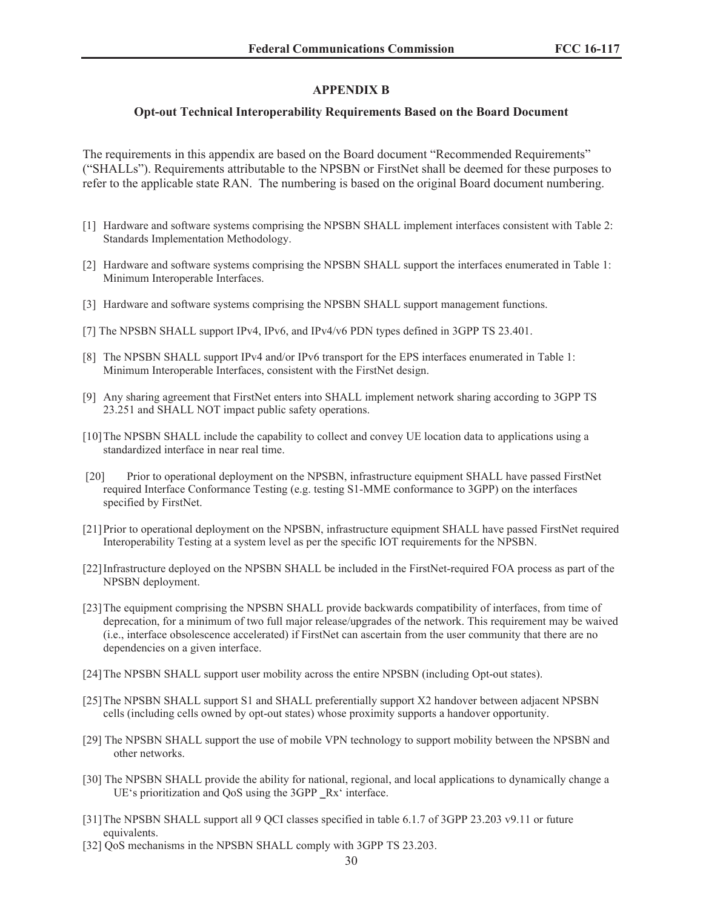## APPENDIX B

### Opt-out Technical Interoperability Requirements Based on the Board Document

The requirements in this appendix are based on the Board document "Recommended Requirements" ("SHALLs"). Requirements attributable to the NPSBN or FirstNet shall be deemed for these purposes to refer to the applicable state RAN. The numbering is based on the original Board document numbering.

[1] Hardware and software systems comprising the NPSBN SHALL implement interfaces consistent with Table 2: Standards Implementation Methodology.

[2] Hardware and software systems comprising the NPSBN SHALL support the interfaces enumerated in Table 1: Minimum Interoperable Interfaces.

[3] Hardware and software systems comprising the NPSBN SHALL support management functions.

[7] The NPSBN SHALL support IPv4, IPv6, and IPv4/v6 PDN types defined in 3GPP TS 23.401.

[8] The NPSBN SHALL support IPv4 and/or IPv6 transport for the EPS interfaces enumerated in Table 1: Minimum Interoperable Interfaces, consistent with the FirstNet design.

[9] Any sharing agreement that FirstNet enters into SHALL implement network sharing according to 3GPP TS 23.251 and SHALL NOT impact public safety operations.

[10] The NPSBN SHALL include the capability to collect and convey UE location data to applications using a standardized interface in near real time.

[20] Prior to operational deployment on the NPSBN, infrastructure equipment SHALL have passed FirstNet required Interface Conformance Testing (e.g. testing S1-MME conformance to 3GPP) on the interfaces specified by FirstNet.

[21] Prior to operational deployment on the NPSBN, infrastructure equipment SHALL have passed FirstNet required Interoperability Testing at a system level as per the specific IOT requirements for the NPSBN.

[22] Infrastructure deployed on the NPSBN SHALL be included in the FirstNet-required FOA process as part of the NPSBN deployment.

[23] The equipment comprising the NPSBN SHALL provide backwards compatibility of interfaces, from time of deprecation, for a minimum of two full major release/upgrades of the network. This requirement may be waived (i.e., interface obsolescence accelerated) if FirstNet can ascertain from the user community that there are no dependencies on a given interface.

[24] The NPSBN SHALL support user mobility across the entire NPSBN (including Opt-out states).

[25] The NPSBN SHALL support S1 and SHALL preferentially support X2 handover between adjacent NPSBN cells (including cells owned by opt-out states) whose proximity supports a handover opportunity.

[29] The NPSBN SHALL support the use of mobile VPN technology to support mobility between the NPSBN and other networks.

[30] The NPSBN SHALL provide the ability for national, regional, and local applications to dynamically change a UE's prioritization and QoS using the 3GPP _Rx' interface.

[31] The NPSBN SHALL support all 9 QCI classes specified in table 6.1.7 of 3GPP 23.203 v9.11 or future equivalents.

[32] QoS mechanisms in the NPSBN SHALL comply with 3GPP TS 23.203.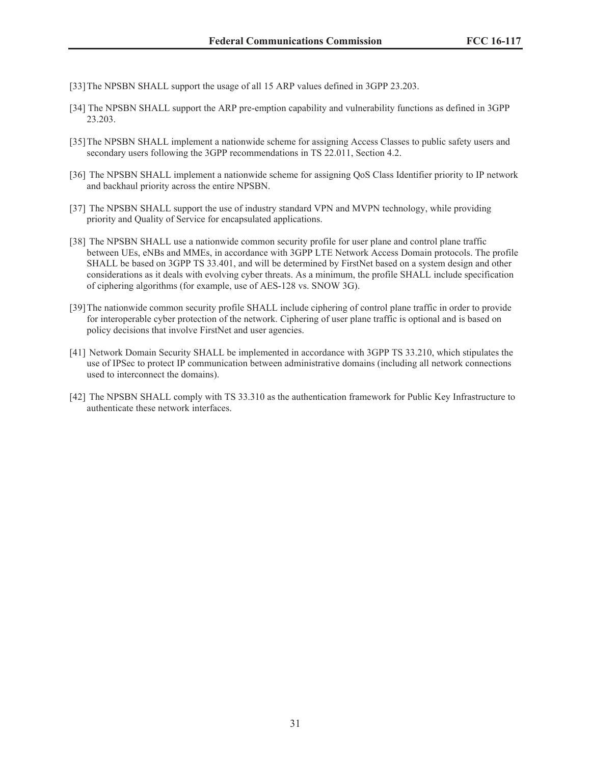[33] The NPSBN SHALL support the usage of all 15 ARP values defined in 3GPP 23.203.

[34] The NPSBN SHALL support the ARP pre-emption capability and vulnerability functions as defined in 3GPP 23.203.

[35] The NPSBN SHALL implement a nationwide scheme for assigning Access Classes to public safety users and secondary users following the 3GPP recommendations in TS 22.011, Section 4.2.

[36] The NPSBN SHALL implement a nationwide scheme for assigning QoS Class Identifier priority to IP network and backhaul priority across the entire NPSBN.

[37] The NPSBN SHALL support the use of industry standard VPN and MVPN technology, while providing priority and Quality of Service for encapsulated applications.

[38] The NPSBN SHALL use a nationwide common security profile for user plane and control plane traffic between UEs, eNBs and MMEs, in accordance with 3GPP LTE Network Access Domain protocols. The profile SHALL be based on 3GPP TS 33.401, and will be determined by FirstNet based on a system design and other considerations as it deals with evolving cyber threats. As a minimum, the profile SHALL include specification of ciphering algorithms (for example, use of AES-128 vs. SNOW 3G).

[39] The nationwide common security profile SHALL include ciphering of control plane traffic in order to provide for interoperable cyber protection of the network. Ciphering of user plane traffic is optional and is based on policy decisions that involve FirstNet and user agencies.

[41] Network Domain Security SHALL be implemented in accordance with 3GPP TS 33.210, which stipulates the use of IPSec to protect IP communication between administrative domains (including all network connections used to interconnect the domains).

[42] The NPSBN SHALL comply with TS 33.310 as the authentication framework for Public Key Infrastructure to authenticate these network interfaces.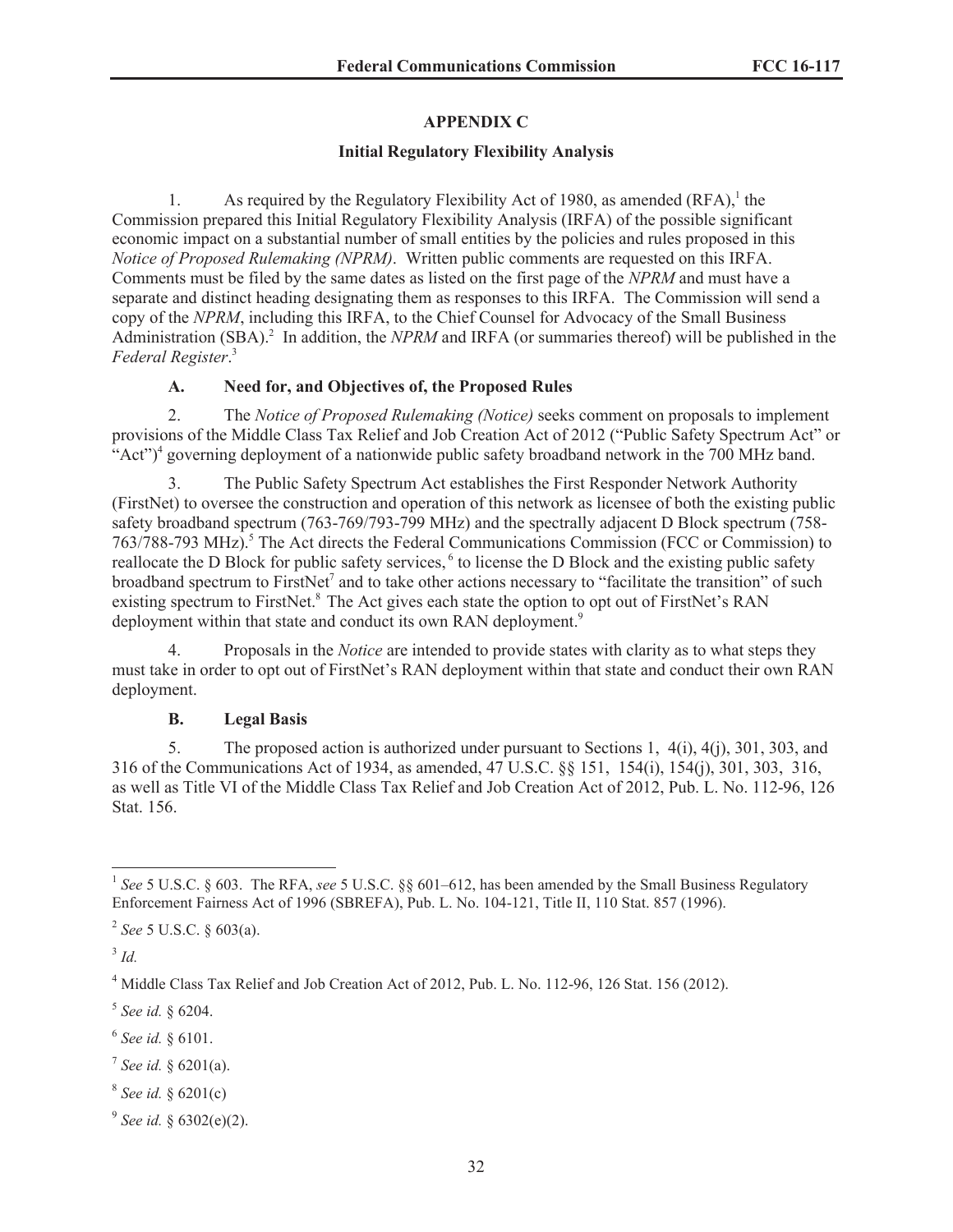## APPENDIX C

### Initial Regulatory Flexibility Analysis

1. As required by the Regulatory Flexibility Act of 1980, as amended (RFA),[1] the Commission prepared this Initial Regulatory Flexibility Analysis (IRFA) of the possible significant economic impact on a substantial number of small entities by the policies and rules proposed in this *Notice of Proposed Rulemaking (NPRM)*. Written public comments are requested on this IRFA. Comments must be filed by the same dates as listed on the first page of the *NPRM* and must have a separate and distinct heading designating them as responses to this IRFA. The Commission will send a copy of the *NPRM*, including this IRFA, to the Chief Counsel for Advocacy of the Small Business Administration (SBA).[2] In addition, the *NPRM* and IRFA (or summaries thereof) will be published in the *Federal Register*.[3]

#### A. Need for, and Objectives of, the Proposed Rules

2. The *Notice of Proposed Rulemaking (Notice)* seeks comment on proposals to implement provisions of the Middle Class Tax Relief and Job Creation Act of 2012 ("Public Safety Spectrum Act" or "Act")[4] governing deployment of a nationwide public safety broadband network in the 700 MHz band.

3. The Public Safety Spectrum Act establishes the First Responder Network Authority (FirstNet) to oversee the construction and operation of this network as licensee of both the existing public safety broadband spectrum (763-769/793-799 MHz) and the spectrally adjacent D Block spectrum (758-763/788-793 MHz).[5] The Act directs the Federal Communications Commission (FCC or Commission) to reallocate the D Block for public safety services,[6] to license the D Block and the existing public safety broadband spectrum to FirstNet[7] and to take other actions necessary to "facilitate the transition" of such existing spectrum to FirstNet.[8] The Act gives each state the option to opt out of FirstNet's RAN deployment within that state and conduct its own RAN deployment.[9]

4. Proposals in the *Notice* are intended to provide states with clarity as to what steps they must take in order to opt out of FirstNet's RAN deployment within that state and conduct their own RAN deployment.

#### B. Legal Basis

5. The proposed action is authorized under pursuant to Sections 1, 4(i), 4(j), 301, 303, and 316 of the Communications Act of 1934, as amended, 47 U.S.C. §§ 151, 154(i), 154(j), 301, 303, 316, as well as Title VI of the Middle Class Tax Relief and Job Creation Act of 2012, Pub. L. No. 112-96, 126 Stat. 156.

---

[1] *See* 5 U.S.C. § 603. The RFA, *see* 5 U.S.C. §§ 601–612, has been amended by the Small Business Regulatory Enforcement Fairness Act of 1996 (SBREFA), Pub. L. No. 104-121, Title II, 110 Stat. 857 (1996).

[2] *See* 5 U.S.C. § 603(a).

[3] *Id.*

[4] Middle Class Tax Relief and Job Creation Act of 2012, Pub. L. No. 112-96, 126 Stat. 156 (2012).

[5] *See id.* § 6204.

[6] *See id.* § 6101.

[7] *See id.* § 6201(a).

[8] *See id.* § 6201(c)

[9] *See id.* § 6302(e)(2).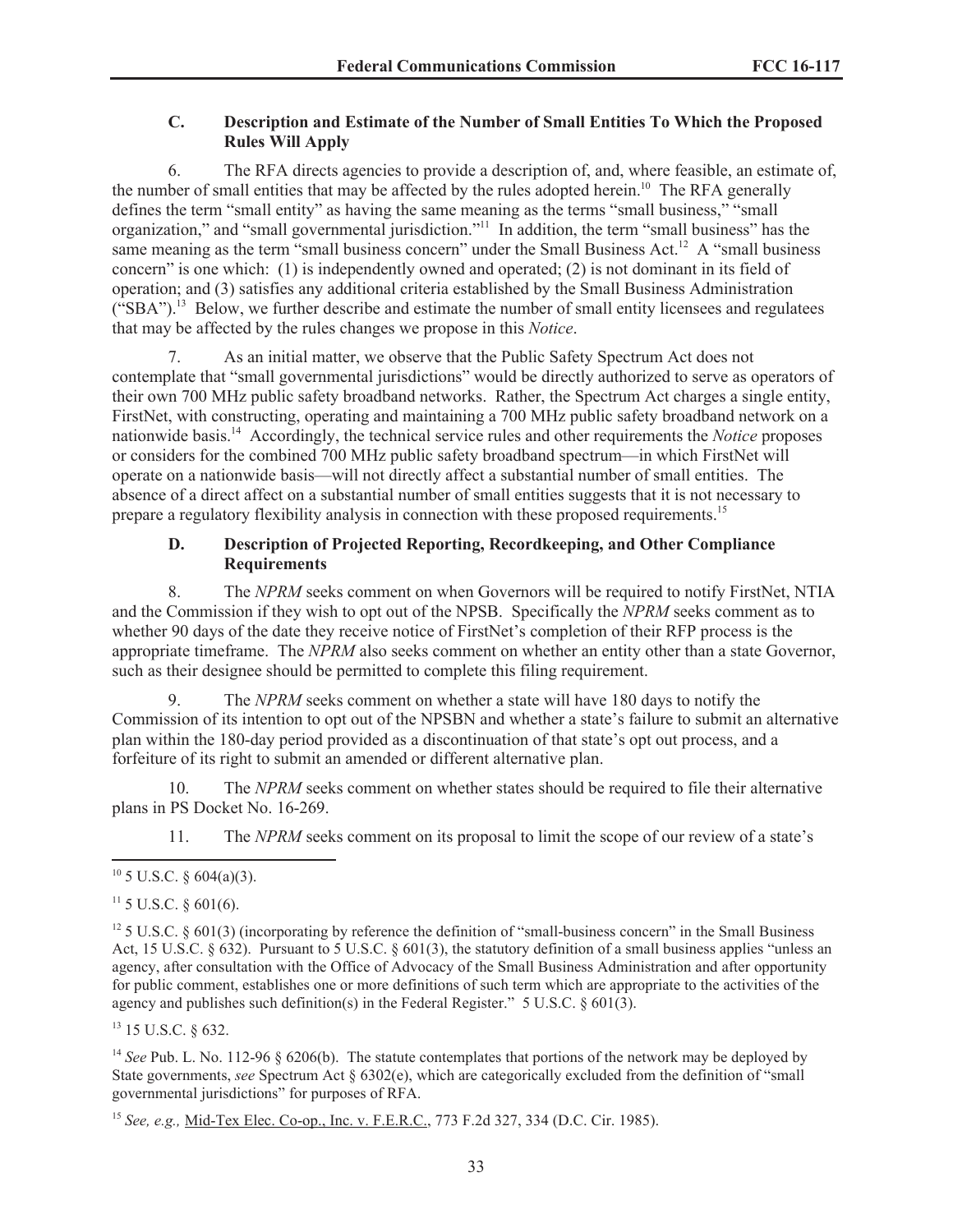### C. Description and Estimate of the Number of Small Entities To Which the Proposed Rules Will Apply

6. The RFA directs agencies to provide a description of, and, where feasible, an estimate of, the number of small entities that may be affected by the rules adopted herein.[10] The RFA generally defines the term "small entity" as having the same meaning as the terms "small business," "small organization," and "small governmental jurisdiction."[11] In addition, the term "small business" has the same meaning as the term "small business concern" under the Small Business Act.[12] A "small business concern" is one which: (1) is independently owned and operated; (2) is not dominant in its field of operation; and (3) satisfies any additional criteria established by the Small Business Administration ("SBA").[13] Below, we further describe and estimate the number of small entity licensees and regulatees that may be affected by the rules changes we propose in this *Notice*.

7. As an initial matter, we observe that the Public Safety Spectrum Act does not contemplate that "small governmental jurisdictions" would be directly authorized to serve as operators of their own 700 MHz public safety broadband networks. Rather, the Spectrum Act charges a single entity, FirstNet, with constructing, operating and maintaining a 700 MHz public safety broadband network on a nationwide basis.[14] Accordingly, the technical service rules and other requirements the *Notice* proposes or considers for the combined 700 MHz public safety broadband spectrum—in which FirstNet will operate on a nationwide basis—will not directly affect a substantial number of small entities. The absence of a direct affect on a substantial number of small entities suggests that it is not necessary to prepare a regulatory flexibility analysis in connection with these proposed requirements.[15]

### D. Description of Projected Reporting, Recordkeeping, and Other Compliance Requirements

8. The *NPRM* seeks comment on when Governors will be required to notify FirstNet, NTIA and the Commission if they wish to opt out of the NPSB. Specifically the *NPRM* seeks comment as to whether 90 days of the date they receive notice of FirstNet's completion of their RFP process is the appropriate timeframe. The *NPRM* also seeks comment on whether an entity other than a state Governor, such as their designee should be permitted to complete this filing requirement.

9. The *NPRM* seeks comment on whether a state will have 180 days to notify the Commission of its intention to opt out of the NPSBN and whether a state's failure to submit an alternative plan within the 180-day period provided as a discontinuation of that state's opt out process, and a forfeiture of its right to submit an amended or different alternative plan.

10. The *NPRM* seeks comment on whether states should be required to file their alternative plans in PS Docket No. 16-269.

11. The *NPRM* seeks comment on its proposal to limit the scope of our review of a state's

---

[10] 5 U.S.C. § 604(a)(3).

[11] 5 U.S.C. § 601(6).

[12] 5 U.S.C. § 601(3) (incorporating by reference the definition of "small-business concern" in the Small Business Act, 15 U.S.C. § 632). Pursuant to 5 U.S.C. § 601(3), the statutory definition of a small business applies "unless an agency, after consultation with the Office of Advocacy of the Small Business Administration and after opportunity for public comment, establishes one or more definitions of such term which are appropriate to the activities of the agency and publishes such definition(s) in the Federal Register." 5 U.S.C. § 601(3).

[13] 15 U.S.C. § 632.

[14] *See* Pub. L. No. 112-96 § 6206(b). The statute contemplates that portions of the network may be deployed by State governments, *see* Spectrum Act § 6302(e), which are categorically excluded from the definition of "small governmental jurisdictions" for purposes of RFA.

[15] *See, e.g.,* Mid-Tex Elec. Co-op., Inc. v. F.E.R.C., 773 F.2d 327, 334 (D.C. Cir. 1985).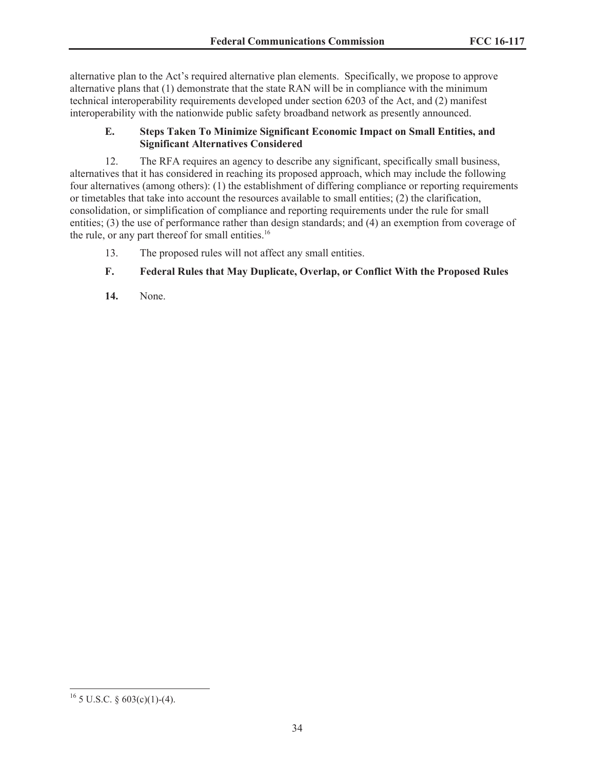alternative plan to the Act's required alternative plan elements. Specifically, we propose to approve alternative plans that (1) demonstrate that the state RAN will be in compliance with the minimum technical interoperability requirements developed under section 6203 of the Act, and (2) manifest interoperability with the nationwide public safety broadband network as presently announced.

### E. Steps Taken To Minimize Significant Economic Impact on Small Entities, and Significant Alternatives Considered

12. The RFA requires an agency to describe any significant, specifically small business, alternatives that it has considered in reaching its proposed approach, which may include the following four alternatives (among others): (1) the establishment of differing compliance or reporting requirements or timetables that take into account the resources available to small entities; (2) the clarification, consolidation, or simplification of compliance and reporting requirements under the rule for small entities; (3) the use of performance rather than design standards; and (4) an exemption from coverage of the rule, or any part thereof for small entities.[16]

13. The proposed rules will not affect any small entities.

### F. Federal Rules that May Duplicate, Overlap, or Conflict With the Proposed Rules

**14.** None.

---

[16] 5 U.S.C. § 603(c)(1)-(4).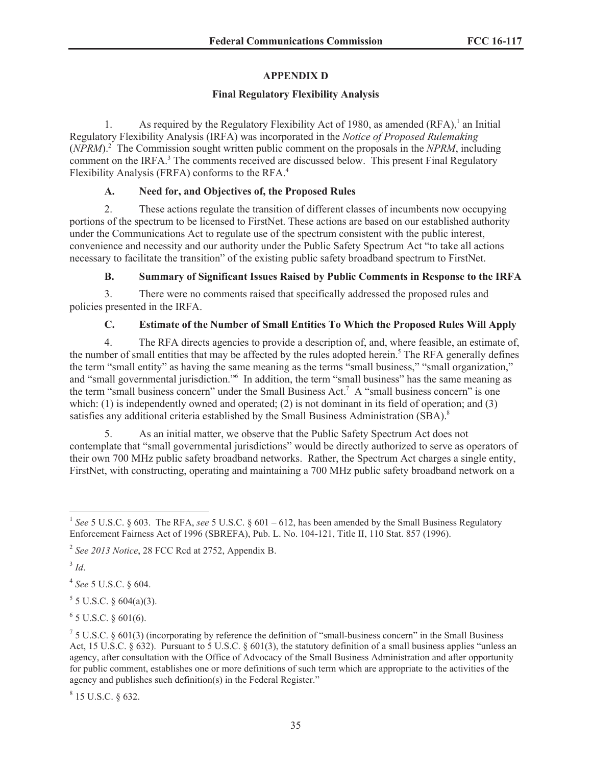## APPENDIX D

### Final Regulatory Flexibility Analysis

1. As required by the Regulatory Flexibility Act of 1980, as amended (RFA),[1] an Initial Regulatory Flexibility Analysis (IRFA) was incorporated in the *Notice of Proposed Rulemaking* (*NPRM*).[2] The Commission sought written public comment on the proposals in the *NPRM*, including comment on the IRFA.[3] The comments received are discussed below. This present Final Regulatory Flexibility Analysis (FRFA) conforms to the RFA.[4]

#### A. Need for, and Objectives of, the Proposed Rules

2. These actions regulate the transition of different classes of incumbents now occupying portions of the spectrum to be licensed to FirstNet. These actions are based on our established authority under the Communications Act to regulate use of the spectrum consistent with the public interest, convenience and necessity and our authority under the Public Safety Spectrum Act "to take all actions necessary to facilitate the transition" of the existing public safety broadband spectrum to FirstNet.

#### B. Summary of Significant Issues Raised by Public Comments in Response to the IRFA

3. There were no comments raised that specifically addressed the proposed rules and policies presented in the IRFA.

#### C. Estimate of the Number of Small Entities To Which the Proposed Rules Will Apply

4. The RFA directs agencies to provide a description of, and, where feasible, an estimate of, the number of small entities that may be affected by the rules adopted herein.[5] The RFA generally defines the term "small entity" as having the same meaning as the terms "small business," "small organization," and "small governmental jurisdiction."[6] In addition, the term "small business" has the same meaning as the term "small business concern" under the Small Business Act.[7] A "small business concern" is one which: (1) is independently owned and operated; (2) is not dominant in its field of operation; and (3) satisfies any additional criteria established by the Small Business Administration (SBA).[8]

5. As an initial matter, we observe that the Public Safety Spectrum Act does not contemplate that "small governmental jurisdictions" would be directly authorized to serve as operators of their own 700 MHz public safety broadband networks. Rather, the Spectrum Act charges a single entity, FirstNet, with constructing, operating and maintaining a 700 MHz public safety broadband network on a

---

[1] *See* 5 U.S.C. § 603. The RFA, *see* 5 U.S.C. § 601 – 612, has been amended by the Small Business Regulatory Enforcement Fairness Act of 1996 (SBREFA), Pub. L. No. 104-121, Title II, 110 Stat. 857 (1996).

[2] *See 2013 Notice*, 28 FCC Rcd at 2752, Appendix B.

[3] *Id*.

[4] *See* 5 U.S.C. § 604.

[5] 5 U.S.C. § 604(a)(3).

[6] 5 U.S.C. § 601(6).

[7] 5 U.S.C. § 601(3) (incorporating by reference the definition of "small-business concern" in the Small Business Act, 15 U.S.C. § 632). Pursuant to 5 U.S.C. § 601(3), the statutory definition of a small business applies "unless an agency, after consultation with the Office of Advocacy of the Small Business Administration and after opportunity for public comment, establishes one or more definitions of such term which are appropriate to the activities of the agency and publishes such definition(s) in the Federal Register."

[8] 15 U.S.C. § 632.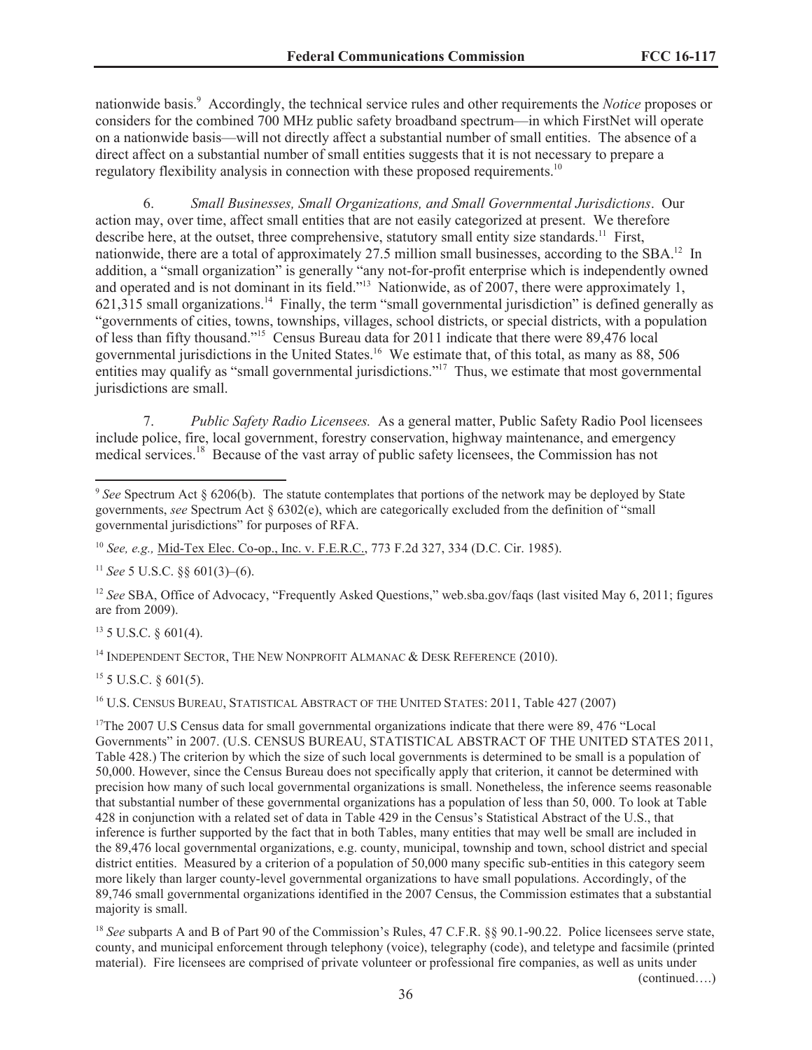nationwide basis.[9] Accordingly, the technical service rules and other requirements the *Notice* proposes or considers for the combined 700 MHz public safety broadband spectrum—in which FirstNet will operate on a nationwide basis—will not directly affect a substantial number of small entities. The absence of a direct affect on a substantial number of small entities suggests that it is not necessary to prepare a regulatory flexibility analysis in connection with these proposed requirements.[10]

6. *Small Businesses, Small Organizations, and Small Governmental Jurisdictions*. Our action may, over time, affect small entities that are not easily categorized at present. We therefore describe here, at the outset, three comprehensive, statutory small entity size standards.[11] First, nationwide, there are a total of approximately 27.5 million small businesses, according to the SBA.[12] In addition, a "small organization" is generally "any not-for-profit enterprise which is independently owned and operated and is not dominant in its field."[13] Nationwide, as of 2007, there were approximately 1, 621,315 small organizations.[14] Finally, the term "small governmental jurisdiction" is defined generally as "governments of cities, towns, townships, villages, school districts, or special districts, with a population of less than fifty thousand."[15] Census Bureau data for 2011 indicate that there were 89,476 local governmental jurisdictions in the United States.[16] We estimate that, of this total, as many as 88, 506 entities may qualify as "small governmental jurisdictions."[17] Thus, we estimate that most governmental jurisdictions are small.

7. *Public Safety Radio Licensees.* As a general matter, Public Safety Radio Pool licensees include police, fire, local government, forestry conservation, highway maintenance, and emergency medical services.[18] Because of the vast array of public safety licensees, the Commission has not

---

[9] *See* Spectrum Act § 6206(b). The statute contemplates that portions of the network may be deployed by State governments, *see* Spectrum Act § 6302(e), which are categorically excluded from the definition of "small governmental jurisdictions" for purposes of RFA.

[10] *See, e.g.,* Mid-Tex Elec. Co-op., Inc. v. F.E.R.C., 773 F.2d 327, 334 (D.C. Cir. 1985).

[11] *See* 5 U.S.C. §§ 601(3)–(6).

[12] *See* SBA, Office of Advocacy, "Frequently Asked Questions," web.sba.gov/faqs (last visited May 6, 2011; figures are from 2009).

[13] 5 U.S.C. § 601(4).

[14] INDEPENDENT SECTOR, THE NEW NONPROFIT ALMANAC & DESK REFERENCE (2010).

[15] 5 U.S.C. § 601(5).

[16] U.S. CENSUS BUREAU, STATISTICAL ABSTRACT OF THE UNITED STATES: 2011, Table 427 (2007)

[17] The 2007 U.S Census data for small governmental organizations indicate that there were 89, 476 "Local Governments" in 2007. (U.S. CENSUS BUREAU, STATISTICAL ABSTRACT OF THE UNITED STATES 2011, Table 428.) The criterion by which the size of such local governments is determined to be small is a population of 50,000. However, since the Census Bureau does not specifically apply that criterion, it cannot be determined with precision how many of such local governmental organizations is small. Nonetheless, the inference seems reasonable that substantial number of these governmental organizations has a population of less than 50, 000. To look at Table 428 in conjunction with a related set of data in Table 429 in the Census's Statistical Abstract of the U.S., that inference is further supported by the fact that in both Tables, many entities that may well be small are included in the 89,476 local governmental organizations, e.g. county, municipal, township and town, school district and special district entities. Measured by a criterion of a population of 50,000 many specific sub-entities in this category seem more likely than larger county-level governmental organizations to have small populations. Accordingly, of the 89,746 small governmental organizations identified in the 2007 Census, the Commission estimates that a substantial majority is small.

[18] *See* subparts A and B of Part 90 of the Commission's Rules, 47 C.F.R. §§ 90.1-90.22. Police licensees serve state, county, and municipal enforcement through telephony (voice), telegraphy (code), and teletype and facsimile (printed material). Fire licensees are comprised of private volunteer or professional fire companies, as well as units under

(continued….)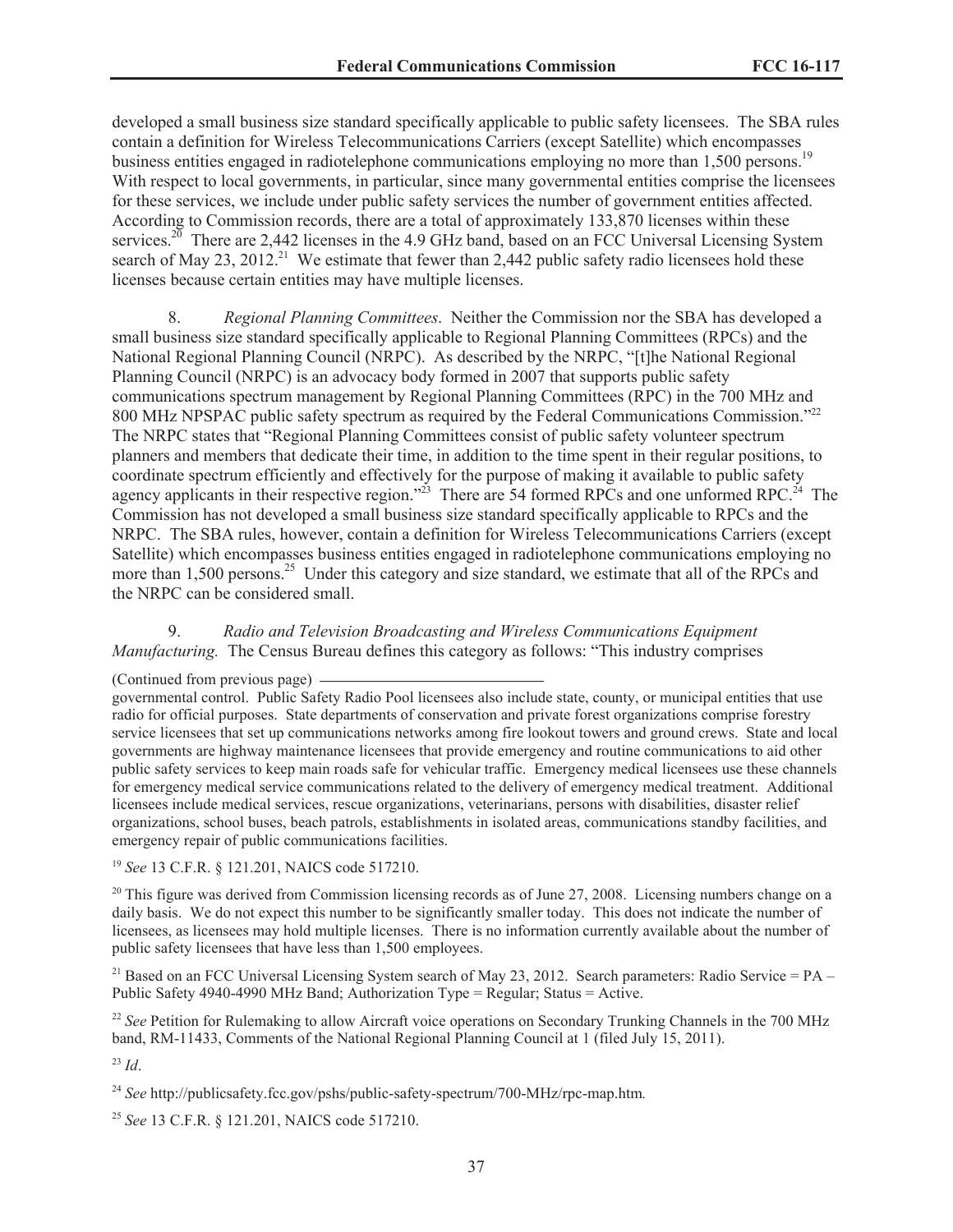developed a small business size standard specifically applicable to public safety licensees. The SBA rules contain a definition for Wireless Telecommunications Carriers (except Satellite) which encompasses business entities engaged in radiotelephone communications employing no more than 1,500 persons.[19] With respect to local governments, in particular, since many governmental entities comprise the licensees for these services, we include under public safety services the number of government entities affected. According to Commission records, there are a total of approximately 133,870 licenses within these services.[20] There are 2,442 licenses in the 4.9 GHz band, based on an FCC Universal Licensing System search of May 23, 2012.[21] We estimate that fewer than 2,442 public safety radio licensees hold these licenses because certain entities may have multiple licenses.

8. *Regional Planning Committees*. Neither the Commission nor the SBA has developed a small business size standard specifically applicable to Regional Planning Committees (RPCs) and the National Regional Planning Council (NRPC). As described by the NRPC, "[t]he National Regional Planning Council (NRPC) is an advocacy body formed in 2007 that supports public safety communications spectrum management by Regional Planning Committees (RPC) in the 700 MHz and 800 MHz NPSPAC public safety spectrum as required by the Federal Communications Commission."[22] The NRPC states that "Regional Planning Committees consist of public safety volunteer spectrum planners and members that dedicate their time, in addition to the time spent in their regular positions, to coordinate spectrum efficiently and effectively for the purpose of making it available to public safety agency applicants in their respective region."[23] There are 54 formed RPCs and one unformed RPC.[24] The Commission has not developed a small business size standard specifically applicable to RPCs and the NRPC. The SBA rules, however, contain a definition for Wireless Telecommunications Carriers (except Satellite) which encompasses business entities engaged in radiotelephone communications employing no more than 1,500 persons.[25] Under this category and size standard, we estimate that all of the RPCs and the NRPC can be considered small.

9. *Radio and Television Broadcasting and Wireless Communications Equipment Manufacturing.* The Census Bureau defines this category as follows: "This industry comprises

(Continued from previous page)
governmental control. Public Safety Radio Pool licensees also include state, county, or municipal entities that use radio for official purposes. State departments of conservation and private forest organizations comprise forestry service licensees that set up communications networks among fire lookout towers and ground crews. State and local governments are highway maintenance licensees that provide emergency and routine communications to aid other public safety services to keep main roads safe for vehicular traffic. Emergency medical licensees use these channels for emergency medical service communications related to the delivery of emergency medical treatment. Additional licensees include medical services, rescue organizations, veterinarians, persons with disabilities, disaster relief organizations, school buses, beach patrols, establishments in isolated areas, communications standby facilities, and emergency repair of public communications facilities.

[19] *See* 13 C.F.R. § 121.201, NAICS code 517210.

[20] This figure was derived from Commission licensing records as of June 27, 2008. Licensing numbers change on a daily basis. We do not expect this number to be significantly smaller today. This does not indicate the number of licensees, as licensees may hold multiple licenses. There is no information currently available about the number of public safety licensees that have less than 1,500 employees.

[21] Based on an FCC Universal Licensing System search of May 23, 2012. Search parameters: Radio Service = PA – Public Safety 4940-4990 MHz Band; Authorization Type = Regular; Status = Active.

[22] *See* Petition for Rulemaking to allow Aircraft voice operations on Secondary Trunking Channels in the 700 MHz band, RM-11433, Comments of the National Regional Planning Council at 1 (filed July 15, 2011).

[23] *Id*.

[24] *See* http://publicsafety.fcc.gov/pshs/public-safety-spectrum/700-MHz/rpc-map.htm.

[25] *See* 13 C.F.R. § 121.201, NAICS code 517210.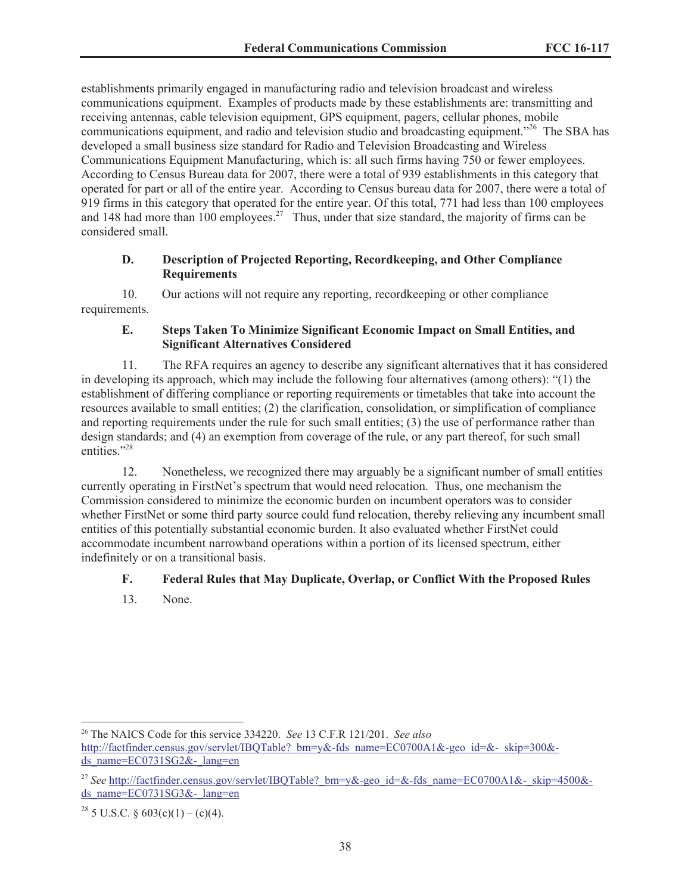establishments primarily engaged in manufacturing radio and television broadcast and wireless communications equipment. Examples of products made by these establishments are: transmitting and receiving antennas, cable television equipment, GPS equipment, pagers, cellular phones, mobile communications equipment, and radio and television studio and broadcasting equipment."[26] The SBA has developed a small business size standard for Radio and Television Broadcasting and Wireless Communications Equipment Manufacturing, which is: all such firms having 750 or fewer employees. According to Census Bureau data for 2007, there were a total of 939 establishments in this category that operated for part or all of the entire year. According to Census bureau data for 2007, there were a total of 919 firms in this category that operated for the entire year. Of this total, 771 had less than 100 employees and 148 had more than 100 employees.[27] Thus, under that size standard, the majority of firms can be considered small.

### D. Description of Projected Reporting, Recordkeeping, and Other Compliance Requirements

10. Our actions will not require any reporting, recordkeeping or other compliance requirements.

### E. Steps Taken To Minimize Significant Economic Impact on Small Entities, and Significant Alternatives Considered

11. The RFA requires an agency to describe any significant alternatives that it has considered in developing its approach, which may include the following four alternatives (among others): "(1) the establishment of differing compliance or reporting requirements or timetables that take into account the resources available to small entities; (2) the clarification, consolidation, or simplification of compliance and reporting requirements under the rule for such small entities; (3) the use of performance rather than design standards; and (4) an exemption from coverage of the rule, or any part thereof, for such small entities."[28]

12. Nonetheless, we recognized there may arguably be a significant number of small entities currently operating in FirstNet's spectrum that would need relocation. Thus, one mechanism the Commission considered to minimize the economic burden on incumbent operators was to consider whether FirstNet or some third party source could fund relocation, thereby relieving any incumbent small entities of this potentially substantial economic burden. It also evaluated whether FirstNet could accommodate incumbent narrowband operations within a portion of its licensed spectrum, either indefinitely or on a transitional basis.

### F. Federal Rules that May Duplicate, Overlap, or Conflict With the Proposed Rules

13. None.

---

[26] The NAICS Code for this service 334220. *See* 13 C.F.R 121/201. *See also* http://factfinder.census.gov/servlet/IBQTable?_bm=y&-fds_name=EC0700A1&-geo_id=&-_skip=300&-ds_name=EC0731SG2&-_lang=en

[27] *See* http://factfinder.census.gov/servlet/IBQTable?_bm=y&-geo_id=&-fds_name=EC0700A1&-_skip=4500&-ds_name=EC0731SG3&-_lang=en

[28] 5 U.S.C. § 603(c)(1) – (c)(4).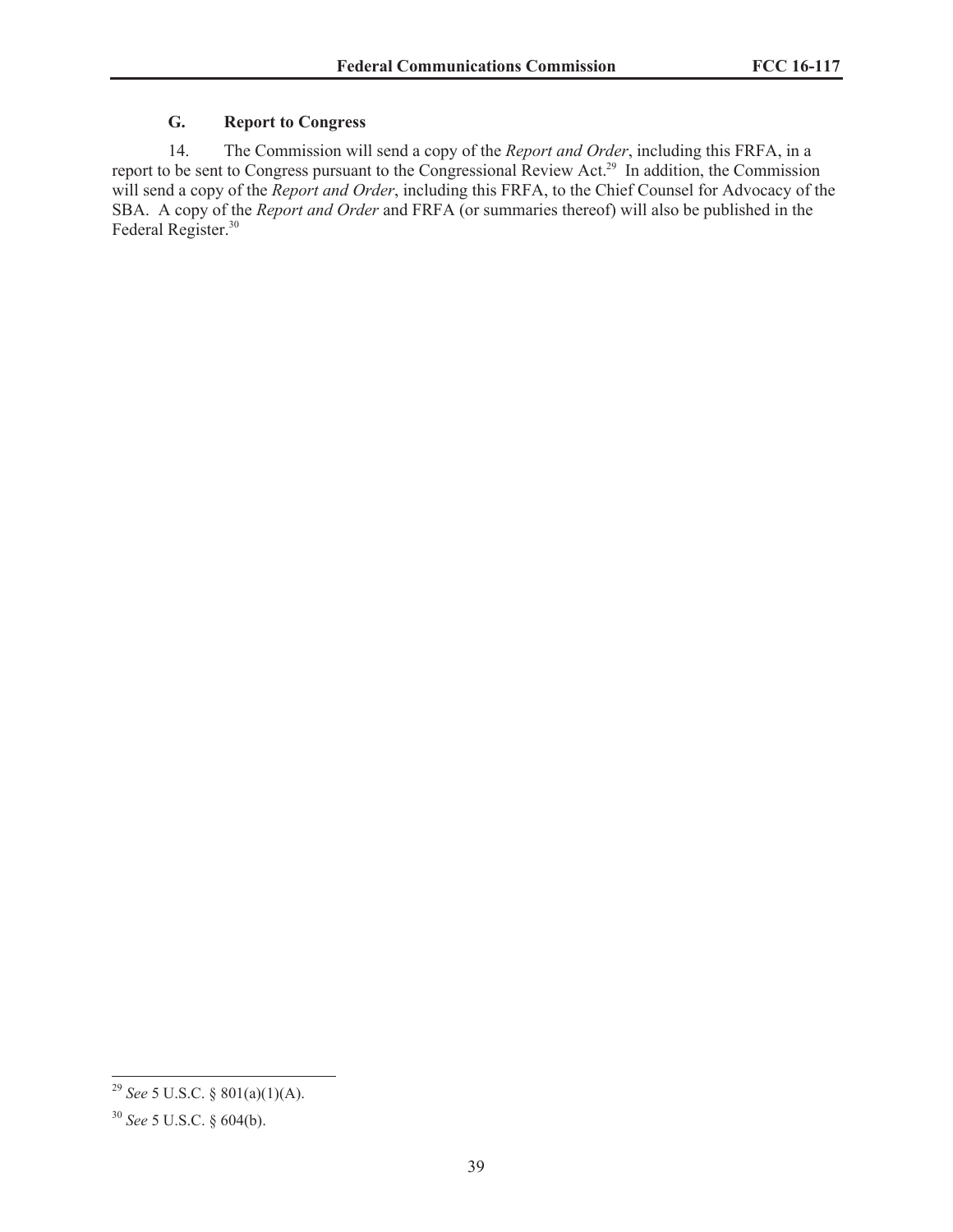### G. Report to Congress

14. The Commission will send a copy of the *Report and Order*, including this FRFA, in a report to be sent to Congress pursuant to the Congressional Review Act.[29] In addition, the Commission will send a copy of the *Report and Order*, including this FRFA, to the Chief Counsel for Advocacy of the SBA. A copy of the *Report and Order* and FRFA (or summaries thereof) will also be published in the Federal Register.[30]

---

[29] *See* 5 U.S.C. § 801(a)(1)(A).

[30] *See* 5 U.S.C. § 604(b).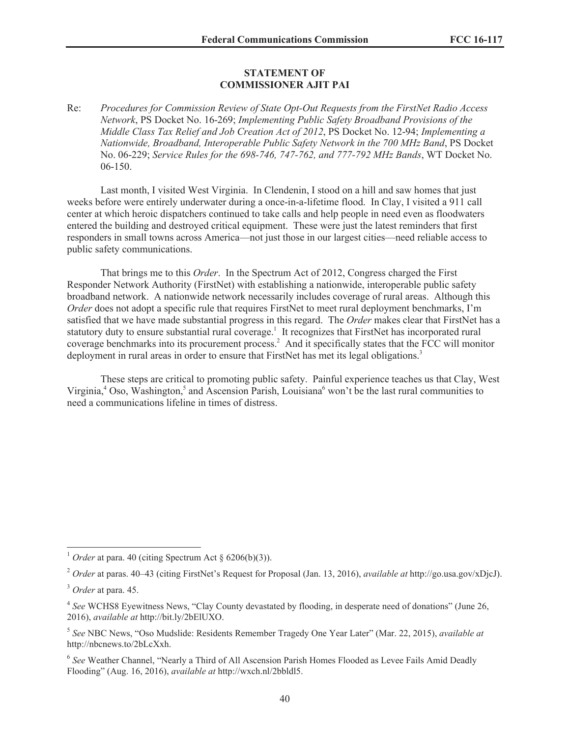**STATEMENT OF**
**COMMISSIONER AJIT PAI**

Re: *Procedures for Commission Review of State Opt-Out Requests from the FirstNet Radio Access Network*, PS Docket No. 16-269; *Implementing Public Safety Broadband Provisions of the Middle Class Tax Relief and Job Creation Act of 2012*, PS Docket No. 12-94; *Implementing a Nationwide, Broadband, Interoperable Public Safety Network in the 700 MHz Band*, PS Docket No. 06-229; *Service Rules for the 698-746, 747-762, and 777-792 MHz Bands*, WT Docket No. 06-150.

Last month, I visited West Virginia. In Clendenin, I stood on a hill and saw homes that just weeks before were entirely underwater during a once-in-a-lifetime flood. In Clay, I visited a 911 call center at which heroic dispatchers continued to take calls and help people in need even as floodwaters entered the building and destroyed critical equipment. These were just the latest reminders that first responders in small towns across America—not just those in our largest cities—need reliable access to public safety communications.

That brings me to this *Order*. In the Spectrum Act of 2012, Congress charged the First Responder Network Authority (FirstNet) with establishing a nationwide, interoperable public safety broadband network. A nationwide network necessarily includes coverage of rural areas. Although this *Order* does not adopt a specific rule that requires FirstNet to meet rural deployment benchmarks, I'm satisfied that we have made substantial progress in this regard. The *Order* makes clear that FirstNet has a statutory duty to ensure substantial rural coverage.[1] It recognizes that FirstNet has incorporated rural coverage benchmarks into its procurement process.[2] And it specifically states that the FCC will monitor deployment in rural areas in order to ensure that FirstNet has met its legal obligations.[3]

These steps are critical to promoting public safety. Painful experience teaches us that Clay, West Virginia,[4] Oso, Washington,[5] and Ascension Parish, Louisiana[6] won't be the last rural communities to need a communications lifeline in times of distress.

---

[1] *Order* at para. 40 (citing Spectrum Act § 6206(b)(3)).

[2] *Order* at paras. 40–43 (citing FirstNet's Request for Proposal (Jan. 13, 2016), *available at* http://go.usa.gov/xDjcJ).

[3] *Order* at para. 45.

[4] *See* WCHS8 Eyewitness News, "Clay County devastated by flooding, in desperate need of donations" (June 26, 2016), *available at* http://bit.ly/2bElUXO.

[5] *See* NBC News, "Oso Mudslide: Residents Remember Tragedy One Year Later" (Mar. 22, 2015), *available at* http://nbcnews.to/2bLcXxh.

[6] *See* Weather Channel, "Nearly a Third of All Ascension Parish Homes Flooded as Levee Fails Amid Deadly Flooding" (Aug. 16, 2016), *available at* http://wxch.nl/2bbldl5.